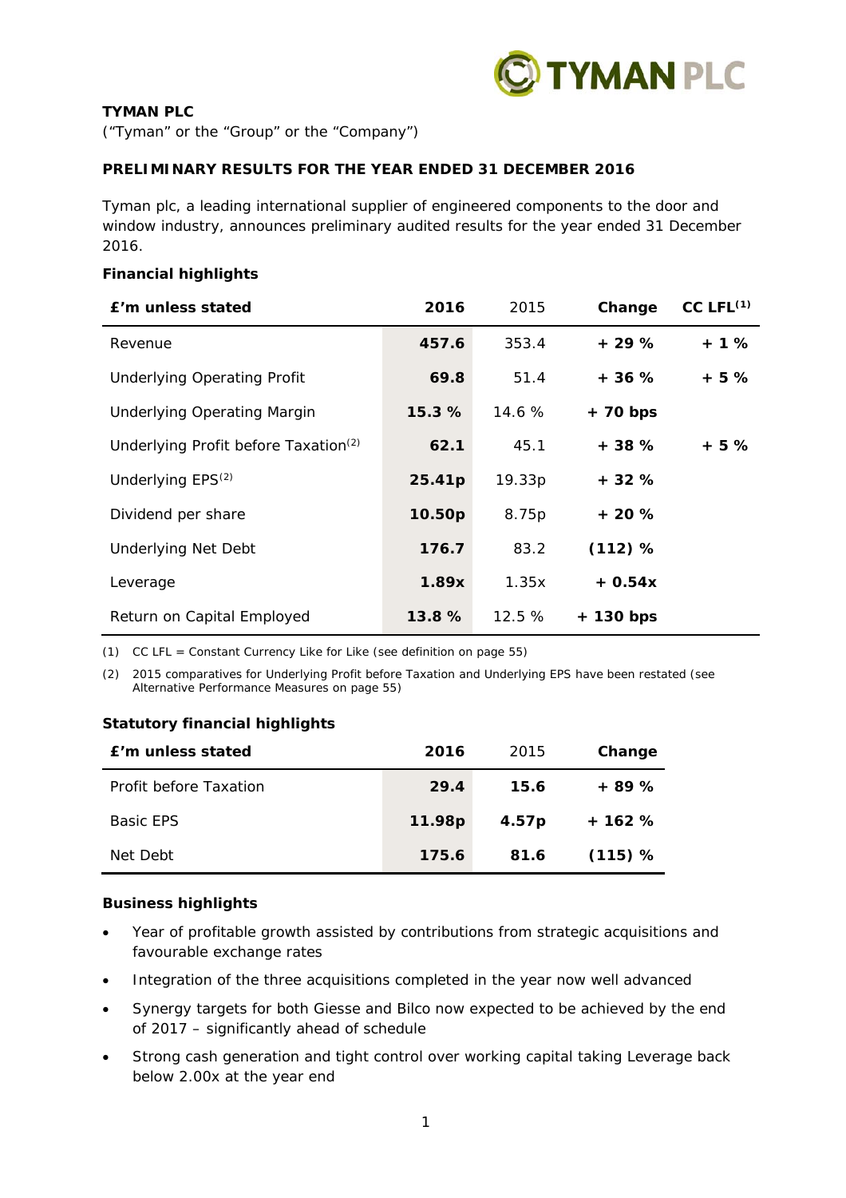**TYMAN PLC**

("Tyman" or the "Group" or the "Company")

**PRELIMINARY RESULTS FOR THE YEAR ENDED 31 DECEMBER 2016**

Tyman plc, a leading international supplier of engineered components to the door and window industry, announces preliminary audited results for the year ended 31 December 2016.

**Financial highlights**

| £'m unless stated | 2016 | 2015 | Change | CC LFL[1] |
|---|---|---|---|---|
| Revenue | **457.6** | 353.4 | **+ 29 %** | **+ 1 %** |
| Underlying Operating Profit | **69.8** | 51.4 | **+ 36 %** | **+ 5 %** |
| Underlying Operating Margin | **15.3 %** | 14.6 % | **+ 70 bps** | |
| Underlying Profit before Taxation[2] | **62.1** | 45.1 | **+ 38 %** | **+ 5 %** |
| Underlying EPS[2] | **25.41p** | 19.33p | **+ 32 %** | |
| Dividend per share | **10.50p** | 8.75p | **+ 20 %** | |
| Underlying Net Debt | **176.7** | 83.2 | **(112) %** | |
| Leverage | **1.89x** | 1.35x | **+ 0.54x** | |
| Return on Capital Employed | **13.8 %** | 12.5 % | **+ 130 bps** | |

(1) CC LFL = Constant Currency Like for Like (see definition on page 55)

(2) 2015 comparatives for Underlying Profit before Taxation and Underlying EPS have been restated (see Alternative Performance Measures on page 55)

**Statutory financial highlights**

| £'m unless stated | 2016 | 2015 | Change |
|---|---|---|---|
| Profit before Taxation | **29.4** | **15.6** | **+ 89 %** |
| Basic EPS | **11.98p** | **4.57p** | **+ 162 %** |
| Net Debt | **175.6** | **81.6** | **(115) %** |

**Business highlights**

- Year of profitable growth assisted by contributions from strategic acquisitions and favourable exchange rates
- Integration of the three acquisitions completed in the year now well advanced
- Synergy targets for both Giesse and Bilco now expected to be achieved by the end of 2017 – significantly ahead of schedule
- Strong cash generation and tight control over working capital taking Leverage back below 2.00x at the year end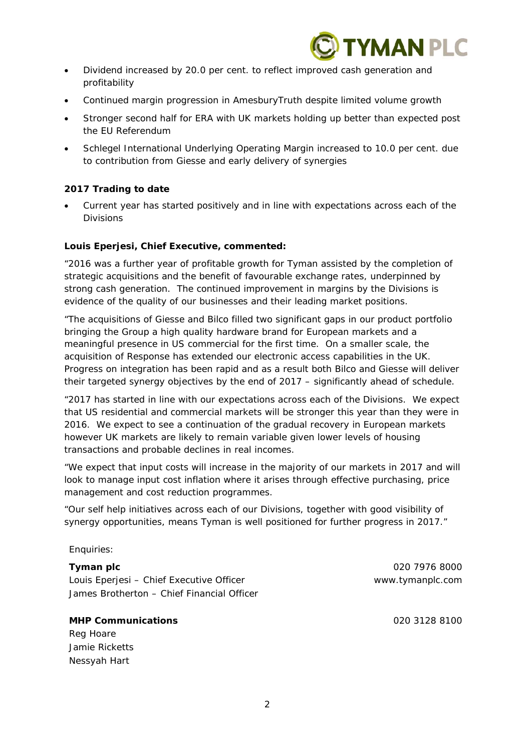- Dividend increased by 20.0 per cent. to reflect improved cash generation and profitability
- Continued margin progression in AmesburyTruth despite limited volume growth
- Stronger second half for ERA with UK markets holding up better than expected post the EU Referendum
- Schlegel International Underlying Operating Margin increased to 10.0 per cent. due to contribution from Giesse and early delivery of synergies

**2017 Trading to date**

- Current year has started positively and in line with expectations across each of the Divisions

**Louis Eperjesi, Chief Executive, commented:**

"2016 was a further year of profitable growth for Tyman assisted by the completion of strategic acquisitions and the benefit of favourable exchange rates, underpinned by strong cash generation. The continued improvement in margins by the Divisions is evidence of the quality of our businesses and their leading market positions.

"The acquisitions of Giesse and Bilco filled two significant gaps in our product portfolio bringing the Group a high quality hardware brand for European markets and a meaningful presence in US commercial for the first time. On a smaller scale, the acquisition of Response has extended our electronic access capabilities in the UK. Progress on integration has been rapid and as a result both Bilco and Giesse will deliver their targeted synergy objectives by the end of 2017 – significantly ahead of schedule.

"2017 has started in line with our expectations across each of the Divisions. We expect that US residential and commercial markets will be stronger this year than they were in 2016. We expect to see a continuation of the gradual recovery in European markets however UK markets are likely to remain variable given lower levels of housing transactions and probable declines in real incomes.

"We expect that input costs will increase in the majority of our markets in 2017 and will look to manage input cost inflation where it arises through effective purchasing, price management and cost reduction programmes.

"Our self help initiatives across each of our Divisions, together with good visibility of synergy opportunities, means Tyman is well positioned for further progress in 2017."

Enquiries:

**Tyman plc** — 020 7976 8000
Louis Eperjesi – Chief Executive Officer — www.tymanplc.com
James Brotherton – Chief Financial Officer

**MHP Communications** — 020 3128 8100
Reg Hoare
Jamie Ricketts
Nessyah Hart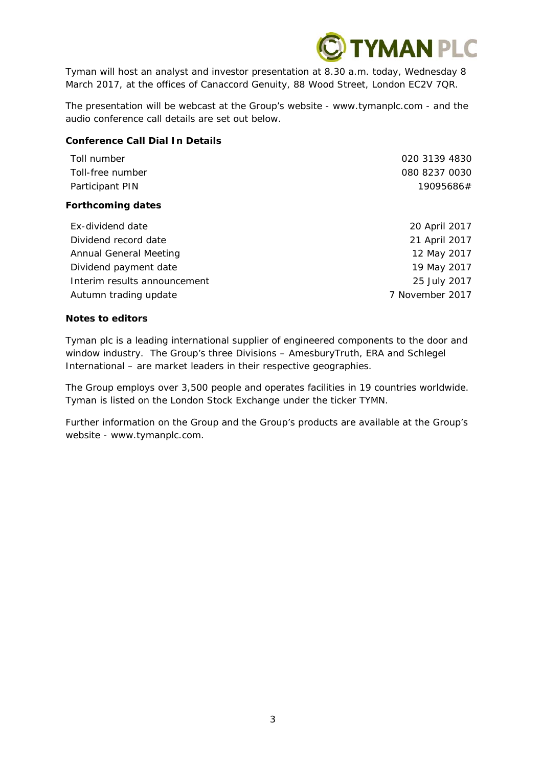Tyman will host an analyst and investor presentation at 8.30 a.m. today, Wednesday 8 March 2017, at the offices of Canaccord Genuity, 88 Wood Street, London EC2V 7QR.

The presentation will be webcast at the Group's website - www.tymanplc.com - and the audio conference call details are set out below.

**Conference Call Dial In Details**

| | |
|---|---|
| Toll number | 020 3139 4830 |
| Toll-free number | 080 8237 0030 |
| Participant PIN | 19095686# |

**Forthcoming dates**

| | |
|---|---|
| Ex-dividend date | 20 April 2017 |
| Dividend record date | 21 April 2017 |
| Annual General Meeting | 12 May 2017 |
| Dividend payment date | 19 May 2017 |
| Interim results announcement | 25 July 2017 |
| Autumn trading update | 7 November 2017 |

**Notes to editors**

Tyman plc is a leading international supplier of engineered components to the door and window industry. The Group's three Divisions – AmesburyTruth, ERA and Schlegel International – are market leaders in their respective geographies.

The Group employs over 3,500 people and operates facilities in 19 countries worldwide. Tyman is listed on the London Stock Exchange under the ticker TYMN.

Further information on the Group and the Group's products are available at the Group's website - www.tymanplc.com.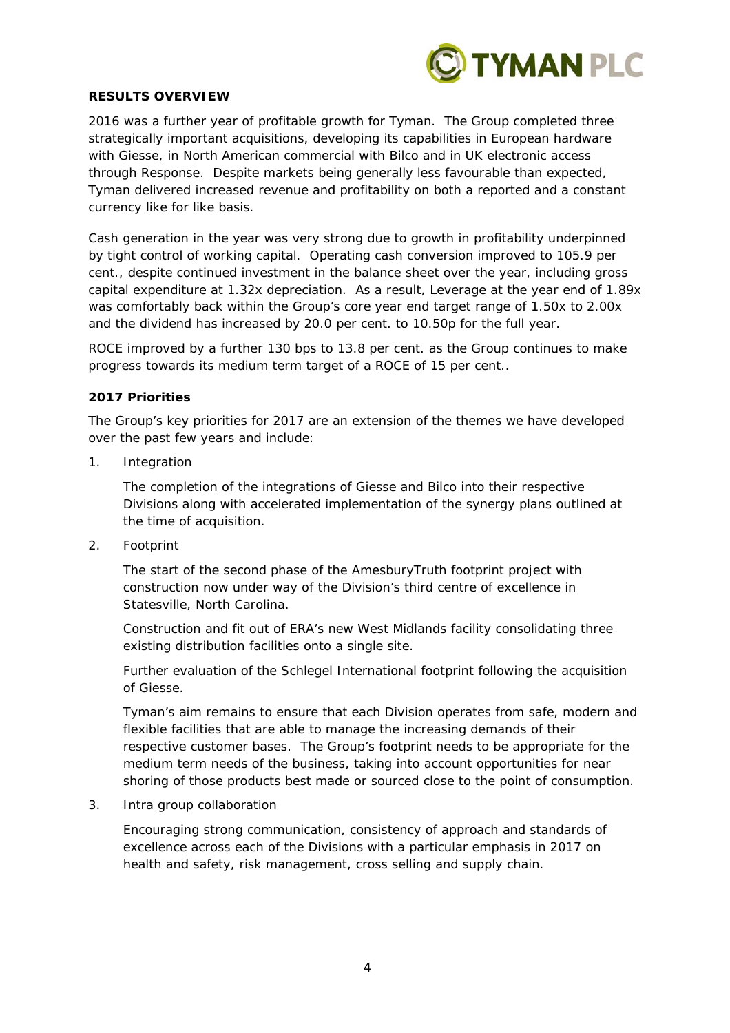## RESULTS OVERVIEW

2016 was a further year of profitable growth for Tyman. The Group completed three strategically important acquisitions, developing its capabilities in European hardware with Giesse, in North American commercial with Bilco and in UK electronic access through Response. Despite markets being generally less favourable than expected, Tyman delivered increased revenue and profitability on both a reported and a constant currency like for like basis.

Cash generation in the year was very strong due to growth in profitability underpinned by tight control of working capital. Operating cash conversion improved to 105.9 per cent., despite continued investment in the balance sheet over the year, including gross capital expenditure at 1.32x depreciation. As a result, Leverage at the year end of 1.89x was comfortably back within the Group's core year end target range of 1.50x to 2.00x and the dividend has increased by 20.0 per cent. to 10.50p for the full year.

ROCE improved by a further 130 bps to 13.8 per cent. as the Group continues to make progress towards its medium term target of a ROCE of 15 per cent..

### 2017 Priorities

The Group's key priorities for 2017 are an extension of the themes we have developed over the past few years and include:

1. Integration

   The completion of the integrations of Giesse and Bilco into their respective Divisions along with accelerated implementation of the synergy plans outlined at the time of acquisition.

2. Footprint

   The start of the second phase of the AmesburyTruth footprint project with construction now under way of the Division's third centre of excellence in Statesville, North Carolina.

   Construction and fit out of ERA's new West Midlands facility consolidating three existing distribution facilities onto a single site.

   Further evaluation of the Schlegel International footprint following the acquisition of Giesse.

   Tyman's aim remains to ensure that each Division operates from safe, modern and flexible facilities that are able to manage the increasing demands of their respective customer bases. The Group's footprint needs to be appropriate for the medium term needs of the business, taking into account opportunities for near shoring of those products best made or sourced close to the point of consumption.

3. Intra group collaboration

   Encouraging strong communication, consistency of approach and standards of excellence across each of the Divisions with a particular emphasis in 2017 on health and safety, risk management, cross selling and supply chain.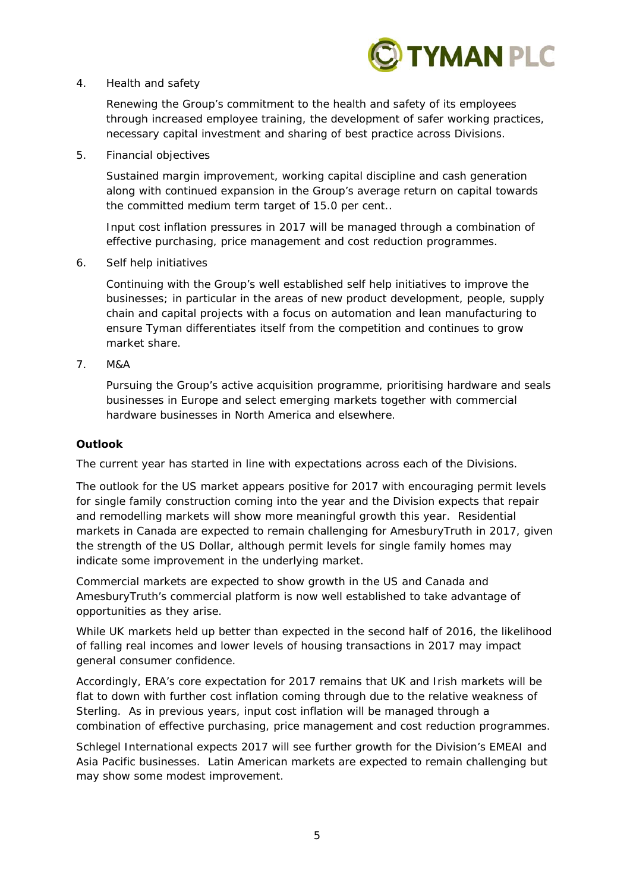4. Health and safety

   Renewing the Group's commitment to the health and safety of its employees through increased employee training, the development of safer working practices, necessary capital investment and sharing of best practice across Divisions.

5. Financial objectives

   Sustained margin improvement, working capital discipline and cash generation along with continued expansion in the Group's average return on capital towards the committed medium term target of 15.0 per cent..

   Input cost inflation pressures in 2017 will be managed through a combination of effective purchasing, price management and cost reduction programmes.

6. Self help initiatives

   Continuing with the Group's well established self help initiatives to improve the businesses; in particular in the areas of new product development, people, supply chain and capital projects with a focus on automation and lean manufacturing to ensure Tyman differentiates itself from the competition and continues to grow market share.

7. M&A

   Pursuing the Group's active acquisition programme, prioritising hardware and seals businesses in Europe and select emerging markets together with commercial hardware businesses in North America and elsewhere.

**Outlook**

The current year has started in line with expectations across each of the Divisions.

The outlook for the US market appears positive for 2017 with encouraging permit levels for single family construction coming into the year and the Division expects that repair and remodelling markets will show more meaningful growth this year. Residential markets in Canada are expected to remain challenging for AmesburyTruth in 2017, given the strength of the US Dollar, although permit levels for single family homes may indicate some improvement in the underlying market.

Commercial markets are expected to show growth in the US and Canada and AmesburyTruth's commercial platform is now well established to take advantage of opportunities as they arise.

While UK markets held up better than expected in the second half of 2016, the likelihood of falling real incomes and lower levels of housing transactions in 2017 may impact general consumer confidence.

Accordingly, ERA's core expectation for 2017 remains that UK and Irish markets will be flat to down with further cost inflation coming through due to the relative weakness of Sterling. As in previous years, input cost inflation will be managed through a combination of effective purchasing, price management and cost reduction programmes.

Schlegel International expects 2017 will see further growth for the Division's EMEAI and Asia Pacific businesses. Latin American markets are expected to remain challenging but may show some modest improvement.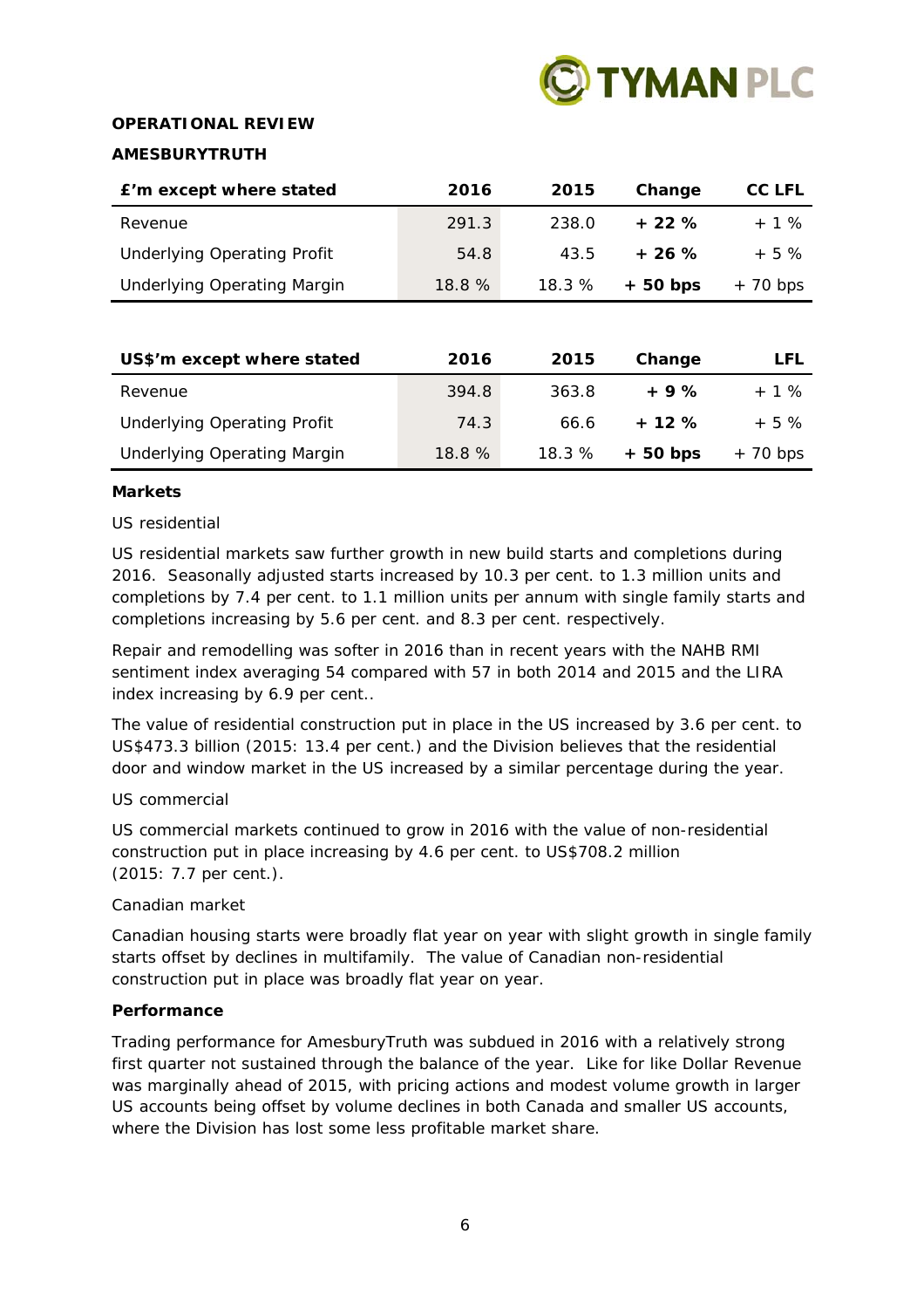## OPERATIONAL REVIEW

### AMESBURYTRUTH

| £'m except where stated | 2016 | 2015 | Change | CC LFL |
|---|---|---|---|---|
| Revenue | 291.3 | 238.0 | **+ 22 %** | + 1 % |
| Underlying Operating Profit | 54.8 | 43.5 | **+ 26 %** | + 5 % |
| Underlying Operating Margin | 18.8 % | 18.3 % | **+ 50 bps** | + 70 bps |

| US$'m except where stated | 2016 | 2015 | Change | LFL |
|---|---|---|---|---|
| Revenue | 394.8 | 363.8 | **+ 9 %** | + 1 % |
| Underlying Operating Profit | 74.3 | 66.6 | **+ 12 %** | + 5 % |
| Underlying Operating Margin | 18.8 % | 18.3 % | **+ 50 bps** | + 70 bps |

**Markets**

US residential

US residential markets saw further growth in new build starts and completions during 2016. Seasonally adjusted starts increased by 10.3 per cent. to 1.3 million units and completions by 7.4 per cent. to 1.1 million units per annum with single family starts and completions increasing by 5.6 per cent. and 8.3 per cent. respectively.

Repair and remodelling was softer in 2016 than in recent years with the NAHB RMI sentiment index averaging 54 compared with 57 in both 2014 and 2015 and the LIRA index increasing by 6.9 per cent..

The value of residential construction put in place in the US increased by 3.6 per cent. to US$473.3 billion (2015: 13.4 per cent.) and the Division believes that the residential door and window market in the US increased by a similar percentage during the year.

US commercial

US commercial markets continued to grow in 2016 with the value of non-residential construction put in place increasing by 4.6 per cent. to US$708.2 million (2015: 7.7 per cent.).

Canadian market

Canadian housing starts were broadly flat year on year with slight growth in single family starts offset by declines in multifamily. The value of Canadian non-residential construction put in place was broadly flat year on year.

**Performance**

Trading performance for AmesburyTruth was subdued in 2016 with a relatively strong first quarter not sustained through the balance of the year. Like for like Dollar Revenue was marginally ahead of 2015, with pricing actions and modest volume growth in larger US accounts being offset by volume declines in both Canada and smaller US accounts, where the Division has lost some less profitable market share.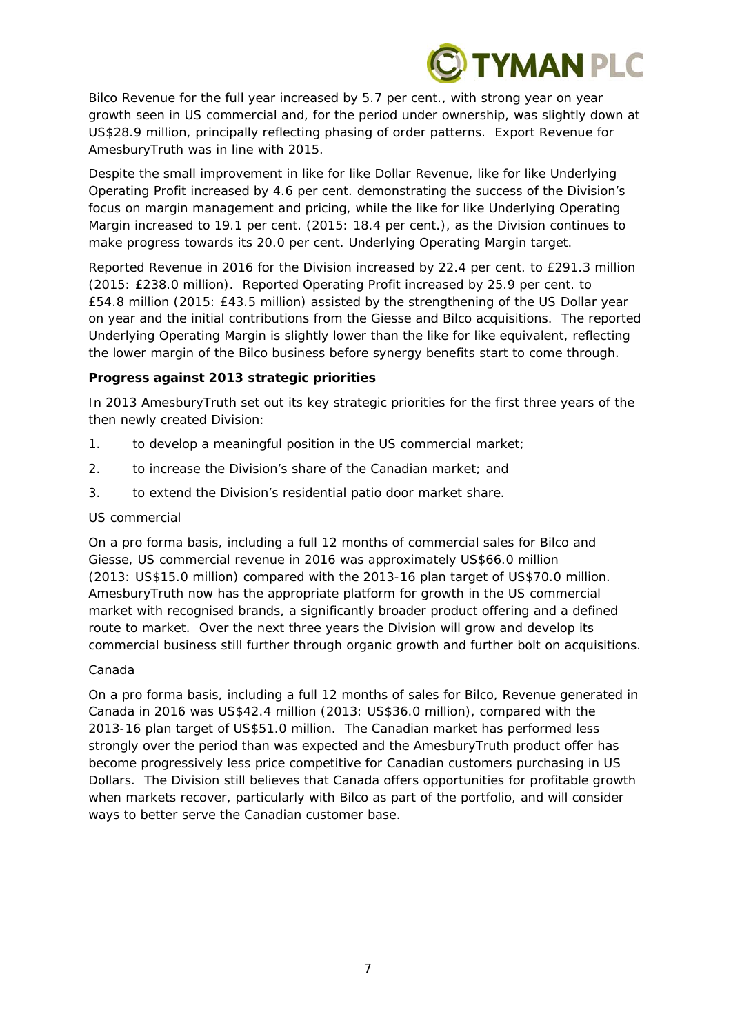Bilco Revenue for the full year increased by 5.7 per cent., with strong year on year growth seen in US commercial and, for the period under ownership, was slightly down at US$28.9 million, principally reflecting phasing of order patterns. Export Revenue for AmesburyTruth was in line with 2015.

Despite the small improvement in like for like Dollar Revenue, like for like Underlying Operating Profit increased by 4.6 per cent. demonstrating the success of the Division's focus on margin management and pricing, while the like for like Underlying Operating Margin increased to 19.1 per cent. (2015: 18.4 per cent.), as the Division continues to make progress towards its 20.0 per cent. Underlying Operating Margin target.

Reported Revenue in 2016 for the Division increased by 22.4 per cent. to £291.3 million (2015: £238.0 million). Reported Operating Profit increased by 25.9 per cent. to £54.8 million (2015: £43.5 million) assisted by the strengthening of the US Dollar year on year and the initial contributions from the Giesse and Bilco acquisitions. The reported Underlying Operating Margin is slightly lower than the like for like equivalent, reflecting the lower margin of the Bilco business before synergy benefits start to come through.

**Progress against 2013 strategic priorities**

In 2013 AmesburyTruth set out its key strategic priorities for the first three years of the then newly created Division:

1. to develop a meaningful position in the US commercial market;
2. to increase the Division's share of the Canadian market; and
3. to extend the Division's residential patio door market share.

US commercial

On a pro forma basis, including a full 12 months of commercial sales for Bilco and Giesse, US commercial revenue in 2016 was approximately US$66.0 million (2013: US$15.0 million) compared with the 2013-16 plan target of US$70.0 million. AmesburyTruth now has the appropriate platform for growth in the US commercial market with recognised brands, a significantly broader product offering and a defined route to market. Over the next three years the Division will grow and develop its commercial business still further through organic growth and further bolt on acquisitions.

Canada

On a pro forma basis, including a full 12 months of sales for Bilco, Revenue generated in Canada in 2016 was US$42.4 million (2013: US$36.0 million), compared with the 2013-16 plan target of US$51.0 million. The Canadian market has performed less strongly over the period than was expected and the AmesburyTruth product offer has become progressively less price competitive for Canadian customers purchasing in US Dollars. The Division still believes that Canada offers opportunities for profitable growth when markets recover, particularly with Bilco as part of the portfolio, and will consider ways to better serve the Canadian customer base.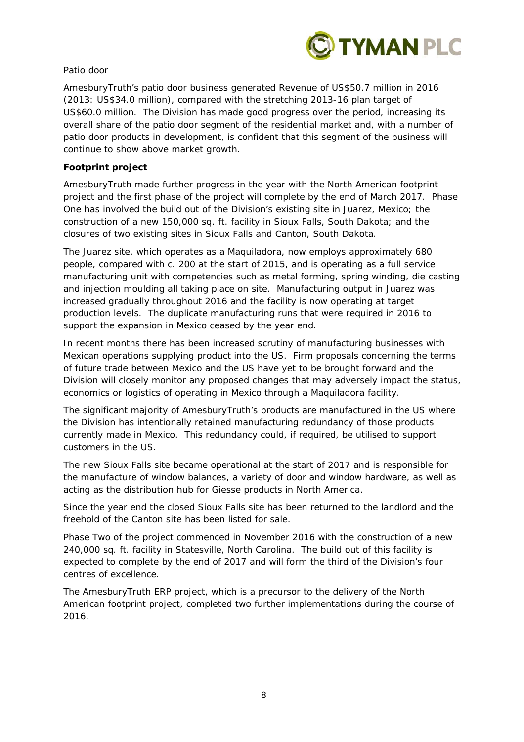Patio door

AmesburyTruth's patio door business generated Revenue of US$50.7 million in 2016 (2013: US$34.0 million), compared with the stretching 2013-16 plan target of US$60.0 million. The Division has made good progress over the period, increasing its overall share of the patio door segment of the residential market and, with a number of patio door products in development, is confident that this segment of the business will continue to show above market growth.

**Footprint project**

AmesburyTruth made further progress in the year with the North American footprint project and the first phase of the project will complete by the end of March 2017. Phase One has involved the build out of the Division's existing site in Juarez, Mexico; the construction of a new 150,000 sq. ft. facility in Sioux Falls, South Dakota; and the closures of two existing sites in Sioux Falls and Canton, South Dakota.

The Juarez site, which operates as a Maquiladora, now employs approximately 680 people, compared with c. 200 at the start of 2015, and is operating as a full service manufacturing unit with competencies such as metal forming, spring winding, die casting and injection moulding all taking place on site. Manufacturing output in Juarez was increased gradually throughout 2016 and the facility is now operating at target production levels. The duplicate manufacturing runs that were required in 2016 to support the expansion in Mexico ceased by the year end.

In recent months there has been increased scrutiny of manufacturing businesses with Mexican operations supplying product into the US. Firm proposals concerning the terms of future trade between Mexico and the US have yet to be brought forward and the Division will closely monitor any proposed changes that may adversely impact the status, economics or logistics of operating in Mexico through a Maquiladora facility.

The significant majority of AmesburyTruth's products are manufactured in the US where the Division has intentionally retained manufacturing redundancy of those products currently made in Mexico. This redundancy could, if required, be utilised to support customers in the US.

The new Sioux Falls site became operational at the start of 2017 and is responsible for the manufacture of window balances, a variety of door and window hardware, as well as acting as the distribution hub for Giesse products in North America.

Since the year end the closed Sioux Falls site has been returned to the landlord and the freehold of the Canton site has been listed for sale.

Phase Two of the project commenced in November 2016 with the construction of a new 240,000 sq. ft. facility in Statesville, North Carolina. The build out of this facility is expected to complete by the end of 2017 and will form the third of the Division's four centres of excellence.

The AmesburyTruth ERP project, which is a precursor to the delivery of the North American footprint project, completed two further implementations during the course of 2016.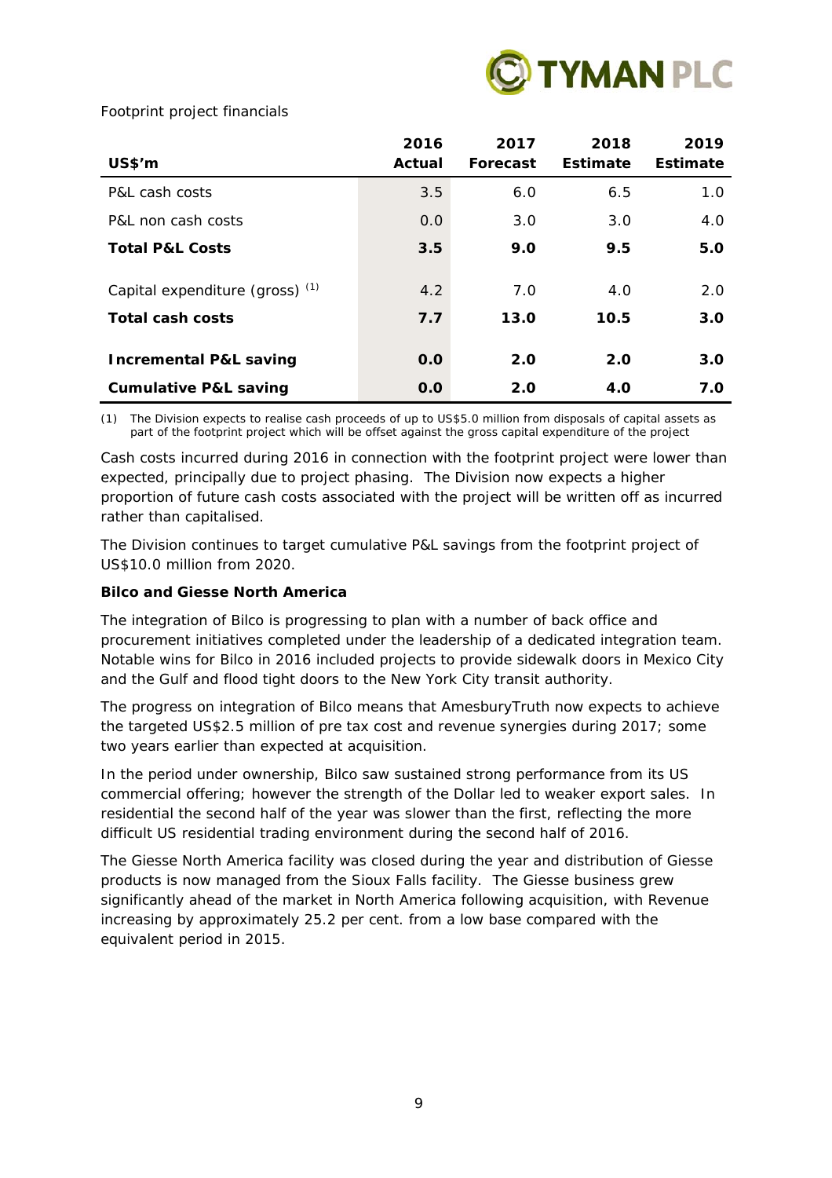Footprint project financials

| US$'m | 2016 Actual | 2017 Forecast | 2018 Estimate | 2019 Estimate |
|---|---|---|---|---|
| P&L cash costs | 3.5 | 6.0 | 6.5 | 1.0 |
| P&L non cash costs | 0.0 | 3.0 | 3.0 | 4.0 |
| **Total P&L Costs** | **3.5** | **9.0** | **9.5** | **5.0** |
| Capital expenditure (gross) (1) | 4.2 | 7.0 | 4.0 | 2.0 |
| **Total cash costs** | **7.7** | **13.0** | **10.5** | **3.0** |
| **Incremental P&L saving** | **0.0** | **2.0** | **2.0** | **3.0** |
| **Cumulative P&L saving** | **0.0** | **2.0** | **4.0** | **7.0** |

(1) The Division expects to realise cash proceeds of up to US$5.0 million from disposals of capital assets as part of the footprint project which will be offset against the gross capital expenditure of the project

Cash costs incurred during 2016 in connection with the footprint project were lower than expected, principally due to project phasing. The Division now expects a higher proportion of future cash costs associated with the project will be written off as incurred rather than capitalised.

The Division continues to target cumulative P&L savings from the footprint project of US$10.0 million from 2020.

**Bilco and Giesse North America**

The integration of Bilco is progressing to plan with a number of back office and procurement initiatives completed under the leadership of a dedicated integration team. Notable wins for Bilco in 2016 included projects to provide sidewalk doors in Mexico City and the Gulf and flood tight doors to the New York City transit authority.

The progress on integration of Bilco means that AmesburyTruth now expects to achieve the targeted US$2.5 million of pre tax cost and revenue synergies during 2017; some two years earlier than expected at acquisition.

In the period under ownership, Bilco saw sustained strong performance from its US commercial offering; however the strength of the Dollar led to weaker export sales. In residential the second half of the year was slower than the first, reflecting the more difficult US residential trading environment during the second half of 2016.

The Giesse North America facility was closed during the year and distribution of Giesse products is now managed from the Sioux Falls facility. The Giesse business grew significantly ahead of the market in North America following acquisition, with Revenue increasing by approximately 25.2 per cent. from a low base compared with the equivalent period in 2015.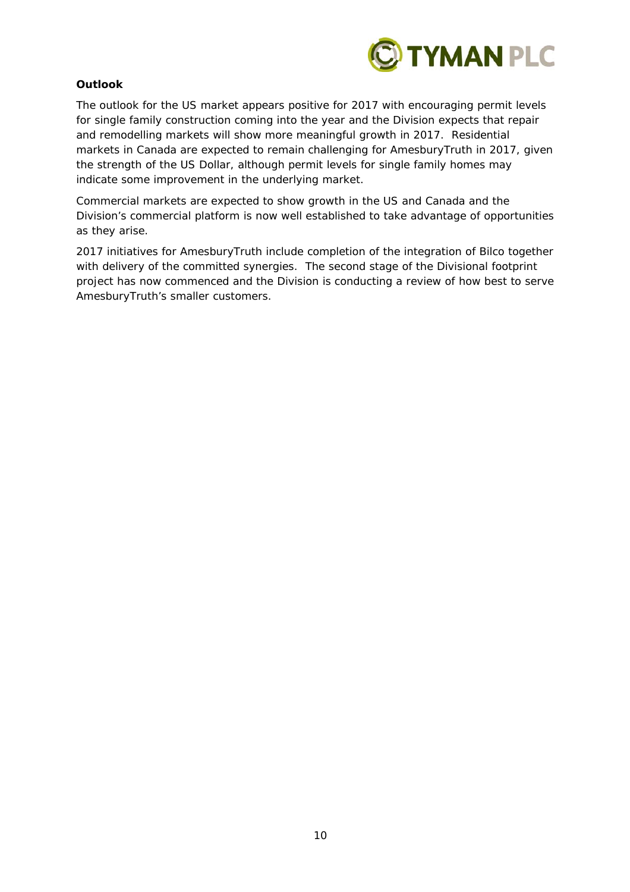**Outlook**

The outlook for the US market appears positive for 2017 with encouraging permit levels for single family construction coming into the year and the Division expects that repair and remodelling markets will show more meaningful growth in 2017. Residential markets in Canada are expected to remain challenging for AmesburyTruth in 2017, given the strength of the US Dollar, although permit levels for single family homes may indicate some improvement in the underlying market.

Commercial markets are expected to show growth in the US and Canada and the Division's commercial platform is now well established to take advantage of opportunities as they arise.

2017 initiatives for AmesburyTruth include completion of the integration of Bilco together with delivery of the committed synergies. The second stage of the Divisional footprint project has now commenced and the Division is conducting a review of how best to serve AmesburyTruth's smaller customers.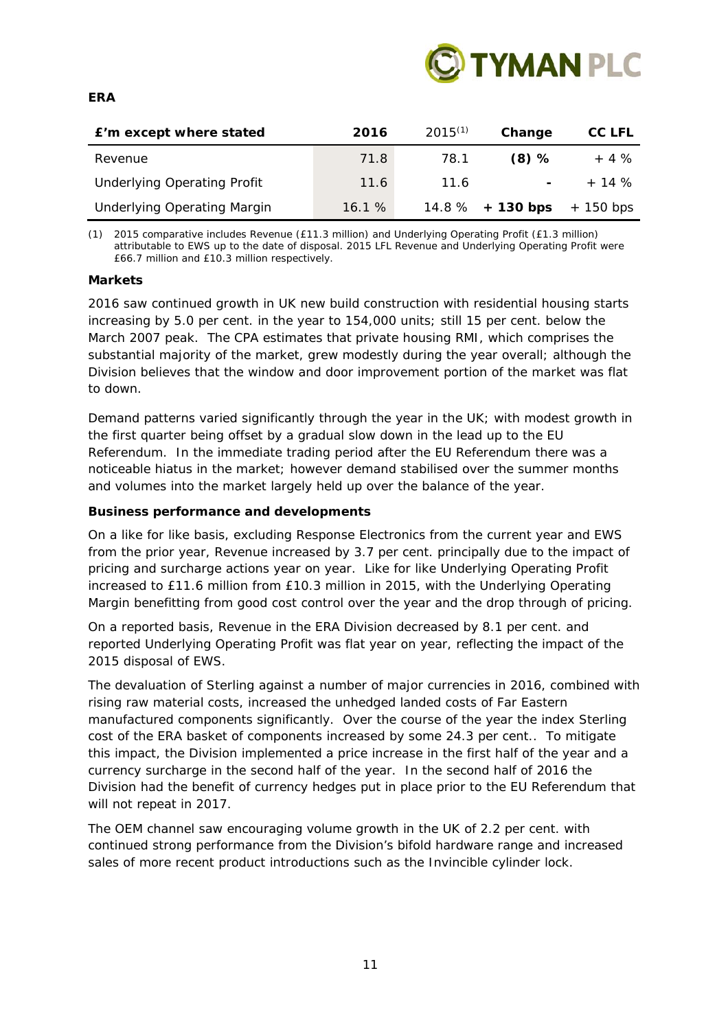**ERA**

| £'m except where stated | 2016 | 2015[(1)] | Change | CC LFL |
|---|---|---|---|---|
| Revenue | 71.8 | 78.1 | **(8) %** | + 4 % |
| Underlying Operating Profit | 11.6 | 11.6 | **-** | + 14 % |
| Underlying Operating Margin | 16.1 % | 14.8 % | **+ 130 bps** | + 150 bps |

(1) 2015 comparative includes Revenue (£11.3 million) and Underlying Operating Profit (£1.3 million) attributable to EWS up to the date of disposal. 2015 LFL Revenue and Underlying Operating Profit were £66.7 million and £10.3 million respectively.

**Markets**

2016 saw continued growth in UK new build construction with residential housing starts increasing by 5.0 per cent. in the year to 154,000 units; still 15 per cent. below the March 2007 peak. The CPA estimates that private housing RMI, which comprises the substantial majority of the market, grew modestly during the year overall; although the Division believes that the window and door improvement portion of the market was flat to down.

Demand patterns varied significantly through the year in the UK; with modest growth in the first quarter being offset by a gradual slow down in the lead up to the EU Referendum. In the immediate trading period after the EU Referendum there was a noticeable hiatus in the market; however demand stabilised over the summer months and volumes into the market largely held up over the balance of the year.

**Business performance and developments**

On a like for like basis, excluding Response Electronics from the current year and EWS from the prior year, Revenue increased by 3.7 per cent. principally due to the impact of pricing and surcharge actions year on year. Like for like Underlying Operating Profit increased to £11.6 million from £10.3 million in 2015, with the Underlying Operating Margin benefitting from good cost control over the year and the drop through of pricing.

On a reported basis, Revenue in the ERA Division decreased by 8.1 per cent. and reported Underlying Operating Profit was flat year on year, reflecting the impact of the 2015 disposal of EWS.

The devaluation of Sterling against a number of major currencies in 2016, combined with rising raw material costs, increased the unhedged landed costs of Far Eastern manufactured components significantly. Over the course of the year the index Sterling cost of the ERA basket of components increased by some 24.3 per cent.. To mitigate this impact, the Division implemented a price increase in the first half of the year and a currency surcharge in the second half of the year. In the second half of 2016 the Division had the benefit of currency hedges put in place prior to the EU Referendum that will not repeat in 2017.

The OEM channel saw encouraging volume growth in the UK of 2.2 per cent. with continued strong performance from the Division's bifold hardware range and increased sales of more recent product introductions such as the Invincible cylinder lock.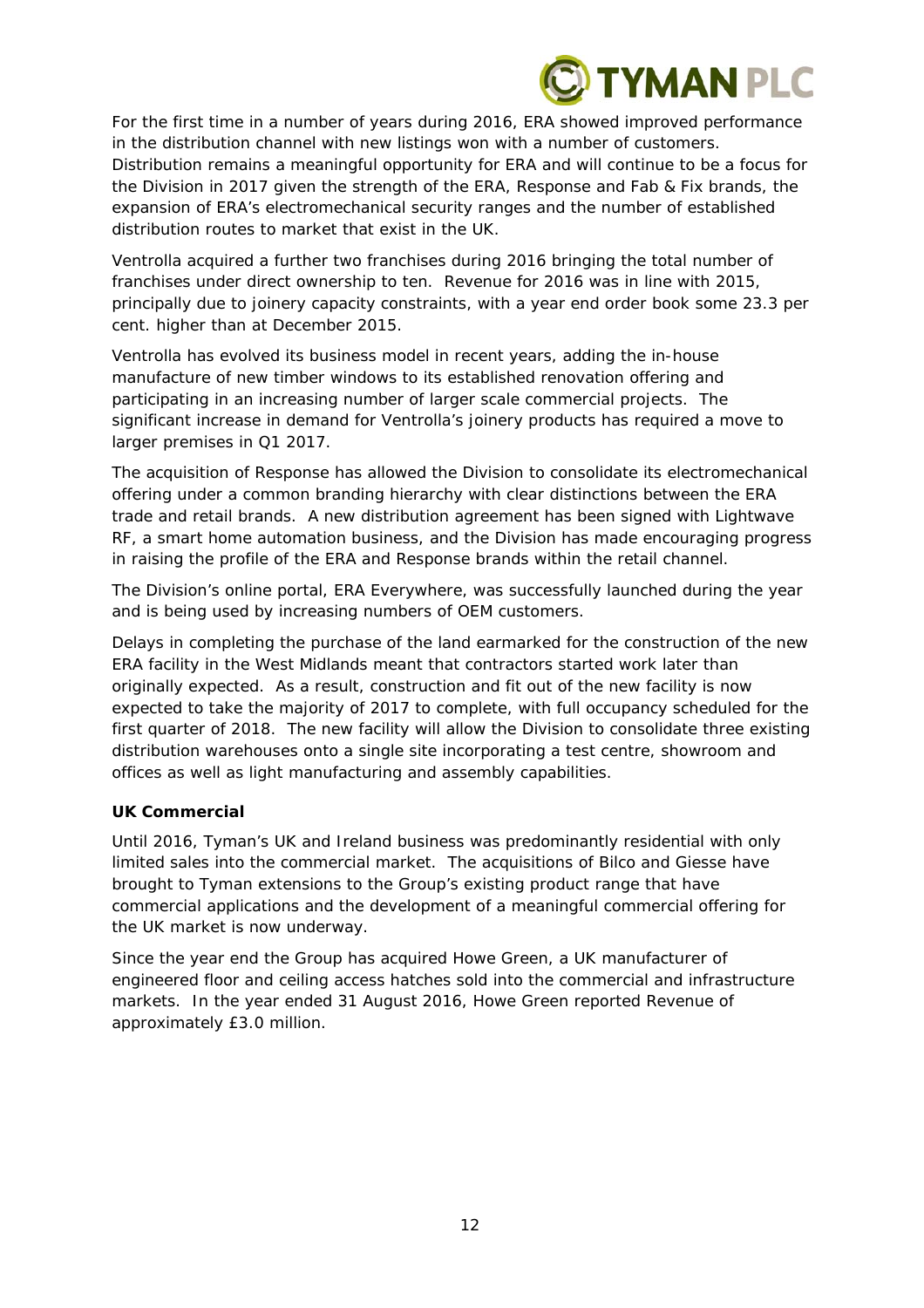For the first time in a number of years during 2016, ERA showed improved performance in the distribution channel with new listings won with a number of customers. Distribution remains a meaningful opportunity for ERA and will continue to be a focus for the Division in 2017 given the strength of the ERA, Response and Fab & Fix brands, the expansion of ERA's electromechanical security ranges and the number of established distribution routes to market that exist in the UK.

Ventrolla acquired a further two franchises during 2016 bringing the total number of franchises under direct ownership to ten. Revenue for 2016 was in line with 2015, principally due to joinery capacity constraints, with a year end order book some 23.3 per cent. higher than at December 2015.

Ventrolla has evolved its business model in recent years, adding the in-house manufacture of new timber windows to its established renovation offering and participating in an increasing number of larger scale commercial projects. The significant increase in demand for Ventrolla's joinery products has required a move to larger premises in Q1 2017.

The acquisition of Response has allowed the Division to consolidate its electromechanical offering under a common branding hierarchy with clear distinctions between the ERA trade and retail brands. A new distribution agreement has been signed with Lightwave RF, a smart home automation business, and the Division has made encouraging progress in raising the profile of the ERA and Response brands within the retail channel.

The Division's online portal, ERA Everywhere, was successfully launched during the year and is being used by increasing numbers of OEM customers.

Delays in completing the purchase of the land earmarked for the construction of the new ERA facility in the West Midlands meant that contractors started work later than originally expected. As a result, construction and fit out of the new facility is now expected to take the majority of 2017 to complete, with full occupancy scheduled for the first quarter of 2018. The new facility will allow the Division to consolidate three existing distribution warehouses onto a single site incorporating a test centre, showroom and offices as well as light manufacturing and assembly capabilities.

**UK Commercial**

Until 2016, Tyman's UK and Ireland business was predominantly residential with only limited sales into the commercial market. The acquisitions of Bilco and Giesse have brought to Tyman extensions to the Group's existing product range that have commercial applications and the development of a meaningful commercial offering for the UK market is now underway.

Since the year end the Group has acquired Howe Green, a UK manufacturer of engineered floor and ceiling access hatches sold into the commercial and infrastructure markets. In the year ended 31 August 2016, Howe Green reported Revenue of approximately £3.0 million.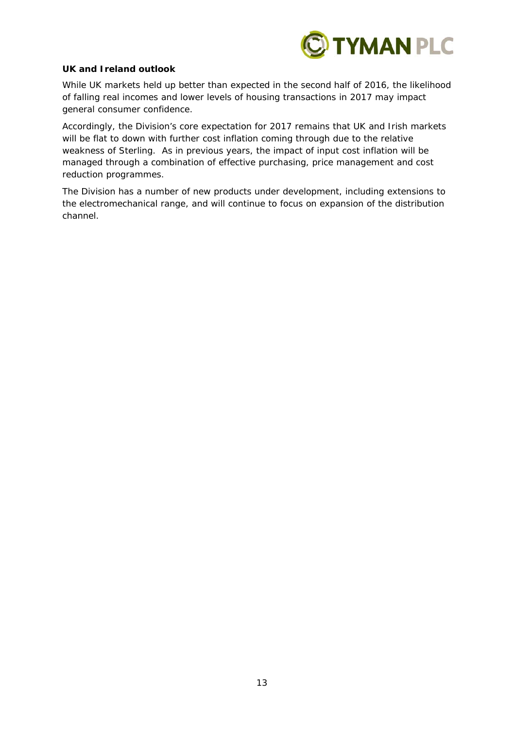**UK and Ireland outlook**

While UK markets held up better than expected in the second half of 2016, the likelihood of falling real incomes and lower levels of housing transactions in 2017 may impact general consumer confidence.

Accordingly, the Division's core expectation for 2017 remains that UK and Irish markets will be flat to down with further cost inflation coming through due to the relative weakness of Sterling. As in previous years, the impact of input cost inflation will be managed through a combination of effective purchasing, price management and cost reduction programmes.

The Division has a number of new products under development, including extensions to the electromechanical range, and will continue to focus on expansion of the distribution channel.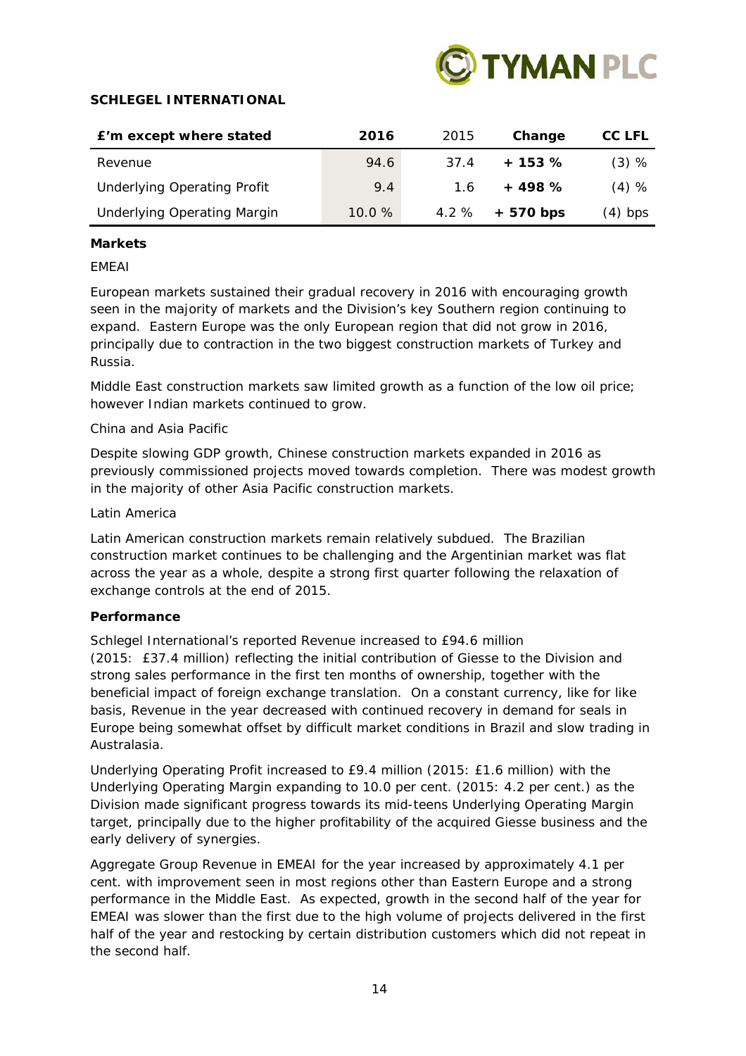**SCHLEGEL INTERNATIONAL**

| £'m except where stated | 2016 | 2015 | Change | CC LFL |
|---|---|---|---|---|
| Revenue | 94.6 | 37.4 | **+ 153 %** | (3) % |
| Underlying Operating Profit | 9.4 | 1.6 | **+ 498 %** | (4) % |
| Underlying Operating Margin | 10.0 % | 4.2 % | **+ 570 bps** | (4) bps |

**Markets**

EMEAI

European markets sustained their gradual recovery in 2016 with encouraging growth seen in the majority of markets and the Division's key Southern region continuing to expand. Eastern Europe was the only European region that did not grow in 2016, principally due to contraction in the two biggest construction markets of Turkey and Russia.

Middle East construction markets saw limited growth as a function of the low oil price; however Indian markets continued to grow.

China and Asia Pacific

Despite slowing GDP growth, Chinese construction markets expanded in 2016 as previously commissioned projects moved towards completion. There was modest growth in the majority of other Asia Pacific construction markets.

Latin America

Latin American construction markets remain relatively subdued. The Brazilian construction market continues to be challenging and the Argentinian market was flat across the year as a whole, despite a strong first quarter following the relaxation of exchange controls at the end of 2015.

**Performance**

Schlegel International's reported Revenue increased to £94.6 million (2015: £37.4 million) reflecting the initial contribution of Giesse to the Division and strong sales performance in the first ten months of ownership, together with the beneficial impact of foreign exchange translation. On a constant currency, like for like basis, Revenue in the year decreased with continued recovery in demand for seals in Europe being somewhat offset by difficult market conditions in Brazil and slow trading in Australasia.

Underlying Operating Profit increased to £9.4 million (2015: £1.6 million) with the Underlying Operating Margin expanding to 10.0 per cent. (2015: 4.2 per cent.) as the Division made significant progress towards its mid-teens Underlying Operating Margin target, principally due to the higher profitability of the acquired Giesse business and the early delivery of synergies.

Aggregate Group Revenue in EMEAI for the year increased by approximately 4.1 per cent. with improvement seen in most regions other than Eastern Europe and a strong performance in the Middle East. As expected, growth in the second half of the year for EMEAI was slower than the first due to the high volume of projects delivered in the first half of the year and restocking by certain distribution customers which did not repeat in the second half.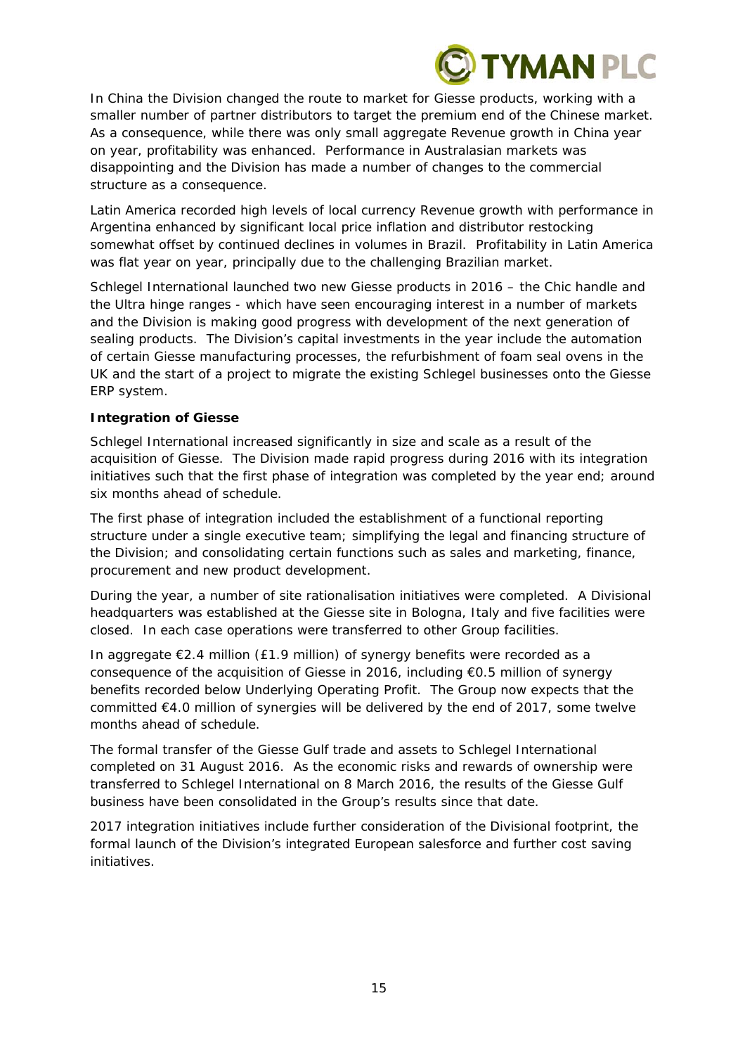In China the Division changed the route to market for Giesse products, working with a smaller number of partner distributors to target the premium end of the Chinese market. As a consequence, while there was only small aggregate Revenue growth in China year on year, profitability was enhanced. Performance in Australasian markets was disappointing and the Division has made a number of changes to the commercial structure as a consequence.

Latin America recorded high levels of local currency Revenue growth with performance in Argentina enhanced by significant local price inflation and distributor restocking somewhat offset by continued declines in volumes in Brazil. Profitability in Latin America was flat year on year, principally due to the challenging Brazilian market.

Schlegel International launched two new Giesse products in 2016 – the Chic handle and the Ultra hinge ranges - which have seen encouraging interest in a number of markets and the Division is making good progress with development of the next generation of sealing products. The Division's capital investments in the year include the automation of certain Giesse manufacturing processes, the refurbishment of foam seal ovens in the UK and the start of a project to migrate the existing Schlegel businesses onto the Giesse ERP system.

**Integration of Giesse**

Schlegel International increased significantly in size and scale as a result of the acquisition of Giesse. The Division made rapid progress during 2016 with its integration initiatives such that the first phase of integration was completed by the year end; around six months ahead of schedule.

The first phase of integration included the establishment of a functional reporting structure under a single executive team; simplifying the legal and financing structure of the Division; and consolidating certain functions such as sales and marketing, finance, procurement and new product development.

During the year, a number of site rationalisation initiatives were completed. A Divisional headquarters was established at the Giesse site in Bologna, Italy and five facilities were closed. In each case operations were transferred to other Group facilities.

In aggregate €2.4 million (£1.9 million) of synergy benefits were recorded as a consequence of the acquisition of Giesse in 2016, including €0.5 million of synergy benefits recorded below Underlying Operating Profit. The Group now expects that the committed €4.0 million of synergies will be delivered by the end of 2017, some twelve months ahead of schedule.

The formal transfer of the Giesse Gulf trade and assets to Schlegel International completed on 31 August 2016. As the economic risks and rewards of ownership were transferred to Schlegel International on 8 March 2016, the results of the Giesse Gulf business have been consolidated in the Group's results since that date.

2017 integration initiatives include further consideration of the Divisional footprint, the formal launch of the Division's integrated European salesforce and further cost saving initiatives.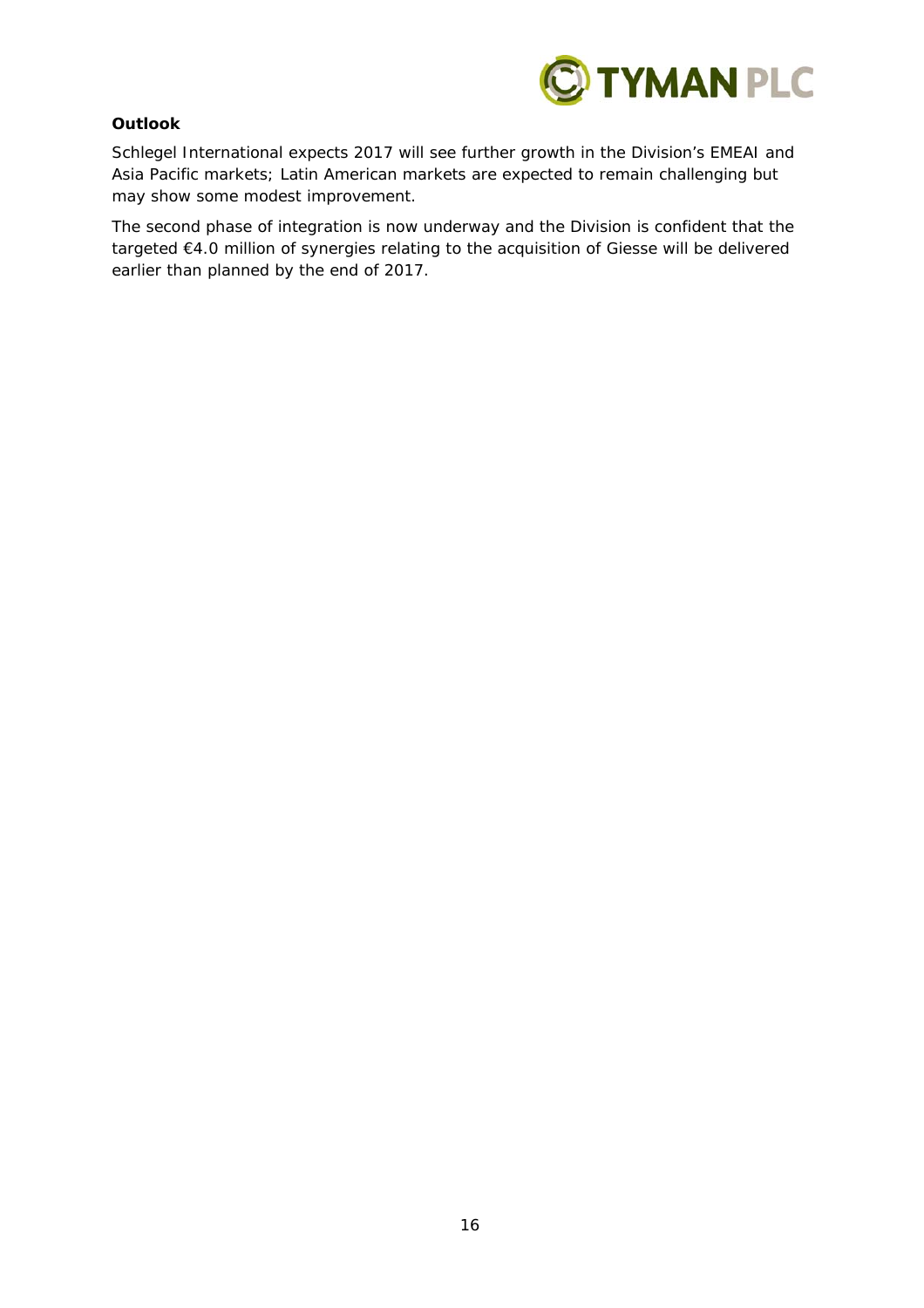**Outlook**

Schlegel International expects 2017 will see further growth in the Division's EMEAI and Asia Pacific markets; Latin American markets are expected to remain challenging but may show some modest improvement.

The second phase of integration is now underway and the Division is confident that the targeted €4.0 million of synergies relating to the acquisition of Giesse will be delivered earlier than planned by the end of 2017.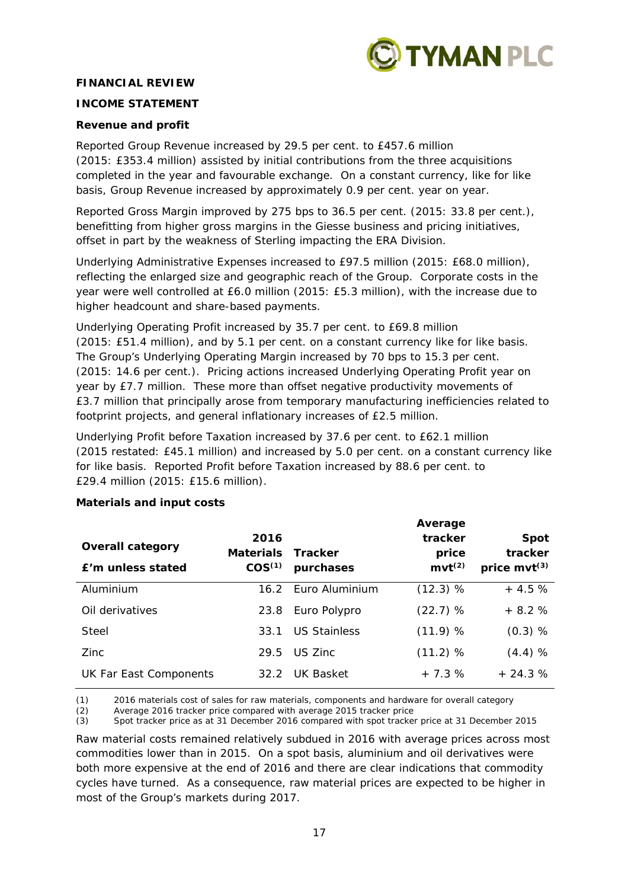## FINANCIAL REVIEW

### INCOME STATEMENT

**Revenue and profit**

Reported Group Revenue increased by 29.5 per cent. to £457.6 million (2015: £353.4 million) assisted by initial contributions from the three acquisitions completed in the year and favourable exchange. On a constant currency, like for like basis, Group Revenue increased by approximately 0.9 per cent. year on year.

Reported Gross Margin improved by 275 bps to 36.5 per cent. (2015: 33.8 per cent.), benefitting from higher gross margins in the Giesse business and pricing initiatives, offset in part by the weakness of Sterling impacting the ERA Division.

Underlying Administrative Expenses increased to £97.5 million (2015: £68.0 million), reflecting the enlarged size and geographic reach of the Group. Corporate costs in the year were well controlled at £6.0 million (2015: £5.3 million), with the increase due to higher headcount and share-based payments.

Underlying Operating Profit increased by 35.7 per cent. to £69.8 million (2015: £51.4 million), and by 5.1 per cent. on a constant currency like for like basis. The Group's Underlying Operating Margin increased by 70 bps to 15.3 per cent. (2015: 14.6 per cent.). Pricing actions increased Underlying Operating Profit year on year by £7.7 million. These more than offset negative productivity movements of £3.7 million that principally arose from temporary manufacturing inefficiencies related to footprint projects, and general inflationary increases of £2.5 million.

Underlying Profit before Taxation increased by 37.6 per cent. to £62.1 million (2015 restated: £45.1 million) and increased by 5.0 per cent. on a constant currency like for like basis. Reported Profit before Taxation increased by 88.6 per cent. to £29.4 million (2015: £15.6 million).

**Materials and input costs**

| Overall category £'m unless stated | 2016 Materials COS(1) | Tracker purchases | Average tracker price mvt(2) | Spot tracker price mvt(3) |
|---|---|---|---|---|
| Aluminium | 16.2 | Euro Aluminium | (12.3) % | + 4.5 % |
| Oil derivatives | 23.8 | Euro Polypro | (22.7) % | + 8.2 % |
| Steel | 33.1 | US Stainless | (11.9) % | (0.3) % |
| Zinc | 29.5 | US Zinc | (11.2) % | (4.4) % |
| UK Far East Components | 32.2 | UK Basket | + 7.3 % | + 24.3 % |

(1) 2016 materials cost of sales for raw materials, components and hardware for overall category
(2) Average 2016 tracker price compared with average 2015 tracker price
(3) Spot tracker price as at 31 December 2016 compared with spot tracker price at 31 December 2015

Raw material costs remained relatively subdued in 2016 with average prices across most commodities lower than in 2015. On a spot basis, aluminium and oil derivatives were both more expensive at the end of 2016 and there are clear indications that commodity cycles have turned. As a consequence, raw material prices are expected to be higher in most of the Group's markets during 2017.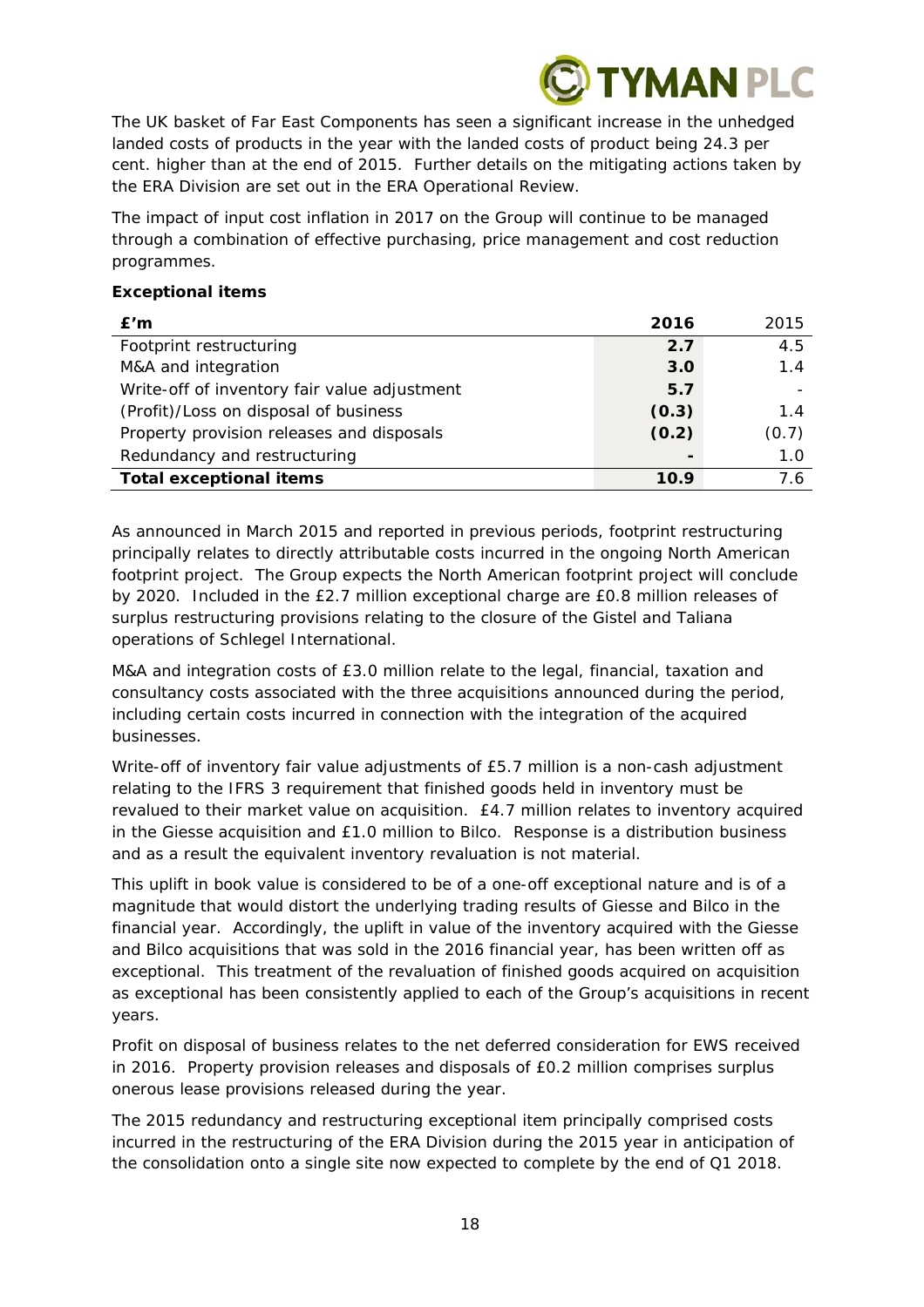The UK basket of Far East Components has seen a significant increase in the unhedged landed costs of products in the year with the landed costs of product being 24.3 per cent. higher than at the end of 2015. Further details on the mitigating actions taken by the ERA Division are set out in the ERA Operational Review.

The impact of input cost inflation in 2017 on the Group will continue to be managed through a combination of effective purchasing, price management and cost reduction programmes.

**Exceptional items**

| £'m | 2016 | 2015 |
|---|---|---|
| Footprint restructuring | **2.7** | 4.5 |
| M&A and integration | **3.0** | 1.4 |
| Write-off of inventory fair value adjustment | **5.7** | - |
| (Profit)/Loss on disposal of business | **(0.3)** | 1.4 |
| Property provision releases and disposals | **(0.2)** | (0.7) |
| Redundancy and restructuring | **-** | 1.0 |
| **Total exceptional items** | **10.9** | 7.6 |

As announced in March 2015 and reported in previous periods, footprint restructuring principally relates to directly attributable costs incurred in the ongoing North American footprint project. The Group expects the North American footprint project will conclude by 2020. Included in the £2.7 million exceptional charge are £0.8 million releases of surplus restructuring provisions relating to the closure of the Gistel and Taliana operations of Schlegel International.

M&A and integration costs of £3.0 million relate to the legal, financial, taxation and consultancy costs associated with the three acquisitions announced during the period, including certain costs incurred in connection with the integration of the acquired businesses.

Write-off of inventory fair value adjustments of £5.7 million is a non-cash adjustment relating to the IFRS 3 requirement that finished goods held in inventory must be revalued to their market value on acquisition. £4.7 million relates to inventory acquired in the Giesse acquisition and £1.0 million to Bilco. Response is a distribution business and as a result the equivalent inventory revaluation is not material.

This uplift in book value is considered to be of a one-off exceptional nature and is of a magnitude that would distort the underlying trading results of Giesse and Bilco in the financial year. Accordingly, the uplift in value of the inventory acquired with the Giesse and Bilco acquisitions that was sold in the 2016 financial year, has been written off as exceptional. This treatment of the revaluation of finished goods acquired on acquisition as exceptional has been consistently applied to each of the Group's acquisitions in recent years.

Profit on disposal of business relates to the net deferred consideration for EWS received in 2016. Property provision releases and disposals of £0.2 million comprises surplus onerous lease provisions released during the year.

The 2015 redundancy and restructuring exceptional item principally comprised costs incurred in the restructuring of the ERA Division during the 2015 year in anticipation of the consolidation onto a single site now expected to complete by the end of Q1 2018.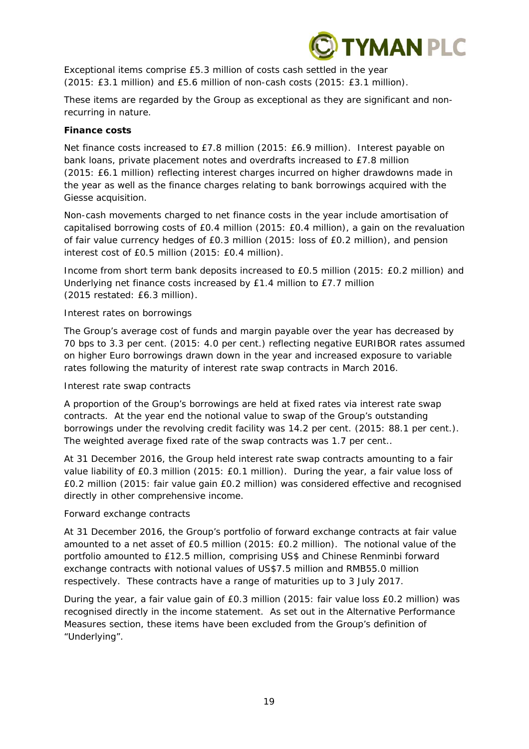Exceptional items comprise £5.3 million of costs cash settled in the year (2015: £3.1 million) and £5.6 million of non-cash costs (2015: £3.1 million).

These items are regarded by the Group as exceptional as they are significant and non-recurring in nature.

**Finance costs**

Net finance costs increased to £7.8 million (2015: £6.9 million). Interest payable on bank loans, private placement notes and overdrafts increased to £7.8 million (2015: £6.1 million) reflecting interest charges incurred on higher drawdowns made in the year as well as the finance charges relating to bank borrowings acquired with the Giesse acquisition.

Non-cash movements charged to net finance costs in the year include amortisation of capitalised borrowing costs of £0.4 million (2015: £0.4 million), a gain on the revaluation of fair value currency hedges of £0.3 million (2015: loss of £0.2 million), and pension interest cost of £0.5 million (2015: £0.4 million).

Income from short term bank deposits increased to £0.5 million (2015: £0.2 million) and Underlying net finance costs increased by £1.4 million to £7.7 million (2015 restated: £6.3 million).

Interest rates on borrowings

The Group's average cost of funds and margin payable over the year has decreased by 70 bps to 3.3 per cent. (2015: 4.0 per cent.) reflecting negative EURIBOR rates assumed on higher Euro borrowings drawn down in the year and increased exposure to variable rates following the maturity of interest rate swap contracts in March 2016.

Interest rate swap contracts

A proportion of the Group's borrowings are held at fixed rates via interest rate swap contracts. At the year end the notional value to swap of the Group's outstanding borrowings under the revolving credit facility was 14.2 per cent. (2015: 88.1 per cent.). The weighted average fixed rate of the swap contracts was 1.7 per cent..

At 31 December 2016, the Group held interest rate swap contracts amounting to a fair value liability of £0.3 million (2015: £0.1 million). During the year, a fair value loss of £0.2 million (2015: fair value gain £0.2 million) was considered effective and recognised directly in other comprehensive income.

Forward exchange contracts

At 31 December 2016, the Group's portfolio of forward exchange contracts at fair value amounted to a net asset of £0.5 million (2015: £0.2 million). The notional value of the portfolio amounted to £12.5 million, comprising US$ and Chinese Renminbi forward exchange contracts with notional values of US$7.5 million and RMB55.0 million respectively. These contracts have a range of maturities up to 3 July 2017.

During the year, a fair value gain of £0.3 million (2015: fair value loss £0.2 million) was recognised directly in the income statement. As set out in the Alternative Performance Measures section, these items have been excluded from the Group's definition of "Underlying".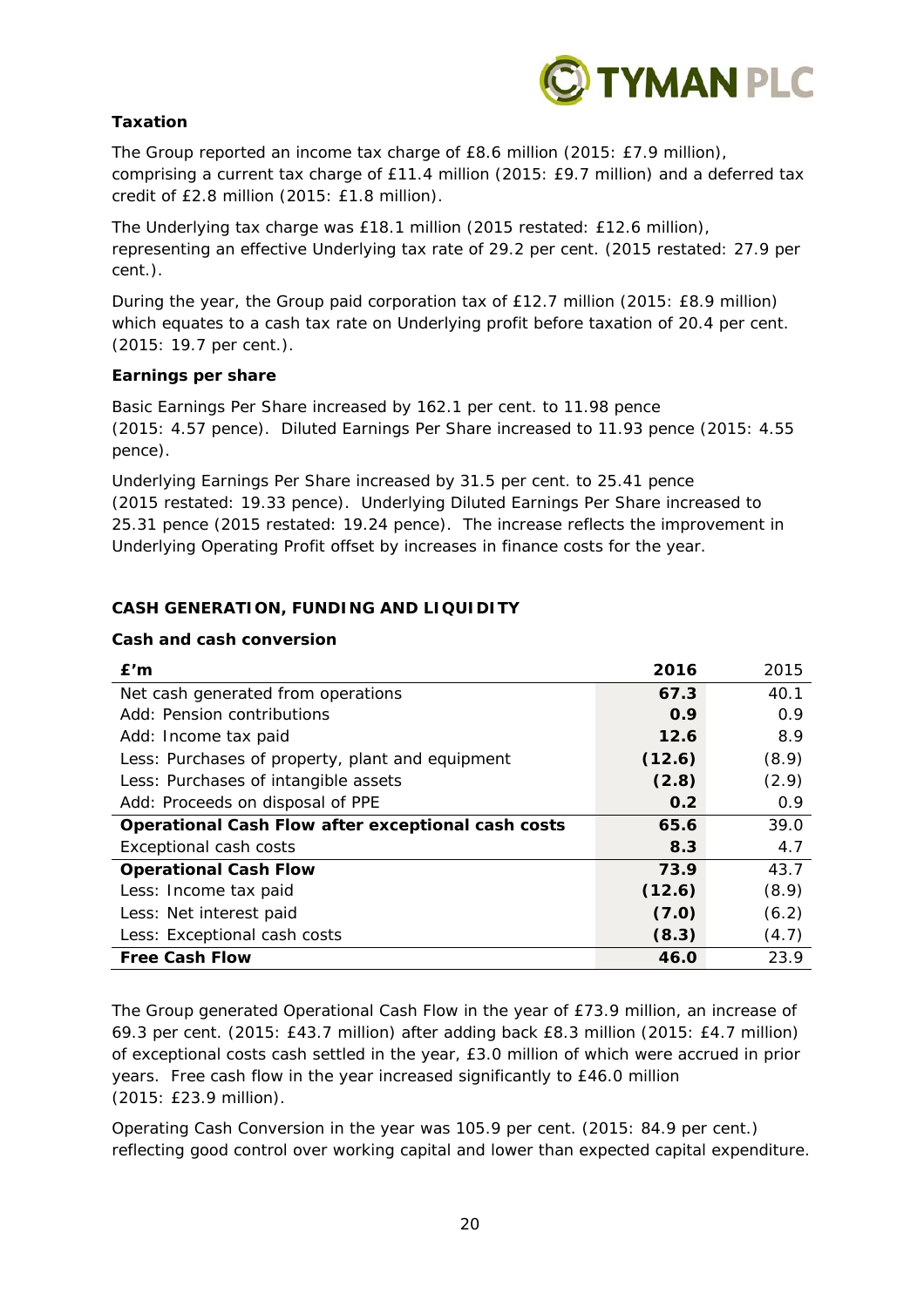### Taxation

The Group reported an income tax charge of £8.6 million (2015: £7.9 million), comprising a current tax charge of £11.4 million (2015: £9.7 million) and a deferred tax credit of £2.8 million (2015: £1.8 million).

The Underlying tax charge was £18.1 million (2015 restated: £12.6 million), representing an effective Underlying tax rate of 29.2 per cent. (2015 restated: 27.9 per cent.).

During the year, the Group paid corporation tax of £12.7 million (2015: £8.9 million) which equates to a cash tax rate on Underlying profit before taxation of 20.4 per cent. (2015: 19.7 per cent.).

### Earnings per share

Basic Earnings Per Share increased by 162.1 per cent. to 11.98 pence (2015: 4.57 pence). Diluted Earnings Per Share increased to 11.93 pence (2015: 4.55 pence).

Underlying Earnings Per Share increased by 31.5 per cent. to 25.41 pence (2015 restated: 19.33 pence). Underlying Diluted Earnings Per Share increased to 25.31 pence (2015 restated: 19.24 pence). The increase reflects the improvement in Underlying Operating Profit offset by increases in finance costs for the year.

## CASH GENERATION, FUNDING AND LIQUIDITY

### Cash and cash conversion

| £'m | 2016 | 2015 |
|---|---|---|
| Net cash generated from operations | **67.3** | 40.1 |
| Add: Pension contributions | **0.9** | 0.9 |
| Add: Income tax paid | **12.6** | 8.9 |
| Less: Purchases of property, plant and equipment | **(12.6)** | (8.9) |
| Less: Purchases of intangible assets | **(2.8)** | (2.9) |
| Add: Proceeds on disposal of PPE | **0.2** | 0.9 |
| **Operational Cash Flow after exceptional cash costs** | **65.6** | 39.0 |
| Exceptional cash costs | **8.3** | 4.7 |
| **Operational Cash Flow** | **73.9** | 43.7 |
| Less: Income tax paid | **(12.6)** | (8.9) |
| Less: Net interest paid | **(7.0)** | (6.2) |
| Less: Exceptional cash costs | **(8.3)** | (4.7) |
| **Free Cash Flow** | **46.0** | 23.9 |

The Group generated Operational Cash Flow in the year of £73.9 million, an increase of 69.3 per cent. (2015: £43.7 million) after adding back £8.3 million (2015: £4.7 million) of exceptional costs cash settled in the year, £3.0 million of which were accrued in prior years. Free cash flow in the year increased significantly to £46.0 million (2015: £23.9 million).

Operating Cash Conversion in the year was 105.9 per cent. (2015: 84.9 per cent.) reflecting good control over working capital and lower than expected capital expenditure.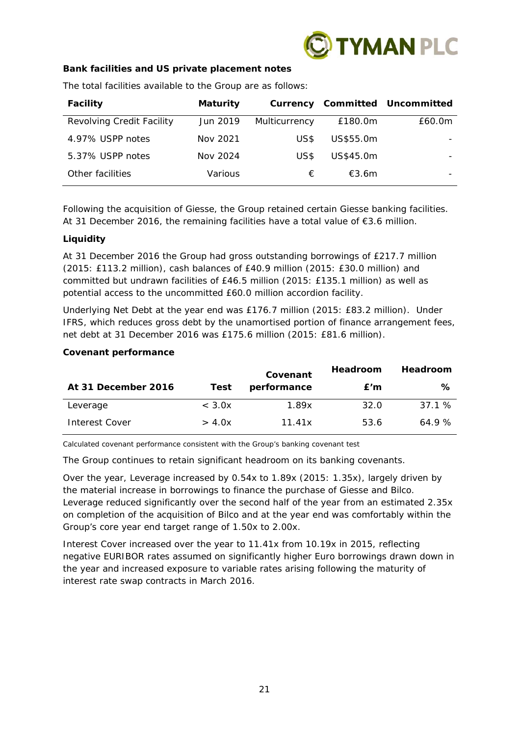**Bank facilities and US private placement notes**

The total facilities available to the Group are as follows:

| Facility | Maturity | Currency | Committed | Uncommitted |
|---|---|---|---|---|
| Revolving Credit Facility | Jun 2019 | Multicurrency | £180.0m | £60.0m |
| 4.97% USPP notes | Nov 2021 | US$ | US$55.0m | - |
| 5.37% USPP notes | Nov 2024 | US$ | US$45.0m | - |
| Other facilities | Various | € | €3.6m | - |

Following the acquisition of Giesse, the Group retained certain Giesse banking facilities. At 31 December 2016, the remaining facilities have a total value of €3.6 million.

**Liquidity**

At 31 December 2016 the Group had gross outstanding borrowings of £217.7 million (2015: £113.2 million), cash balances of £40.9 million (2015: £30.0 million) and committed but undrawn facilities of £46.5 million (2015: £135.1 million) as well as potential access to the uncommitted £60.0 million accordion facility.

Underlying Net Debt at the year end was £176.7 million (2015: £83.2 million). Under IFRS, which reduces gross debt by the unamortised portion of finance arrangement fees, net debt at 31 December 2016 was £175.6 million (2015: £81.6 million).

**Covenant performance**

| At 31 December 2016 | Test | Covenant performance | Headroom £'m | Headroom % |
|---|---|---|---|---|
| Leverage | < 3.0x | 1.89x | 32.0 | 37.1 % |
| Interest Cover | > 4.0x | 11.41x | 53.6 | 64.9 % |

Calculated covenant performance consistent with the Group's banking covenant test

The Group continues to retain significant headroom on its banking covenants.

Over the year, Leverage increased by 0.54x to 1.89x (2015: 1.35x), largely driven by the material increase in borrowings to finance the purchase of Giesse and Bilco. Leverage reduced significantly over the second half of the year from an estimated 2.35x on completion of the acquisition of Bilco and at the year end was comfortably within the Group's core year end target range of 1.50x to 2.00x.

Interest Cover increased over the year to 11.41x from 10.19x in 2015, reflecting negative EURIBOR rates assumed on significantly higher Euro borrowings drawn down in the year and increased exposure to variable rates arising following the maturity of interest rate swap contracts in March 2016.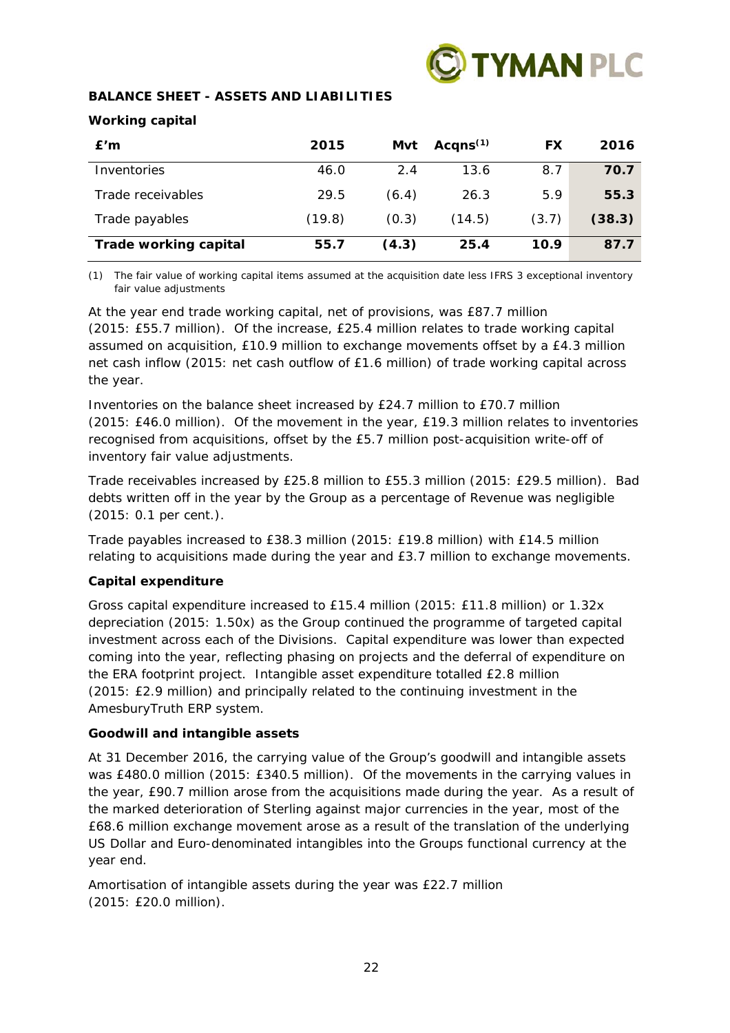## BALANCE SHEET - ASSETS AND LIABILITIES

### Working capital

| £'m | 2015 | Mvt | Acqns[1] | FX | 2016 |
|---|---|---|---|---|---|
| Inventories | 46.0 | 2.4 | 13.6 | 8.7 | **70.7** |
| Trade receivables | 29.5 | (6.4) | 26.3 | 5.9 | **55.3** |
| Trade payables | (19.8) | (0.3) | (14.5) | (3.7) | **(38.3)** |
| **Trade working capital** | **55.7** | **(4.3)** | **25.4** | **10.9** | **87.7** |

(1) The fair value of working capital items assumed at the acquisition date less IFRS 3 exceptional inventory fair value adjustments

At the year end trade working capital, net of provisions, was £87.7 million (2015: £55.7 million). Of the increase, £25.4 million relates to trade working capital assumed on acquisition, £10.9 million to exchange movements offset by a £4.3 million net cash inflow (2015: net cash outflow of £1.6 million) of trade working capital across the year.

Inventories on the balance sheet increased by £24.7 million to £70.7 million (2015: £46.0 million). Of the movement in the year, £19.3 million relates to inventories recognised from acquisitions, offset by the £5.7 million post-acquisition write-off of inventory fair value adjustments.

Trade receivables increased by £25.8 million to £55.3 million (2015: £29.5 million). Bad debts written off in the year by the Group as a percentage of Revenue was negligible (2015: 0.1 per cent.).

Trade payables increased to £38.3 million (2015: £19.8 million) with £14.5 million relating to acquisitions made during the year and £3.7 million to exchange movements.

### Capital expenditure

Gross capital expenditure increased to £15.4 million (2015: £11.8 million) or 1.32x depreciation (2015: 1.50x) as the Group continued the programme of targeted capital investment across each of the Divisions. Capital expenditure was lower than expected coming into the year, reflecting phasing on projects and the deferral of expenditure on the ERA footprint project. Intangible asset expenditure totalled £2.8 million (2015: £2.9 million) and principally related to the continuing investment in the AmesburyTruth ERP system.

### Goodwill and intangible assets

At 31 December 2016, the carrying value of the Group's goodwill and intangible assets was £480.0 million (2015: £340.5 million). Of the movements in the carrying values in the year, £90.7 million arose from the acquisitions made during the year. As a result of the marked deterioration of Sterling against major currencies in the year, most of the £68.6 million exchange movement arose as a result of the translation of the underlying US Dollar and Euro-denominated intangibles into the Groups functional currency at the year end.

Amortisation of intangible assets during the year was £22.7 million (2015: £20.0 million).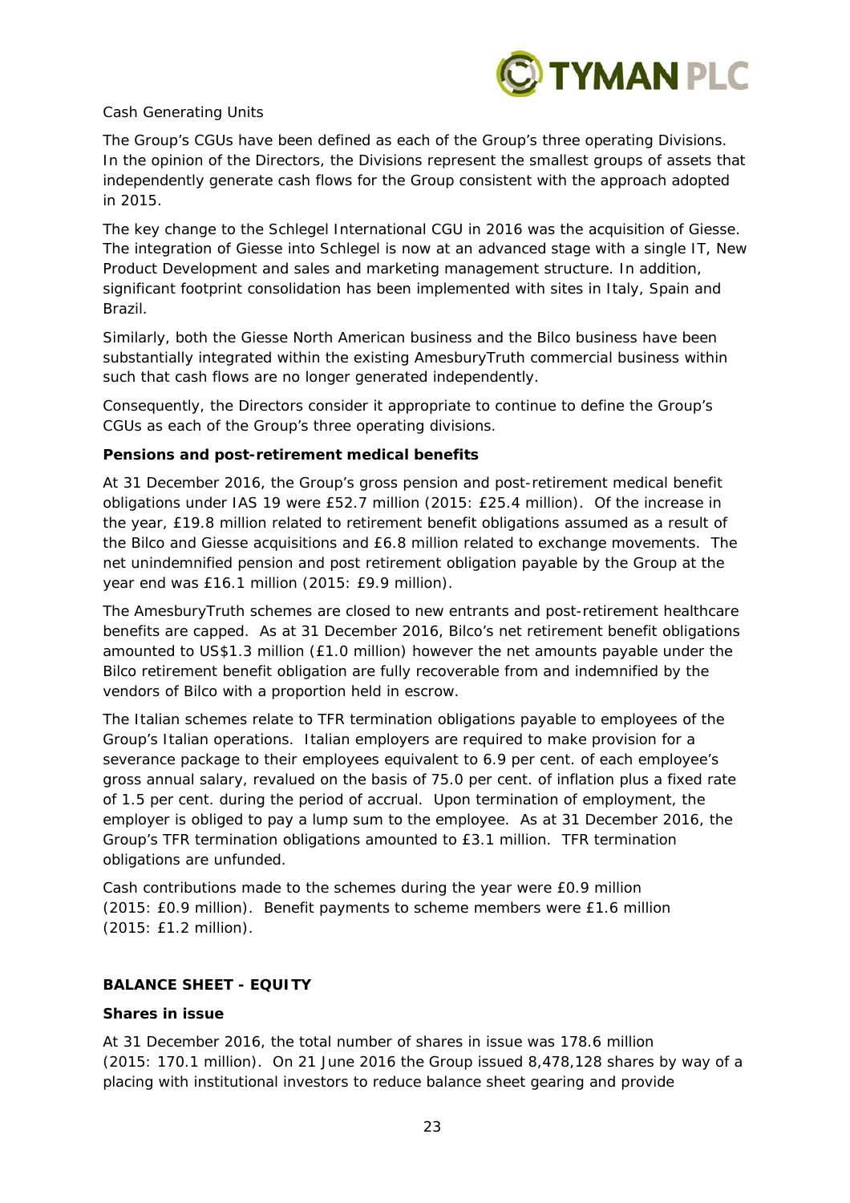Cash Generating Units

The Group's CGUs have been defined as each of the Group's three operating Divisions. In the opinion of the Directors, the Divisions represent the smallest groups of assets that independently generate cash flows for the Group consistent with the approach adopted in 2015.

The key change to the Schlegel International CGU in 2016 was the acquisition of Giesse. The integration of Giesse into Schlegel is now at an advanced stage with a single IT, New Product Development and sales and marketing management structure. In addition, significant footprint consolidation has been implemented with sites in Italy, Spain and Brazil.

Similarly, both the Giesse North American business and the Bilco business have been substantially integrated within the existing AmesburyTruth commercial business within such that cash flows are no longer generated independently.

Consequently, the Directors consider it appropriate to continue to define the Group's CGUs as each of the Group's three operating divisions.

**Pensions and post-retirement medical benefits**

At 31 December 2016, the Group's gross pension and post-retirement medical benefit obligations under IAS 19 were £52.7 million (2015: £25.4 million). Of the increase in the year, £19.8 million related to retirement benefit obligations assumed as a result of the Bilco and Giesse acquisitions and £6.8 million related to exchange movements. The net unindemnified pension and post retirement obligation payable by the Group at the year end was £16.1 million (2015: £9.9 million).

The AmesburyTruth schemes are closed to new entrants and post-retirement healthcare benefits are capped. As at 31 December 2016, Bilco's net retirement benefit obligations amounted to US$1.3 million (£1.0 million) however the net amounts payable under the Bilco retirement benefit obligation are fully recoverable from and indemnified by the vendors of Bilco with a proportion held in escrow.

The Italian schemes relate to TFR termination obligations payable to employees of the Group's Italian operations. Italian employers are required to make provision for a severance package to their employees equivalent to 6.9 per cent. of each employee's gross annual salary, revalued on the basis of 75.0 per cent. of inflation plus a fixed rate of 1.5 per cent. during the period of accrual. Upon termination of employment, the employer is obliged to pay a lump sum to the employee. As at 31 December 2016, the Group's TFR termination obligations amounted to £3.1 million. TFR termination obligations are unfunded.

Cash contributions made to the schemes during the year were £0.9 million (2015: £0.9 million). Benefit payments to scheme members were £1.6 million (2015: £1.2 million).

## BALANCE SHEET - EQUITY

**Shares in issue**

At 31 December 2016, the total number of shares in issue was 178.6 million (2015: 170.1 million). On 21 June 2016 the Group issued 8,478,128 shares by way of a placing with institutional investors to reduce balance sheet gearing and provide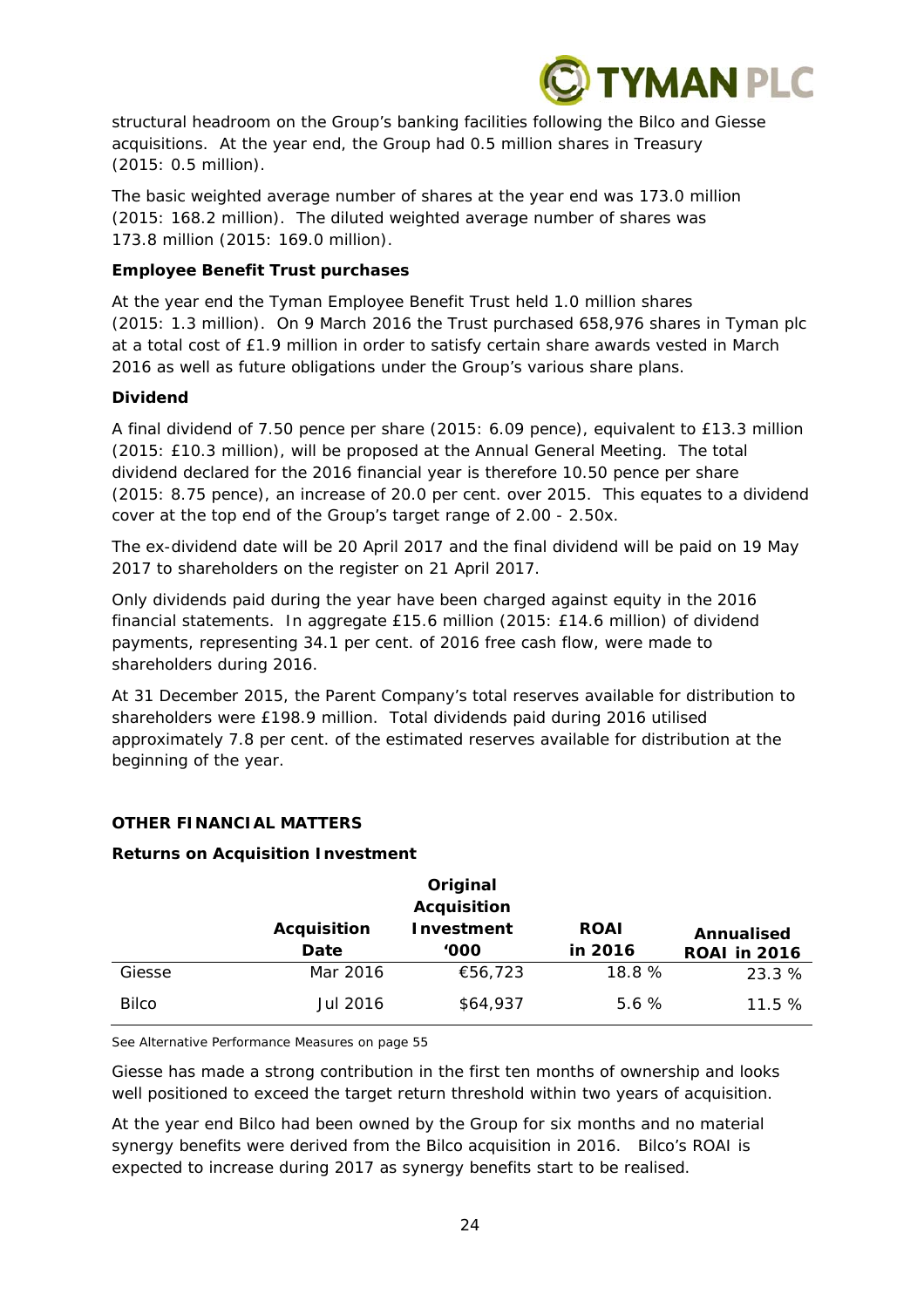structural headroom on the Group's banking facilities following the Bilco and Giesse acquisitions. At the year end, the Group had 0.5 million shares in Treasury (2015: 0.5 million).

The basic weighted average number of shares at the year end was 173.0 million (2015: 168.2 million). The diluted weighted average number of shares was 173.8 million (2015: 169.0 million).

**Employee Benefit Trust purchases**

At the year end the Tyman Employee Benefit Trust held 1.0 million shares (2015: 1.3 million). On 9 March 2016 the Trust purchased 658,976 shares in Tyman plc at a total cost of £1.9 million in order to satisfy certain share awards vested in March 2016 as well as future obligations under the Group's various share plans.

**Dividend**

A final dividend of 7.50 pence per share (2015: 6.09 pence), equivalent to £13.3 million (2015: £10.3 million), will be proposed at the Annual General Meeting. The total dividend declared for the 2016 financial year is therefore 10.50 pence per share (2015: 8.75 pence), an increase of 20.0 per cent. over 2015. This equates to a dividend cover at the top end of the Group's target range of 2.00 - 2.50x.

The ex-dividend date will be 20 April 2017 and the final dividend will be paid on 19 May 2017 to shareholders on the register on 21 April 2017.

Only dividends paid during the year have been charged against equity in the 2016 financial statements. In aggregate £15.6 million (2015: £14.6 million) of dividend payments, representing 34.1 per cent. of 2016 free cash flow, were made to shareholders during 2016.

At 31 December 2015, the Parent Company's total reserves available for distribution to shareholders were £198.9 million. Total dividends paid during 2016 utilised approximately 7.8 per cent. of the estimated reserves available for distribution at the beginning of the year.

## OTHER FINANCIAL MATTERS

**Returns on Acquisition Investment**

| | Acquisition Date | Original Acquisition Investment '000 | ROAI in 2016 | Annualised ROAI in 2016 |
|---|---|---|---|---|
| Giesse | Mar 2016 | €56,723 | 18.8 % | 23.3 % |
| Bilco | Jul 2016 | $64,937 | 5.6 % | 11.5 % |

See Alternative Performance Measures on page 55

Giesse has made a strong contribution in the first ten months of ownership and looks well positioned to exceed the target return threshold within two years of acquisition.

At the year end Bilco had been owned by the Group for six months and no material synergy benefits were derived from the Bilco acquisition in 2016. Bilco's ROAI is expected to increase during 2017 as synergy benefits start to be realised.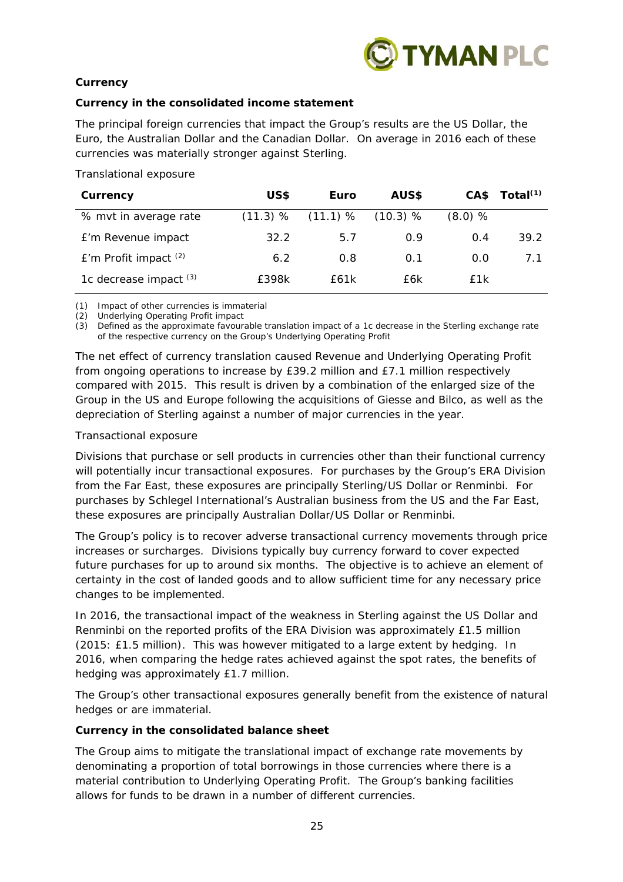**Currency**

**Currency in the consolidated income statement**

The principal foreign currencies that impact the Group's results are the US Dollar, the Euro, the Australian Dollar and the Canadian Dollar. On average in 2016 each of these currencies was materially stronger against Sterling.

Translational exposure

| Currency | US$ | Euro | AUS$ | CA$ | Total[(1)] |
|---|---|---|---|---|---|
| % mvt in average rate | (11.3) % | (11.1) % | (10.3) % | (8.0) % | |
| £'m Revenue impact | 32.2 | 5.7 | 0.9 | 0.4 | 39.2 |
| £'m Profit impact [(2)] | 6.2 | 0.8 | 0.1 | 0.0 | 7.1 |
| 1c decrease impact [(3)] | £398k | £61k | £6k | £1k | |

(1) Impact of other currencies is immaterial
(2) Underlying Operating Profit impact
(3) Defined as the approximate favourable translation impact of a 1c decrease in the Sterling exchange rate of the respective currency on the Group's Underlying Operating Profit

The net effect of currency translation caused Revenue and Underlying Operating Profit from ongoing operations to increase by £39.2 million and £7.1 million respectively compared with 2015. This result is driven by a combination of the enlarged size of the Group in the US and Europe following the acquisitions of Giesse and Bilco, as well as the depreciation of Sterling against a number of major currencies in the year.

Transactional exposure

Divisions that purchase or sell products in currencies other than their functional currency will potentially incur transactional exposures. For purchases by the Group's ERA Division from the Far East, these exposures are principally Sterling/US Dollar or Renminbi. For purchases by Schlegel International's Australian business from the US and the Far East, these exposures are principally Australian Dollar/US Dollar or Renminbi.

The Group's policy is to recover adverse transactional currency movements through price increases or surcharges. Divisions typically buy currency forward to cover expected future purchases for up to around six months. The objective is to achieve an element of certainty in the cost of landed goods and to allow sufficient time for any necessary price changes to be implemented.

In 2016, the transactional impact of the weakness in Sterling against the US Dollar and Renminbi on the reported profits of the ERA Division was approximately £1.5 million (2015: £1.5 million). This was however mitigated to a large extent by hedging. In 2016, when comparing the hedge rates achieved against the spot rates, the benefits of hedging was approximately £1.7 million.

The Group's other transactional exposures generally benefit from the existence of natural hedges or are immaterial.

**Currency in the consolidated balance sheet**

The Group aims to mitigate the translational impact of exchange rate movements by denominating a proportion of total borrowings in those currencies where there is a material contribution to Underlying Operating Profit. The Group's banking facilities allows for funds to be drawn in a number of different currencies.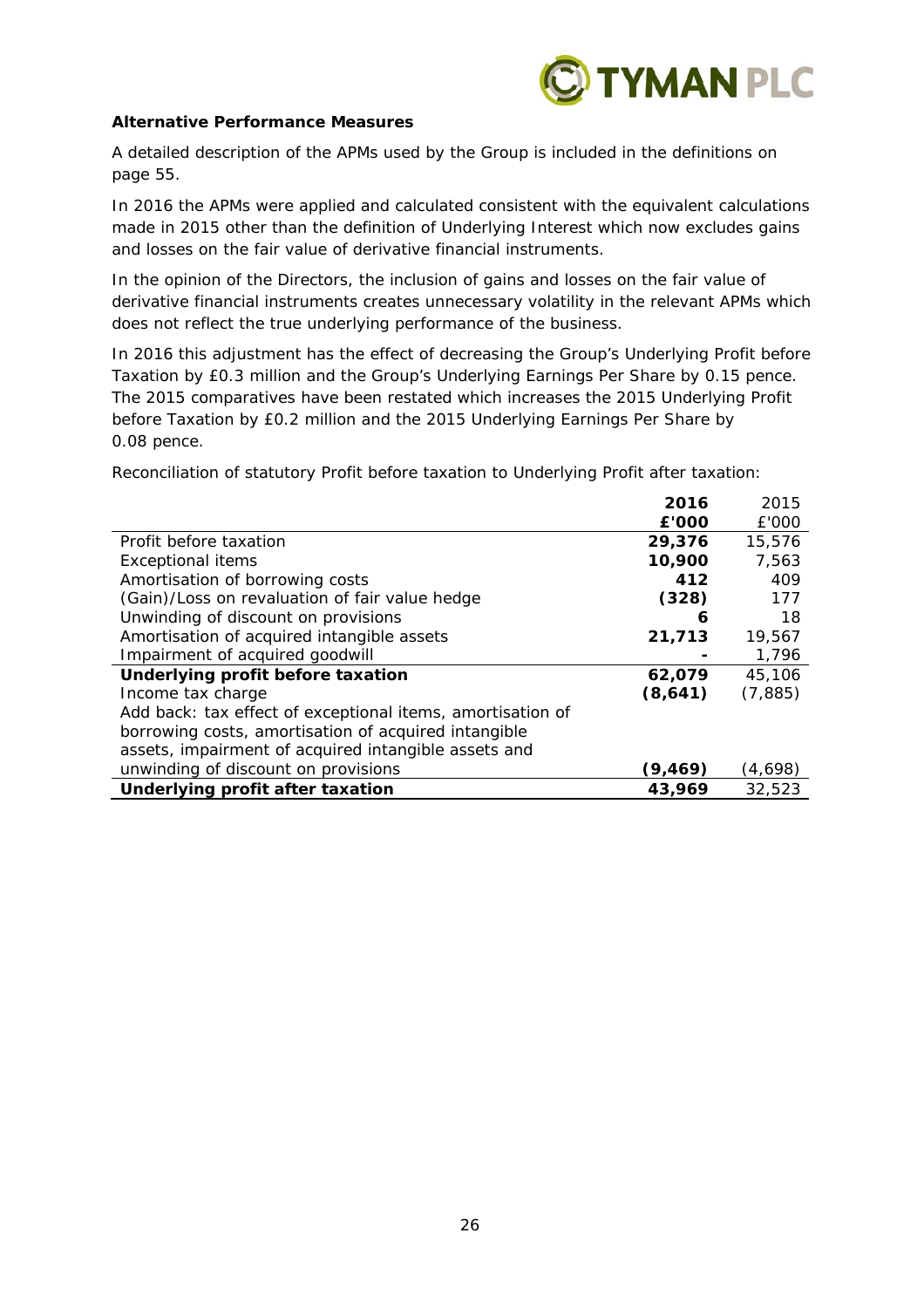**Alternative Performance Measures**

A detailed description of the APMs used by the Group is included in the definitions on page 55.

In 2016 the APMs were applied and calculated consistent with the equivalent calculations made in 2015 other than the definition of Underlying Interest which now excludes gains and losses on the fair value of derivative financial instruments.

In the opinion of the Directors, the inclusion of gains and losses on the fair value of derivative financial instruments creates unnecessary volatility in the relevant APMs which does not reflect the true underlying performance of the business.

In 2016 this adjustment has the effect of decreasing the Group's Underlying Profit before Taxation by £0.3 million and the Group's Underlying Earnings Per Share by 0.15 pence. The 2015 comparatives have been restated which increases the 2015 Underlying Profit before Taxation by £0.2 million and the 2015 Underlying Earnings Per Share by 0.08 pence.

Reconciliation of statutory Profit before taxation to Underlying Profit after taxation:

| | **2016 £'000** | 2015 £'000 |
|---|---|---|
| Profit before taxation | **29,376** | 15,576 |
| Exceptional items | **10,900** | 7,563 |
| Amortisation of borrowing costs | **412** | 409 |
| (Gain)/Loss on revaluation of fair value hedge | **(328)** | 177 |
| Unwinding of discount on provisions | **6** | 18 |
| Amortisation of acquired intangible assets | **21,713** | 19,567 |
| Impairment of acquired goodwill | **-** | 1,796 |
| **Underlying profit before taxation** | **62,079** | 45,106 |
| Income tax charge | **(8,641)** | (7,885) |
| Add back: tax effect of exceptional items, amortisation of borrowing costs, amortisation of acquired intangible assets, impairment of acquired intangible assets and unwinding of discount on provisions | **(9,469)** | (4,698) |
| **Underlying profit after taxation** | **43,969** | 32,523 |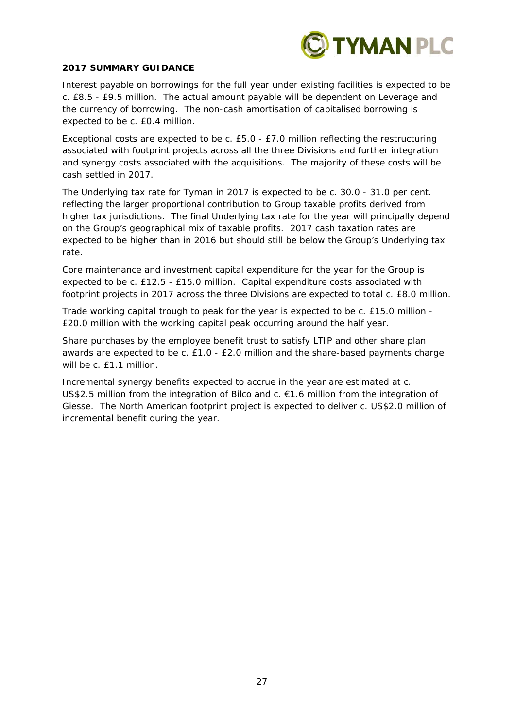## 2017 SUMMARY GUIDANCE

Interest payable on borrowings for the full year under existing facilities is expected to be c. £8.5 - £9.5 million. The actual amount payable will be dependent on Leverage and the currency of borrowing. The non-cash amortisation of capitalised borrowing is expected to be c. £0.4 million.

Exceptional costs are expected to be c. £5.0 - £7.0 million reflecting the restructuring associated with footprint projects across all the three Divisions and further integration and synergy costs associated with the acquisitions. The majority of these costs will be cash settled in 2017.

The Underlying tax rate for Tyman in 2017 is expected to be c. 30.0 - 31.0 per cent. reflecting the larger proportional contribution to Group taxable profits derived from higher tax jurisdictions. The final Underlying tax rate for the year will principally depend on the Group's geographical mix of taxable profits. 2017 cash taxation rates are expected to be higher than in 2016 but should still be below the Group's Underlying tax rate.

Core maintenance and investment capital expenditure for the year for the Group is expected to be c. £12.5 - £15.0 million. Capital expenditure costs associated with footprint projects in 2017 across the three Divisions are expected to total c. £8.0 million.

Trade working capital trough to peak for the year is expected to be c. £15.0 million - £20.0 million with the working capital peak occurring around the half year.

Share purchases by the employee benefit trust to satisfy LTIP and other share plan awards are expected to be c. £1.0 - £2.0 million and the share-based payments charge will be c. £1.1 million.

Incremental synergy benefits expected to accrue in the year are estimated at c. US$2.5 million from the integration of Bilco and c. €1.6 million from the integration of Giesse. The North American footprint project is expected to deliver c. US$2.0 million of incremental benefit during the year.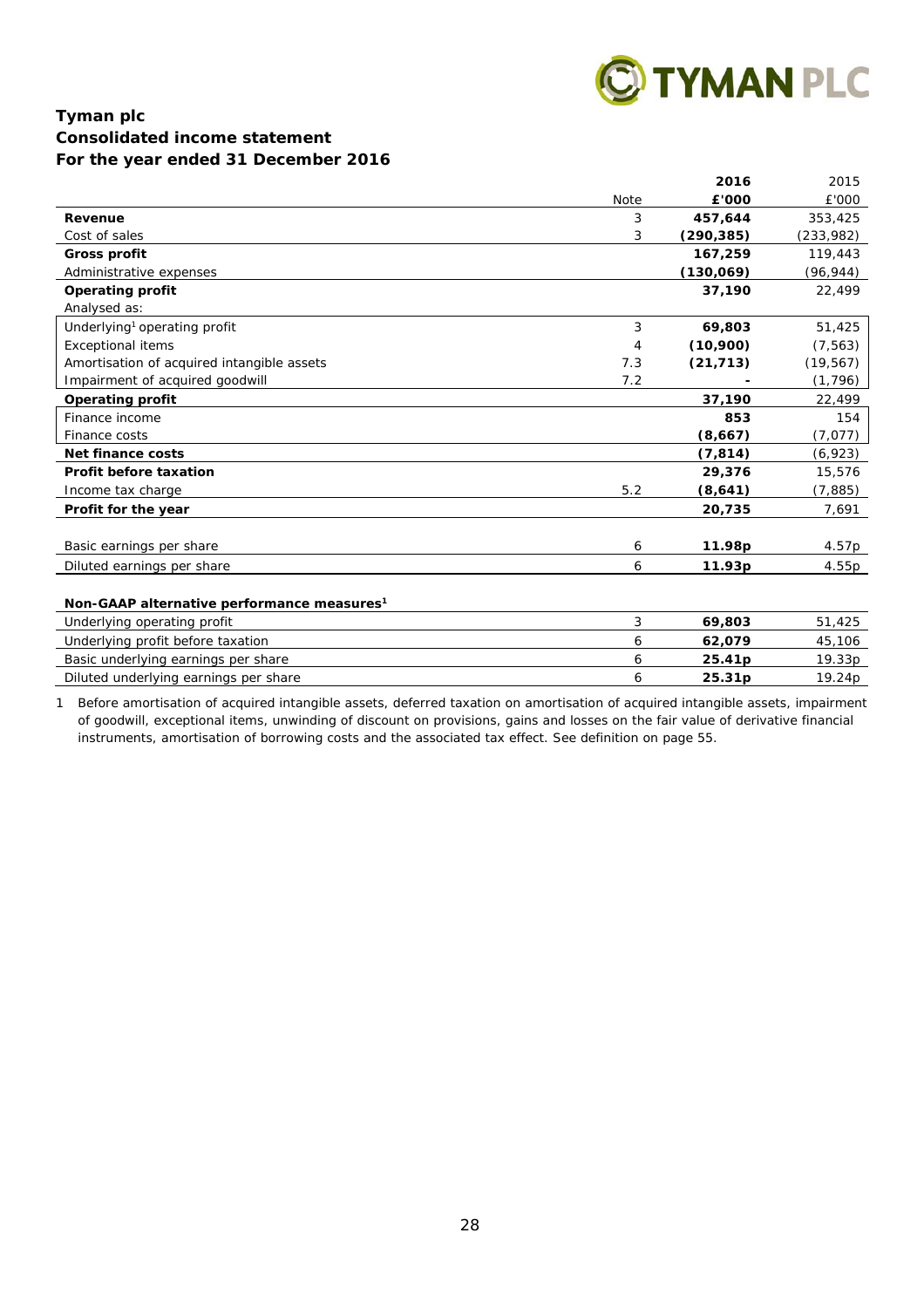## Tyman plc
## Consolidated income statement
## For the year ended 31 December 2016

| | Note | 2016 £'000 | 2015 £'000 |
|---|---|---|---|
| **Revenue** | 3 | **457,644** | 353,425 |
| Cost of sales | 3 | **(290,385)** | (233,982) |
| **Gross profit** | | **167,259** | 119,443 |
| Administrative expenses | | **(130,069)** | (96,944) |
| **Operating profit** | | **37,190** | 22,499 |
| Analysed as: | | | |
| Underlying[1] operating profit | 3 | **69,803** | 51,425 |
| Exceptional items | 4 | **(10,900)** | (7,563) |
| Amortisation of acquired intangible assets | 7.3 | **(21,713)** | (19,567) |
| Impairment of acquired goodwill | 7.2 | **-** | (1,796) |
| **Operating profit** | | **37,190** | 22,499 |
| Finance income | | **853** | 154 |
| Finance costs | | **(8,667)** | (7,077) |
| **Net finance costs** | | **(7,814)** | (6,923) |
| **Profit before taxation** | | **29,376** | 15,576 |
| Income tax charge | 5.2 | **(8,641)** | (7,885) |
| **Profit for the year** | | **20,735** | 7,691 |
| | | | |
| Basic earnings per share | 6 | **11.98p** | 4.57p |
| Diluted earnings per share | 6 | **11.93p** | 4.55p |
| | | | |
| **Non-GAAP alternative performance measures[1]** | | | |
| Underlying operating profit | 3 | **69,803** | 51,425 |
| Underlying profit before taxation | 6 | **62,079** | 45,106 |
| Basic underlying earnings per share | 6 | **25.41p** | 19.33p |
| Diluted underlying earnings per share | 6 | **25.31p** | 19.24p |

1 Before amortisation of acquired intangible assets, deferred taxation on amortisation of acquired intangible assets, impairment of goodwill, exceptional items, unwinding of discount on provisions, gains and losses on the fair value of derivative financial instruments, amortisation of borrowing costs and the associated tax effect. See definition on page 55.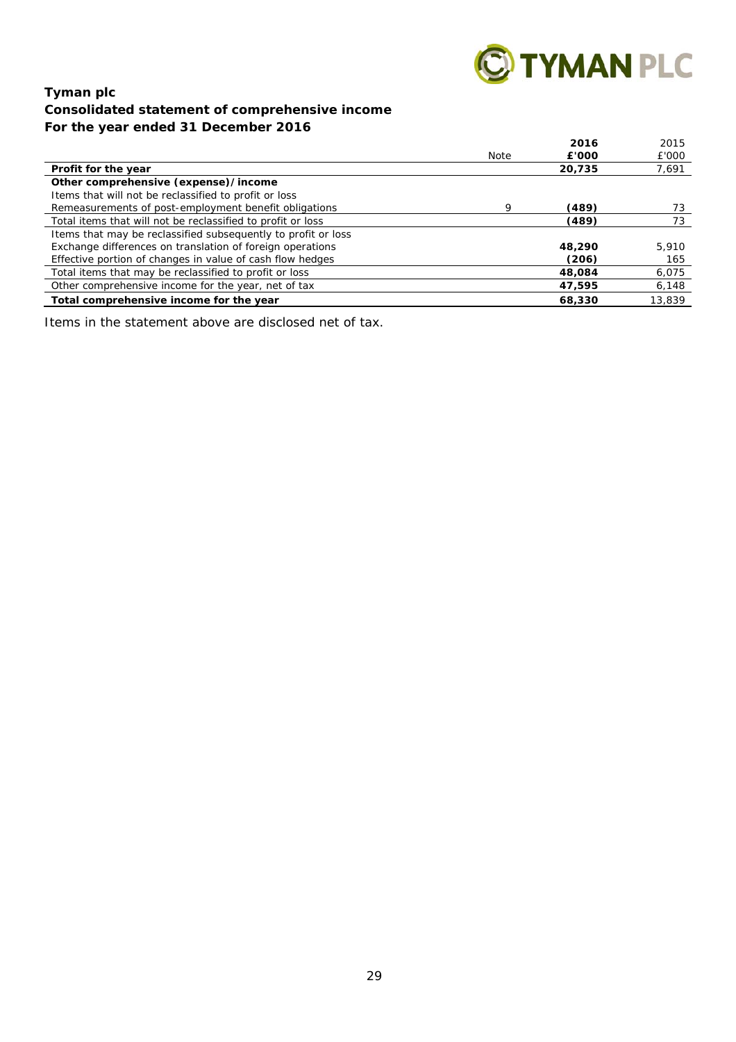**Tyman plc**
**Consolidated statement of comprehensive income**
**For the year ended 31 December 2016**

| | Note | **2016 £'000** | 2015 £'000 |
|---|---|---|---|
| **Profit for the year** | | **20,735** | 7,691 |
| **Other comprehensive (expense)/income** | | | |
| Items that will not be reclassified to profit or loss | | | |
| Remeasurements of post-employment benefit obligations | 9 | **(489)** | 73 |
| Total items that will not be reclassified to profit or loss | | **(489)** | 73 |
| Items that may be reclassified subsequently to profit or loss | | | |
| Exchange differences on translation of foreign operations | | **48,290** | 5,910 |
| Effective portion of changes in value of cash flow hedges | | **(206)** | 165 |
| Total items that may be reclassified to profit or loss | | **48,084** | 6,075 |
| Other comprehensive income for the year, net of tax | | **47,595** | 6,148 |
| **Total comprehensive income for the year** | | **68,330** | 13,839 |

Items in the statement above are disclosed net of tax.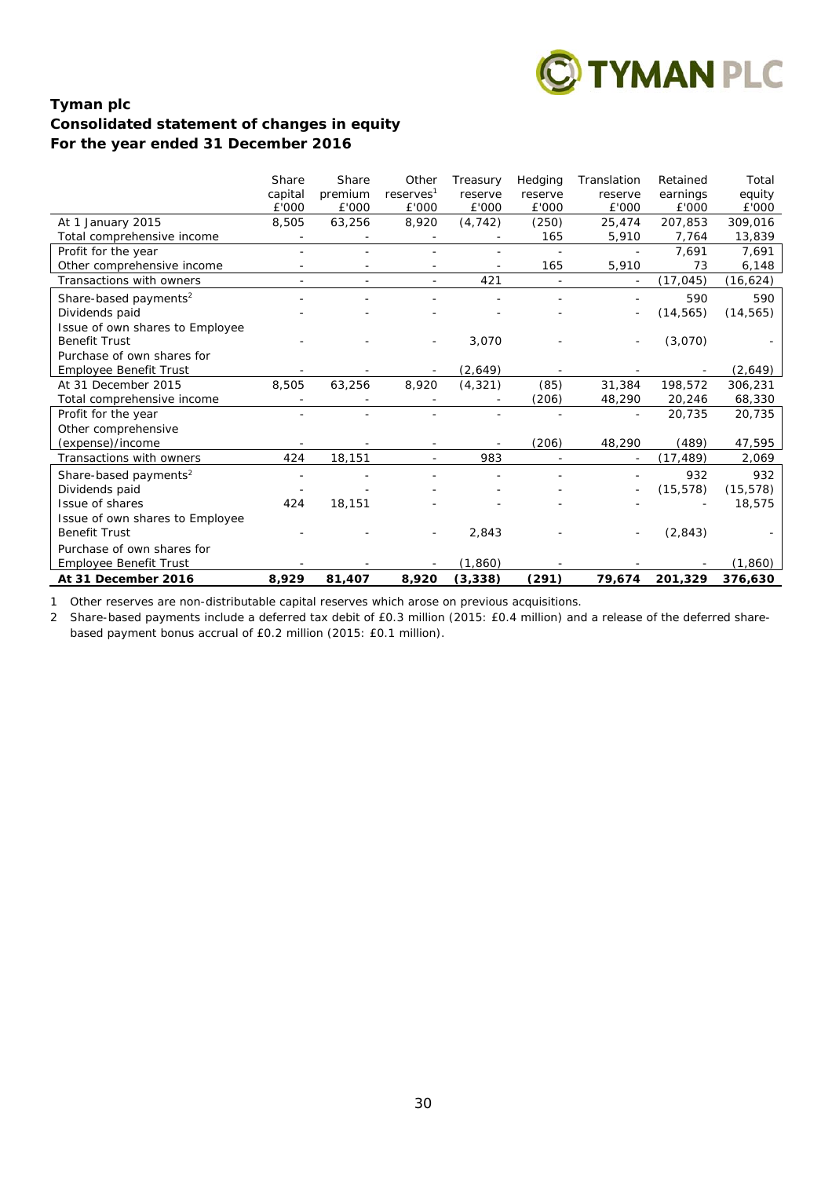**Tyman plc**
**Consolidated statement of changes in equity**
**For the year ended 31 December 2016**

| | Share capital £'000 | Share premium £'000 | Other reserves[1] £'000 | Treasury reserve £'000 | Hedging reserve £'000 | Translation reserve £'000 | Retained earnings £'000 | Total equity £'000 |
|---|---|---|---|---|---|---|---|---|
| At 1 January 2015 | 8,505 | 63,256 | 8,920 | (4,742) | (250) | 25,474 | 207,853 | 309,016 |
| Total comprehensive income | - | - | - | - | 165 | 5,910 | 7,764 | 13,839 |
| Profit for the year | - | - | - | - | - | - | 7,691 | 7,691 |
| Other comprehensive income | - | - | - | - | 165 | 5,910 | 73 | 6,148 |
| Transactions with owners | - | - | - | 421 | - | - | (17,045) | (16,624) |
| Share-based payments[2] | - | - | - | - | - | - | 590 | 590 |
| Dividends paid | - | - | - | - | - | - | (14,565) | (14,565) |
| Issue of own shares to Employee Benefit Trust | - | - | - | 3,070 | - | - | (3,070) | - |
| Purchase of own shares for Employee Benefit Trust | - | - | - | (2,649) | - | - | - | (2,649) |
| At 31 December 2015 | 8,505 | 63,256 | 8,920 | (4,321) | (85) | 31,384 | 198,572 | 306,231 |
| Total comprehensive income | - | - | - | - | (206) | 48,290 | 20,246 | 68,330 |
| Profit for the year | - | - | - | - | - | - | 20,735 | 20,735 |
| Other comprehensive (expense)/income | - | - | - | - | (206) | 48,290 | (489) | 47,595 |
| Transactions with owners | 424 | 18,151 | - | 983 | - | - | (17,489) | 2,069 |
| Share-based payments[2] | - | - | - | - | - | - | 932 | 932 |
| Dividends paid | - | - | - | - | - | - | (15,578) | (15,578) |
| Issue of shares | 424 | 18,151 | - | - | - | - | - | 18,575 |
| Issue of own shares to Employee Benefit Trust | - | - | - | 2,843 | - | - | (2,843) | - |
| Purchase of own shares for Employee Benefit Trust | - | - | - | (1,860) | - | - | - | (1,860) |
| **At 31 December 2016** | **8,929** | **81,407** | **8,920** | **(3,338)** | **(291)** | **79,674** | **201,329** | **376,630** |

1 Other reserves are non-distributable capital reserves which arose on previous acquisitions.

2 Share-based payments include a deferred tax debit of £0.3 million (2015: £0.4 million) and a release of the deferred share-based payment bonus accrual of £0.2 million (2015: £0.1 million).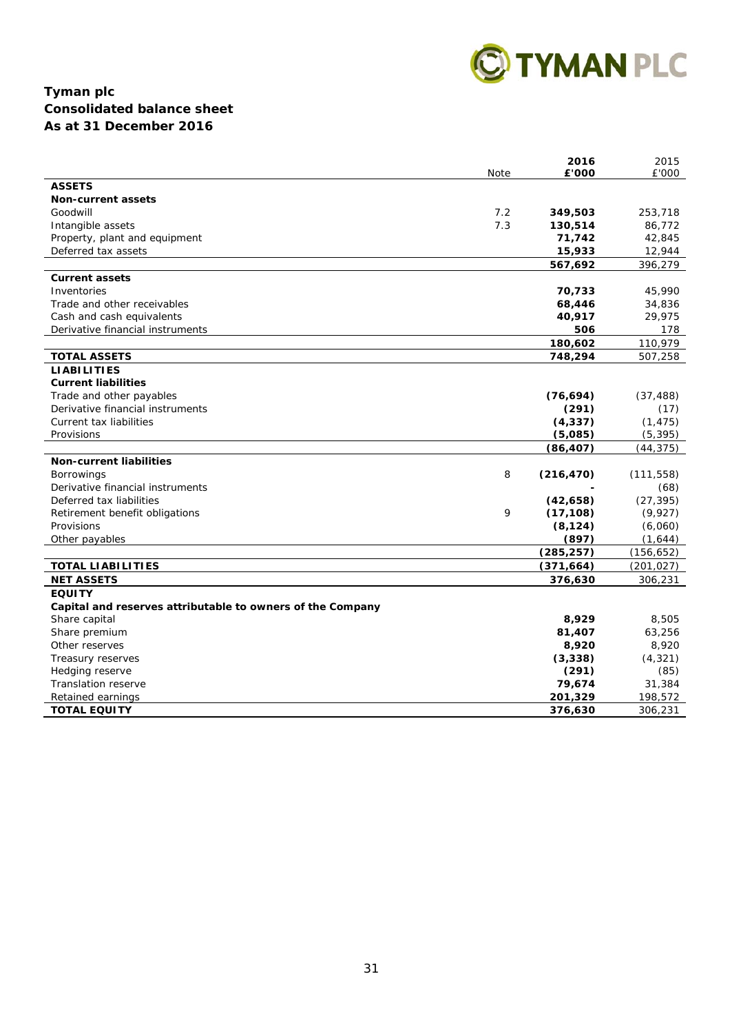# Tyman plc

## Consolidated balance sheet

## As at 31 December 2016

| | Note | 2016 £'000 | 2015 £'000 |
|---|---|---|---|
| **ASSETS** | | | |
| **Non-current assets** | | | |
| Goodwill | 7.2 | **349,503** | 253,718 |
| Intangible assets | 7.3 | **130,514** | 86,772 |
| Property, plant and equipment | | **71,742** | 42,845 |
| Deferred tax assets | | **15,933** | 12,944 |
| | | **567,692** | 396,279 |
| **Current assets** | | | |
| Inventories | | **70,733** | 45,990 |
| Trade and other receivables | | **68,446** | 34,836 |
| Cash and cash equivalents | | **40,917** | 29,975 |
| Derivative financial instruments | | **506** | 178 |
| | | **180,602** | 110,979 |
| **TOTAL ASSETS** | | **748,294** | 507,258 |
| **LIABILITIES** | | | |
| **Current liabilities** | | | |
| Trade and other payables | | **(76,694)** | (37,488) |
| Derivative financial instruments | | **(291)** | (17) |
| Current tax liabilities | | **(4,337)** | (1,475) |
| Provisions | | **(5,085)** | (5,395) |
| | | **(86,407)** | (44,375) |
| **Non-current liabilities** | | | |
| Borrowings | 8 | **(216,470)** | (111,558) |
| Derivative financial instruments | | **-** | (68) |
| Deferred tax liabilities | | **(42,658)** | (27,395) |
| Retirement benefit obligations | 9 | **(17,108)** | (9,927) |
| Provisions | | **(8,124)** | (6,060) |
| Other payables | | **(897)** | (1,644) |
| | | **(285,257)** | (156,652) |
| **TOTAL LIABILITIES** | | **(371,664)** | (201,027) |
| **NET ASSETS** | | **376,630** | 306,231 |
| **EQUITY** | | | |
| **Capital and reserves attributable to owners of the Company** | | | |
| Share capital | | **8,929** | 8,505 |
| Share premium | | **81,407** | 63,256 |
| Other reserves | | **8,920** | 8,920 |
| Treasury reserves | | **(3,338)** | (4,321) |
| Hedging reserve | | **(291)** | (85) |
| Translation reserve | | **79,674** | 31,384 |
| Retained earnings | | **201,329** | 198,572 |
| **TOTAL EQUITY** | | **376,630** | 306,231 |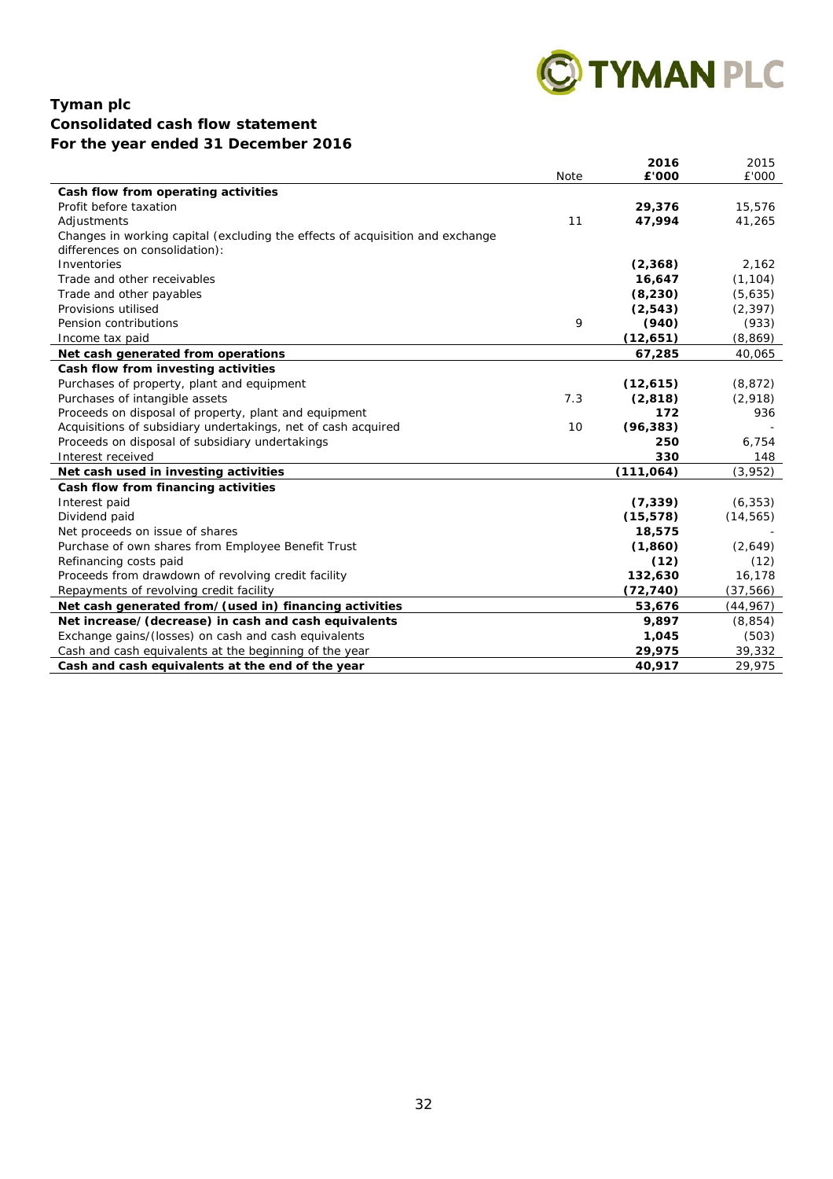# Tyman plc
## Consolidated cash flow statement
## For the year ended 31 December 2016

| | Note | 2016 £'000 | 2015 £'000 |
|---|---|---|---|
| **Cash flow from operating activities** | | | |
| Profit before taxation | | **29,376** | 15,576 |
| Adjustments | 11 | **47,994** | 41,265 |
| Changes in working capital (excluding the effects of acquisition and exchange differences on consolidation): | | | |
| Inventories | | **(2,368)** | 2,162 |
| Trade and other receivables | | **16,647** | (1,104) |
| Trade and other payables | | **(8,230)** | (5,635) |
| Provisions utilised | | **(2,543)** | (2,397) |
| Pension contributions | 9 | **(940)** | (933) |
| Income tax paid | | **(12,651)** | (8,869) |
| **Net cash generated from operations** | | **67,285** | 40,065 |
| **Cash flow from investing activities** | | | |
| Purchases of property, plant and equipment | | **(12,615)** | (8,872) |
| Purchases of intangible assets | 7.3 | **(2,818)** | (2,918) |
| Proceeds on disposal of property, plant and equipment | | **172** | 936 |
| Acquisitions of subsidiary undertakings, net of cash acquired | 10 | **(96,383)** | - |
| Proceeds on disposal of subsidiary undertakings | | **250** | 6,754 |
| Interest received | | **330** | 148 |
| **Net cash used in investing activities** | | **(111,064)** | (3,952) |
| **Cash flow from financing activities** | | | |
| Interest paid | | **(7,339)** | (6,353) |
| Dividend paid | | **(15,578)** | (14,565) |
| Net proceeds on issue of shares | | **18,575** | - |
| Purchase of own shares from Employee Benefit Trust | | **(1,860)** | (2,649) |
| Refinancing costs paid | | **(12)** | (12) |
| Proceeds from drawdown of revolving credit facility | | **132,630** | 16,178 |
| Repayments of revolving credit facility | | **(72,740)** | (37,566) |
| **Net cash generated from/(used in) financing activities** | | **53,676** | (44,967) |
| **Net increase/(decrease) in cash and cash equivalents** | | **9,897** | (8,854) |
| Exchange gains/(losses) on cash and cash equivalents | | **1,045** | (503) |
| Cash and cash equivalents at the beginning of the year | | **29,975** | 39,332 |
| **Cash and cash equivalents at the end of the year** | | **40,917** | 29,975 |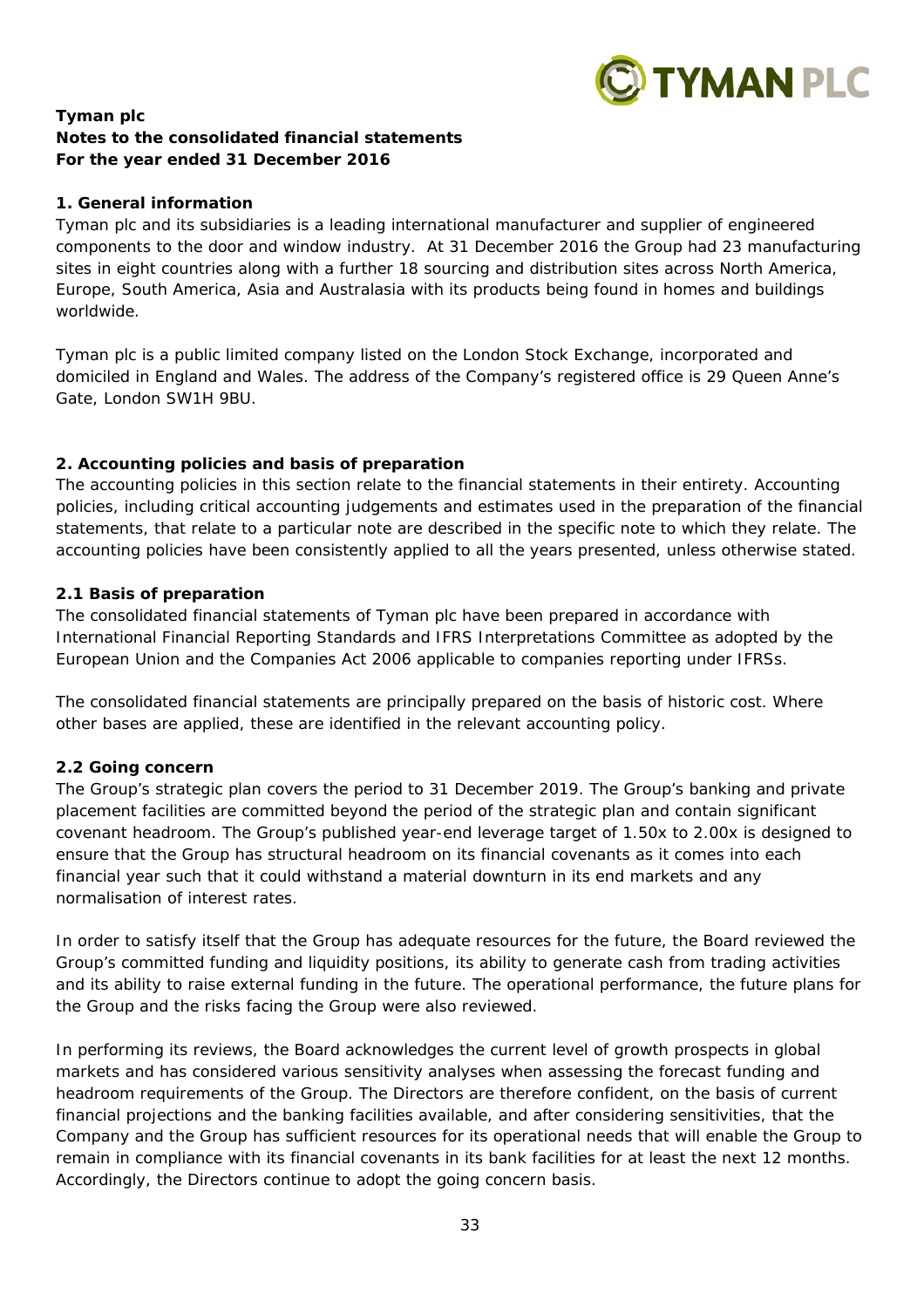**Tyman plc**
**Notes to the consolidated financial statements**
**For the year ended 31 December 2016**

**1. General information**

Tyman plc and its subsidiaries is a leading international manufacturer and supplier of engineered components to the door and window industry. At 31 December 2016 the Group had 23 manufacturing sites in eight countries along with a further 18 sourcing and distribution sites across North America, Europe, South America, Asia and Australasia with its products being found in homes and buildings worldwide.

Tyman plc is a public limited company listed on the London Stock Exchange, incorporated and domiciled in England and Wales. The address of the Company's registered office is 29 Queen Anne's Gate, London SW1H 9BU.

**2. Accounting policies and basis of preparation**

The accounting policies in this section relate to the financial statements in their entirety. Accounting policies, including critical accounting judgements and estimates used in the preparation of the financial statements, that relate to a particular note are described in the specific note to which they relate. The accounting policies have been consistently applied to all the years presented, unless otherwise stated.

**2.1 Basis of preparation**

The consolidated financial statements of Tyman plc have been prepared in accordance with International Financial Reporting Standards and IFRS Interpretations Committee as adopted by the European Union and the Companies Act 2006 applicable to companies reporting under IFRSs.

The consolidated financial statements are principally prepared on the basis of historic cost. Where other bases are applied, these are identified in the relevant accounting policy.

**2.2 Going concern**

The Group's strategic plan covers the period to 31 December 2019. The Group's banking and private placement facilities are committed beyond the period of the strategic plan and contain significant covenant headroom. The Group's published year-end leverage target of 1.50x to 2.00x is designed to ensure that the Group has structural headroom on its financial covenants as it comes into each financial year such that it could withstand a material downturn in its end markets and any normalisation of interest rates.

In order to satisfy itself that the Group has adequate resources for the future, the Board reviewed the Group's committed funding and liquidity positions, its ability to generate cash from trading activities and its ability to raise external funding in the future. The operational performance, the future plans for the Group and the risks facing the Group were also reviewed.

In performing its reviews, the Board acknowledges the current level of growth prospects in global markets and has considered various sensitivity analyses when assessing the forecast funding and headroom requirements of the Group. The Directors are therefore confident, on the basis of current financial projections and the banking facilities available, and after considering sensitivities, that the Company and the Group has sufficient resources for its operational needs that will enable the Group to remain in compliance with its financial covenants in its bank facilities for at least the next 12 months. Accordingly, the Directors continue to adopt the going concern basis.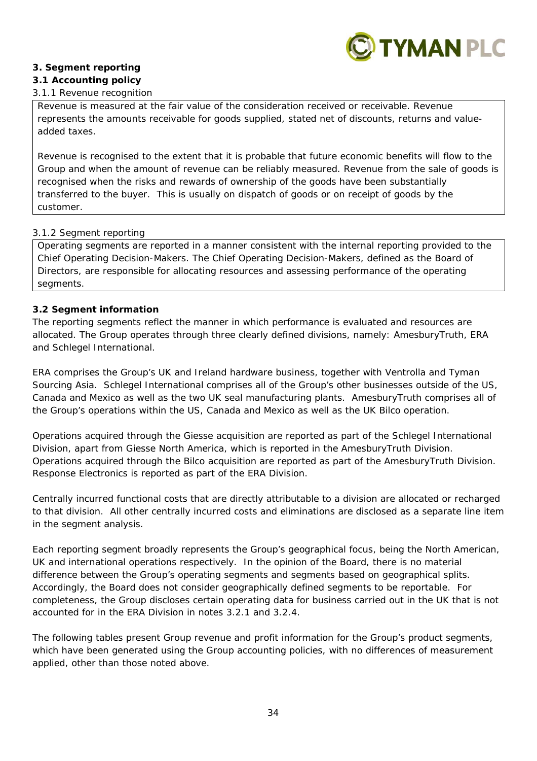## 3. Segment reporting

### 3.1 Accounting policy

#### 3.1.1 Revenue recognition

Revenue is measured at the fair value of the consideration received or receivable. Revenue represents the amounts receivable for goods supplied, stated net of discounts, returns and value-added taxes.

Revenue is recognised to the extent that it is probable that future economic benefits will flow to the Group and when the amount of revenue can be reliably measured. Revenue from the sale of goods is recognised when the risks and rewards of ownership of the goods have been substantially transferred to the buyer. This is usually on dispatch of goods or on receipt of goods by the customer.

#### 3.1.2 Segment reporting

Operating segments are reported in a manner consistent with the internal reporting provided to the Chief Operating Decision-Makers. The Chief Operating Decision-Makers, defined as the Board of Directors, are responsible for allocating resources and assessing performance of the operating segments.

### 3.2 Segment information

The reporting segments reflect the manner in which performance is evaluated and resources are allocated. The Group operates through three clearly defined divisions, namely: AmesburyTruth, ERA and Schlegel International.

ERA comprises the Group's UK and Ireland hardware business, together with Ventrolla and Tyman Sourcing Asia. Schlegel International comprises all of the Group's other businesses outside of the US, Canada and Mexico as well as the two UK seal manufacturing plants. AmesburyTruth comprises all of the Group's operations within the US, Canada and Mexico as well as the UK Bilco operation.

Operations acquired through the Giesse acquisition are reported as part of the Schlegel International Division, apart from Giesse North America, which is reported in the AmesburyTruth Division. Operations acquired through the Bilco acquisition are reported as part of the AmesburyTruth Division. Response Electronics is reported as part of the ERA Division.

Centrally incurred functional costs that are directly attributable to a division are allocated or recharged to that division. All other centrally incurred costs and eliminations are disclosed as a separate line item in the segment analysis.

Each reporting segment broadly represents the Group's geographical focus, being the North American, UK and international operations respectively. In the opinion of the Board, there is no material difference between the Group's operating segments and segments based on geographical splits. Accordingly, the Board does not consider geographically defined segments to be reportable. For completeness, the Group discloses certain operating data for business carried out in the UK that is not accounted for in the ERA Division in notes 3.2.1 and 3.2.4.

The following tables present Group revenue and profit information for the Group's product segments, which have been generated using the Group accounting policies, with no differences of measurement applied, other than those noted above.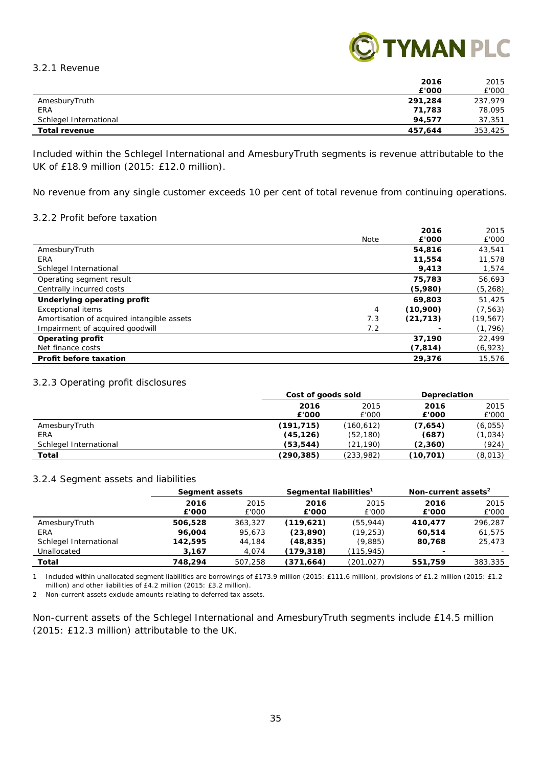### 3.2.1 Revenue

| | 2016 £'000 | 2015 £'000 |
|---|---|---|
| AmesburyTruth | **291,284** | 237,979 |
| ERA | **71,783** | 78,095 |
| Schlegel International | **94,577** | 37,351 |
| **Total revenue** | **457,644** | 353,425 |

Included within the Schlegel International and AmesburyTruth segments is revenue attributable to the UK of £18.9 million (2015: £12.0 million).

No revenue from any single customer exceeds 10 per cent of total revenue from continuing operations.

### 3.2.2 Profit before taxation

| | Note | 2016 £'000 | 2015 £'000 |
|---|---|---|---|
| AmesburyTruth | | **54,816** | 43,541 |
| ERA | | **11,554** | 11,578 |
| Schlegel International | | **9,413** | 1,574 |
| Operating segment result | | **75,783** | 56,693 |
| Centrally incurred costs | | **(5,980)** | (5,268) |
| **Underlying operating profit** | | **69,803** | 51,425 |
| Exceptional items | 4 | **(10,900)** | (7,563) |
| Amortisation of acquired intangible assets | 7.3 | **(21,713)** | (19,567) |
| Impairment of acquired goodwill | 7.2 | **-** | (1,796) |
| **Operating profit** | | **37,190** | 22,499 |
| Net finance costs | | **(7,814)** | (6,923) |
| **Profit before taxation** | | **29,376** | 15,576 |

### 3.2.3 Operating profit disclosures

| | Cost of goods sold | | Depreciation | |
|---|---|---|---|---|
| | 2016 £'000 | 2015 £'000 | 2016 £'000 | 2015 £'000 |
| AmesburyTruth | **(191,715)** | (160,612) | **(7,654)** | (6,055) |
| ERA | **(45,126)** | (52,180) | **(687)** | (1,034) |
| Schlegel International | **(53,544)** | (21,190) | **(2,360)** | (924) |
| **Total** | **(290,385)** | (233,982) | **(10,701)** | (8,013) |

### 3.2.4 Segment assets and liabilities

| | Segment assets | | Segmental liabilities[1] | | Non-current assets[2] | |
|---|---|---|---|---|---|---|
| | 2016 £'000 | 2015 £'000 | 2016 £'000 | 2015 £'000 | 2016 £'000 | 2015 £'000 |
| AmesburyTruth | **506,528** | 363,327 | **(119,621)** | (55,944) | **410,477** | 296,287 |
| ERA | **96,004** | 95,673 | **(23,890)** | (19,253) | **60,514** | 61,575 |
| Schlegel International | **142,595** | 44,184 | **(48,835)** | (9,885) | **80,768** | 25,473 |
| Unallocated | **3,167** | 4,074 | **(179,318)** | (115,945) | **-** | - |
| **Total** | **748,294** | 507,258 | **(371,664)** | (201,027) | **551,759** | 383,335 |

1 Included within unallocated segment liabilities are borrowings of £173.9 million (2015: £111.6 million), provisions of £1.2 million (2015: £1.2 million) and other liabilities of £4.2 million (2015: £3.2 million).

2 Non-current assets exclude amounts relating to deferred tax assets.

Non-current assets of the Schlegel International and AmesburyTruth segments include £14.5 million (2015: £12.3 million) attributable to the UK.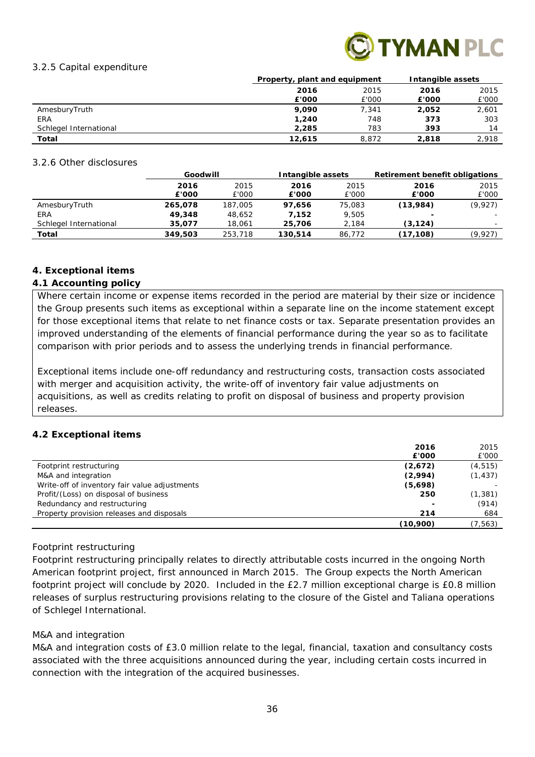### 3.2.5 Capital expenditure

| | Property, plant and equipment | | Intangible assets | |
|---|---|---|---|---|
| | **2016** | 2015 | **2016** | 2015 |
| | **£'000** | £'000 | **£'000** | £'000 |
| AmesburyTruth | **9,090** | 7,341 | **2,052** | 2,601 |
| ERA | **1,240** | 748 | **373** | 303 |
| Schlegel International | **2,285** | 783 | **393** | 14 |
| **Total** | **12,615** | 8,872 | **2,818** | 2,918 |

### 3.2.6 Other disclosures

| | Goodwill | | Intangible assets | | Retirement benefit obligations | |
|---|---|---|---|---|---|---|
| | **2016** | 2015 | **2016** | 2015 | **2016** | 2015 |
| | **£'000** | £'000 | **£'000** | £'000 | **£'000** | £'000 |
| AmesburyTruth | **265,078** | 187,005 | **97,656** | 75,083 | **(13,984)** | (9,927) |
| ERA | **49,348** | 48,652 | **7,152** | 9,505 | **-** | - |
| Schlegel International | **35,077** | 18,061 | **25,706** | 2,184 | **(3,124)** | - |
| **Total** | **349,503** | 253,718 | **130,514** | 86,772 | **(17,108)** | (9,927) |

## 4. Exceptional items

### 4.1 Accounting policy

Where certain income or expense items recorded in the period are material by their size or incidence the Group presents such items as exceptional within a separate line on the income statement except for those exceptional items that relate to net finance costs or tax. Separate presentation provides an improved understanding of the elements of financial performance during the year so as to facilitate comparison with prior periods and to assess the underlying trends in financial performance.

Exceptional items include one-off redundancy and restructuring costs, transaction costs associated with merger and acquisition activity, the write-off of inventory fair value adjustments on acquisitions, as well as credits relating to profit on disposal of business and property provision releases.

### 4.2 Exceptional items

| | **2016** | 2015 |
|---|---|---|
| | **£'000** | £'000 |
| Footprint restructuring | **(2,672)** | (4,515) |
| M&A and integration | **(2,994)** | (1,437) |
| Write-off of inventory fair value adjustments | **(5,698)** | - |
| Profit/(Loss) on disposal of business | **250** | (1,381) |
| Redundancy and restructuring | **-** | (914) |
| Property provision releases and disposals | **214** | 684 |
| | **(10,900)** | (7,563) |

*Footprint restructuring*

Footprint restructuring principally relates to directly attributable costs incurred in the ongoing North American footprint project, first announced in March 2015. The Group expects the North American footprint project will conclude by 2020. Included in the £2.7 million exceptional charge is £0.8 million releases of surplus restructuring provisions relating to the closure of the Gistel and Taliana operations of Schlegel International.

*M&A and integration*

M&A and integration costs of £3.0 million relate to the legal, financial, taxation and consultancy costs associated with the three acquisitions announced during the year, including certain costs incurred in connection with the integration of the acquired businesses.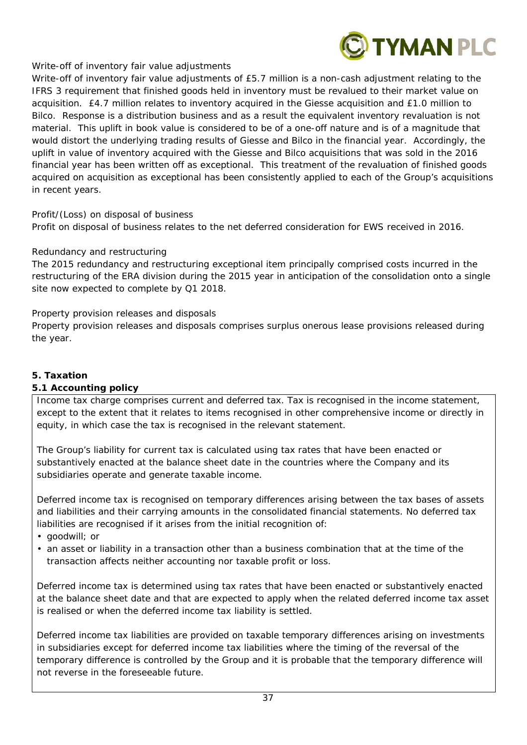Write-off of inventory fair value adjustments

Write-off of inventory fair value adjustments of £5.7 million is a non-cash adjustment relating to the IFRS 3 requirement that finished goods held in inventory must be revalued to their market value on acquisition. £4.7 million relates to inventory acquired in the Giesse acquisition and £1.0 million to Bilco. Response is a distribution business and as a result the equivalent inventory revaluation is not material. This uplift in book value is considered to be of a one-off nature and is of a magnitude that would distort the underlying trading results of Giesse and Bilco in the financial year. Accordingly, the uplift in value of inventory acquired with the Giesse and Bilco acquisitions that was sold in the 2016 financial year has been written off as exceptional. This treatment of the revaluation of finished goods acquired on acquisition as exceptional has been consistently applied to each of the Group's acquisitions in recent years.

Profit/(Loss) on disposal of business

Profit on disposal of business relates to the net deferred consideration for EWS received in 2016.

Redundancy and restructuring

The 2015 redundancy and restructuring exceptional item principally comprised costs incurred in the restructuring of the ERA division during the 2015 year in anticipation of the consolidation onto a single site now expected to complete by Q1 2018.

Property provision releases and disposals

Property provision releases and disposals comprises surplus onerous lease provisions released during the year.

## 5. Taxation

### 5.1 Accounting policy

Income tax charge comprises current and deferred tax. Tax is recognised in the income statement, except to the extent that it relates to items recognised in other comprehensive income or directly in equity, in which case the tax is recognised in the relevant statement.

The Group's liability for current tax is calculated using tax rates that have been enacted or substantively enacted at the balance sheet date in the countries where the Company and its subsidiaries operate and generate taxable income.

Deferred income tax is recognised on temporary differences arising between the tax bases of assets and liabilities and their carrying amounts in the consolidated financial statements. No deferred tax liabilities are recognised if it arises from the initial recognition of:

- goodwill; or
- an asset or liability in a transaction other than a business combination that at the time of the transaction affects neither accounting nor taxable profit or loss.

Deferred income tax is determined using tax rates that have been enacted or substantively enacted at the balance sheet date and that are expected to apply when the related deferred income tax asset is realised or when the deferred income tax liability is settled.

Deferred income tax liabilities are provided on taxable temporary differences arising on investments in subsidiaries except for deferred income tax liabilities where the timing of the reversal of the temporary difference is controlled by the Group and it is probable that the temporary difference will not reverse in the foreseeable future.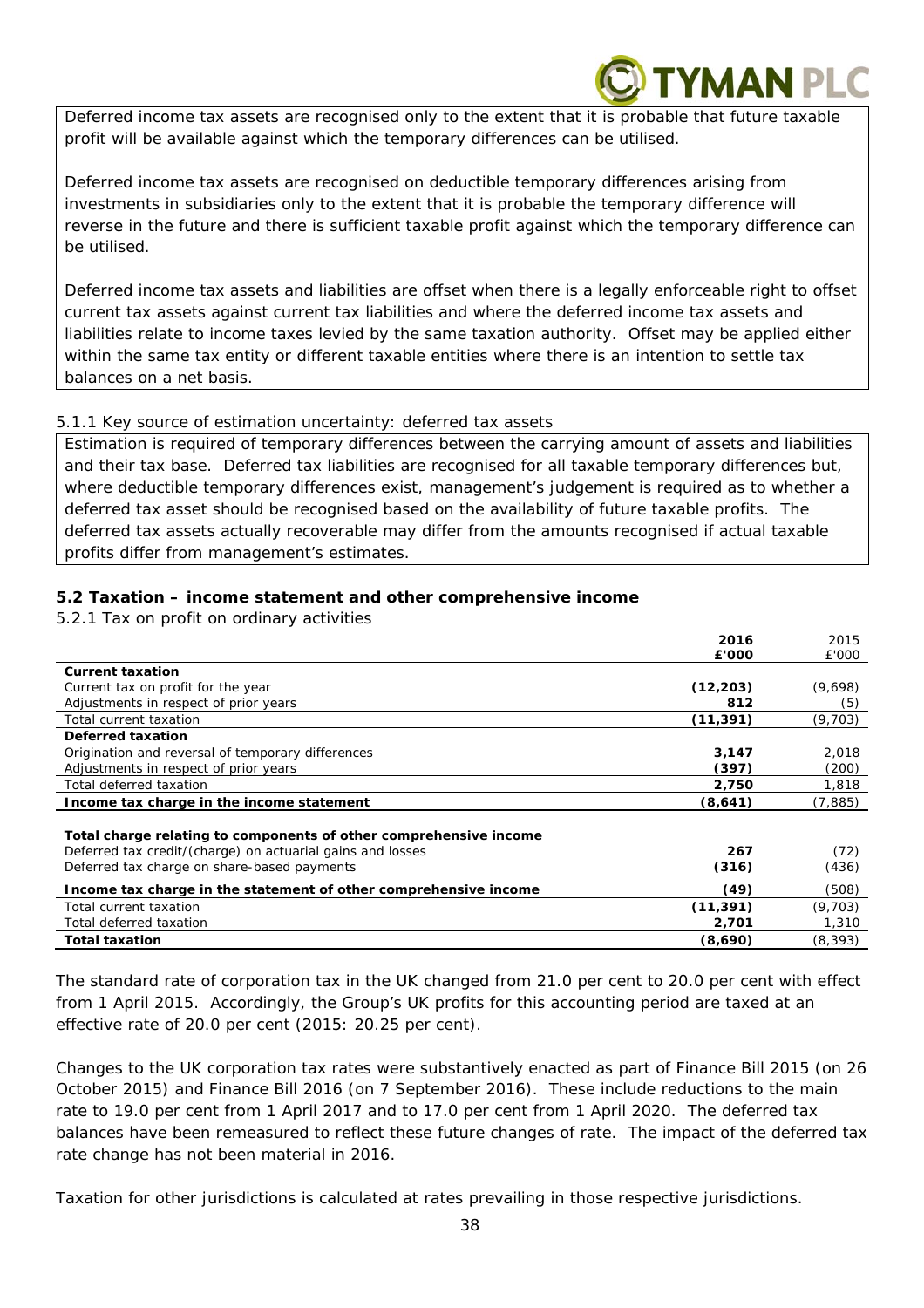Deferred income tax assets are recognised only to the extent that it is probable that future taxable profit will be available against which the temporary differences can be utilised.

Deferred income tax assets are recognised on deductible temporary differences arising from investments in subsidiaries only to the extent that it is probable the temporary difference will reverse in the future and there is sufficient taxable profit against which the temporary difference can be utilised.

Deferred income tax assets and liabilities are offset when there is a legally enforceable right to offset current tax assets against current tax liabilities and where the deferred income tax assets and liabilities relate to income taxes levied by the same taxation authority. Offset may be applied either within the same tax entity or different taxable entities where there is an intention to settle tax balances on a net basis.

5.1.1 Key source of estimation uncertainty: deferred tax assets

Estimation is required of temporary differences between the carrying amount of assets and liabilities and their tax base. Deferred tax liabilities are recognised for all taxable temporary differences but, where deductible temporary differences exist, management's judgement is required as to whether a deferred tax asset should be recognised based on the availability of future taxable profits. The deferred tax assets actually recoverable may differ from the amounts recognised if actual taxable profits differ from management's estimates.

## 5.2 Taxation – income statement and other comprehensive income

5.2.1 Tax on profit on ordinary activities

| | **2016** | 2015 |
|---|---|---|
| | **£'000** | £'000 |
| **Current taxation** | | |
| Current tax on profit for the year | **(12,203)** | (9,698) |
| Adjustments in respect of prior years | **812** | (5) |
| Total current taxation | **(11,391)** | (9,703) |
| **Deferred taxation** | | |
| Origination and reversal of temporary differences | **3,147** | 2,018 |
| Adjustments in respect of prior years | **(397)** | (200) |
| Total deferred taxation | **2,750** | 1,818 |
| **Income tax charge in the income statement** | **(8,641)** | (7,885) |
| | | |
| **Total charge relating to components of other comprehensive income** | | |
| Deferred tax credit/(charge) on actuarial gains and losses | **267** | (72) |
| Deferred tax charge on share-based payments | **(316)** | (436) |
| **Income tax charge in the statement of other comprehensive income** | **(49)** | (508) |
| Total current taxation | **(11,391)** | (9,703) |
| Total deferred taxation | **2,701** | 1,310 |
| **Total taxation** | **(8,690)** | (8,393) |

The standard rate of corporation tax in the UK changed from 21.0 per cent to 20.0 per cent with effect from 1 April 2015. Accordingly, the Group's UK profits for this accounting period are taxed at an effective rate of 20.0 per cent (2015: 20.25 per cent).

Changes to the UK corporation tax rates were substantively enacted as part of Finance Bill 2015 (on 26 October 2015) and Finance Bill 2016 (on 7 September 2016). These include reductions to the main rate to 19.0 per cent from 1 April 2017 and to 17.0 per cent from 1 April 2020. The deferred tax balances have been remeasured to reflect these future changes of rate. The impact of the deferred tax rate change has not been material in 2016.

Taxation for other jurisdictions is calculated at rates prevailing in those respective jurisdictions.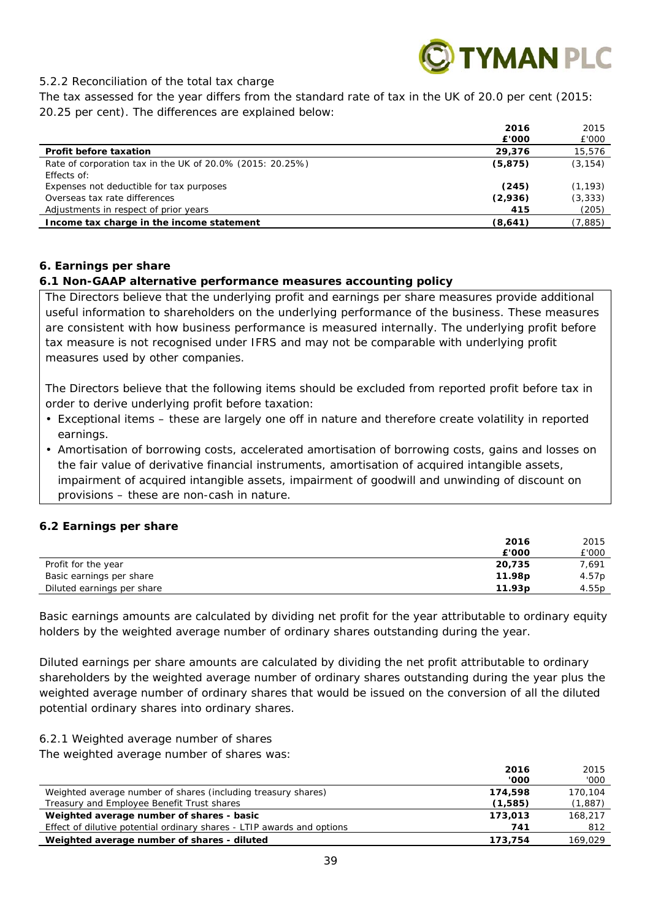5.2.2 Reconciliation of the total tax charge

The tax assessed for the year differs from the standard rate of tax in the UK of 20.0 per cent (2015: 20.25 per cent). The differences are explained below:

| | **2016** | 2015 |
|---|---|---|
| | **£'000** | £'000 |
| **Profit before taxation** | **29,376** | 15,576 |
| Rate of corporation tax in the UK of 20.0% (2015: 20.25%) | **(5,875)** | (3,154) |
| Effects of: | | |
| Expenses not deductible for tax purposes | **(245)** | (1,193) |
| Overseas tax rate differences | **(2,936)** | (3,333) |
| Adjustments in respect of prior years | **415** | (205) |
| **Income tax charge in the income statement** | **(8,641)** | (7,885) |

## 6. Earnings per share

### 6.1 Non-GAAP alternative performance measures accounting policy

The Directors believe that the underlying profit and earnings per share measures provide additional useful information to shareholders on the underlying performance of the business. These measures are consistent with how business performance is measured internally. The underlying profit before tax measure is not recognised under IFRS and may not be comparable with underlying profit measures used by other companies.

The Directors believe that the following items should be excluded from reported profit before tax in order to derive underlying profit before taxation:

- Exceptional items – these are largely one off in nature and therefore create volatility in reported earnings.
- Amortisation of borrowing costs, accelerated amortisation of borrowing costs, gains and losses on the fair value of derivative financial instruments, amortisation of acquired intangible assets, impairment of acquired intangible assets, impairment of goodwill and unwinding of discount on provisions – these are non-cash in nature.

### 6.2 Earnings per share

| | **2016** | 2015 |
|---|---|---|
| | **£'000** | £'000 |
| Profit for the year | **20,735** | 7,691 |
| Basic earnings per share | **11.98p** | 4.57p |
| Diluted earnings per share | **11.93p** | 4.55p |

Basic earnings amounts are calculated by dividing net profit for the year attributable to ordinary equity holders by the weighted average number of ordinary shares outstanding during the year.

Diluted earnings per share amounts are calculated by dividing the net profit attributable to ordinary shareholders by the weighted average number of ordinary shares outstanding during the year plus the weighted average number of ordinary shares that would be issued on the conversion of all the diluted potential ordinary shares into ordinary shares.

6.2.1 Weighted average number of shares

The weighted average number of shares was:

| | **2016** | 2015 |
|---|---|---|
| | **'000** | '000 |
| Weighted average number of shares (including treasury shares) | **174,598** | 170,104 |
| Treasury and Employee Benefit Trust shares | **(1,585)** | (1,887) |
| **Weighted average number of shares - basic** | **173,013** | 168,217 |
| Effect of dilutive potential ordinary shares - LTIP awards and options | **741** | 812 |
| **Weighted average number of shares - diluted** | **173,754** | 169,029 |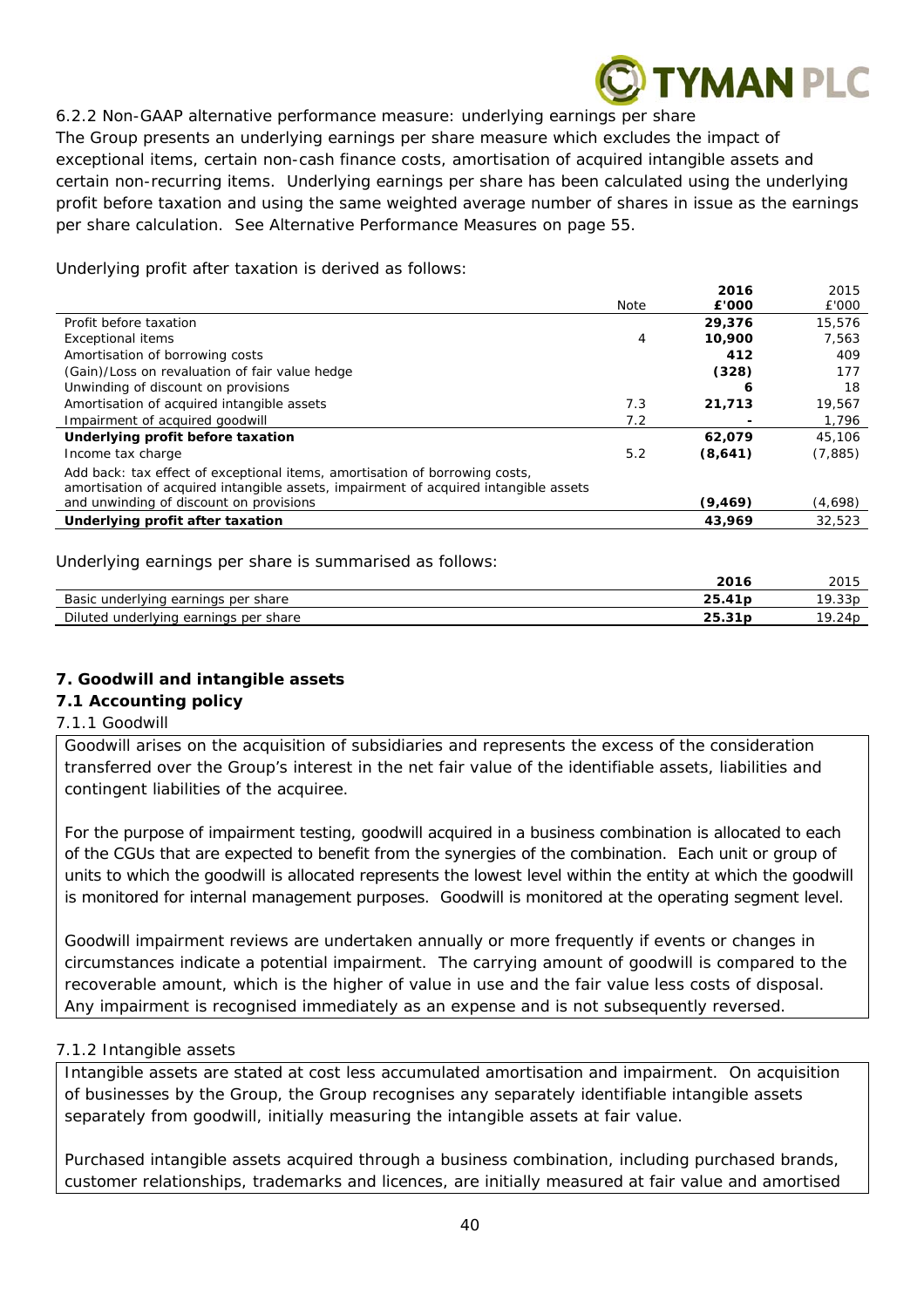#### 6.2.2 Non-GAAP alternative performance measure: underlying earnings per share

The Group presents an underlying earnings per share measure which excludes the impact of exceptional items, certain non-cash finance costs, amortisation of acquired intangible assets and certain non-recurring items. Underlying earnings per share has been calculated using the underlying profit before taxation and using the same weighted average number of shares in issue as the earnings per share calculation. See Alternative Performance Measures on page 55.

Underlying profit after taxation is derived as follows:

| | Note | **2016 £'000** | 2015 £'000 |
|---|---|---|---|
| Profit before taxation | | **29,376** | 15,576 |
| Exceptional items | 4 | **10,900** | 7,563 |
| Amortisation of borrowing costs | | **412** | 409 |
| (Gain)/Loss on revaluation of fair value hedge | | **(328)** | 177 |
| Unwinding of discount on provisions | | **6** | 18 |
| Amortisation of acquired intangible assets | 7.3 | **21,713** | 19,567 |
| Impairment of acquired goodwill | 7.2 | **-** | 1,796 |
| **Underlying profit before taxation** | | **62,079** | 45,106 |
| Income tax charge | 5.2 | **(8,641)** | (7,885) |
| Add back: tax effect of exceptional items, amortisation of borrowing costs, amortisation of acquired intangible assets, impairment of acquired intangible assets and unwinding of discount on provisions | | **(9,469)** | (4,698) |
| **Underlying profit after taxation** | | **43,969** | 32,523 |

Underlying earnings per share is summarised as follows:

| | **2016** | 2015 |
|---|---|---|
| Basic underlying earnings per share | **25.41p** | 19.33p |
| Diluted underlying earnings per share | **25.31p** | 19.24p |

## 7. Goodwill and intangible assets

### 7.1 Accounting policy

#### 7.1.1 Goodwill

Goodwill arises on the acquisition of subsidiaries and represents the excess of the consideration transferred over the Group's interest in the net fair value of the identifiable assets, liabilities and contingent liabilities of the acquiree.

For the purpose of impairment testing, goodwill acquired in a business combination is allocated to each of the CGUs that are expected to benefit from the synergies of the combination. Each unit or group of units to which the goodwill is allocated represents the lowest level within the entity at which the goodwill is monitored for internal management purposes. Goodwill is monitored at the operating segment level.

Goodwill impairment reviews are undertaken annually or more frequently if events or changes in circumstances indicate a potential impairment. The carrying amount of goodwill is compared to the recoverable amount, which is the higher of value in use and the fair value less costs of disposal. Any impairment is recognised immediately as an expense and is not subsequently reversed.

#### 7.1.2 Intangible assets

Intangible assets are stated at cost less accumulated amortisation and impairment. On acquisition of businesses by the Group, the Group recognises any separately identifiable intangible assets separately from goodwill, initially measuring the intangible assets at fair value.

Purchased intangible assets acquired through a business combination, including purchased brands, customer relationships, trademarks and licences, are initially measured at fair value and amortised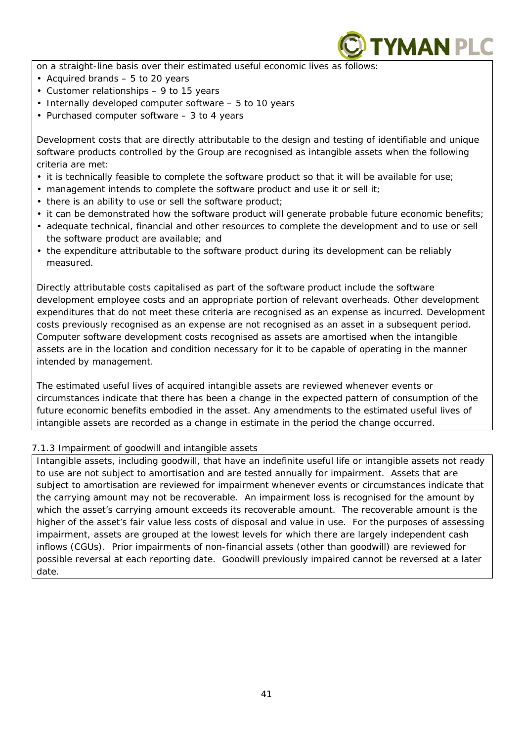on a straight-line basis over their estimated useful economic lives as follows:

- Acquired brands – 5 to 20 years
- Customer relationships – 9 to 15 years
- Internally developed computer software – 5 to 10 years
- Purchased computer software – 3 to 4 years

Development costs that are directly attributable to the design and testing of identifiable and unique software products controlled by the Group are recognised as intangible assets when the following criteria are met:

- it is technically feasible to complete the software product so that it will be available for use;
- management intends to complete the software product and use it or sell it;
- there is an ability to use or sell the software product;
- it can be demonstrated how the software product will generate probable future economic benefits;
- adequate technical, financial and other resources to complete the development and to use or sell the software product are available; and
- the expenditure attributable to the software product during its development can be reliably measured.

Directly attributable costs capitalised as part of the software product include the software development employee costs and an appropriate portion of relevant overheads. Other development expenditures that do not meet these criteria are recognised as an expense as incurred. Development costs previously recognised as an expense are not recognised as an asset in a subsequent period. Computer software development costs recognised as assets are amortised when the intangible assets are in the location and condition necessary for it to be capable of operating in the manner intended by management.

The estimated useful lives of acquired intangible assets are reviewed whenever events or circumstances indicate that there has been a change in the expected pattern of consumption of the future economic benefits embodied in the asset. Any amendments to the estimated useful lives of intangible assets are recorded as a change in estimate in the period the change occurred.

### 7.1.3 Impairment of goodwill and intangible assets

Intangible assets, including goodwill, that have an indefinite useful life or intangible assets not ready to use are not subject to amortisation and are tested annually for impairment. Assets that are subject to amortisation are reviewed for impairment whenever events or circumstances indicate that the carrying amount may not be recoverable. An impairment loss is recognised for the amount by which the asset's carrying amount exceeds its recoverable amount. The recoverable amount is the higher of the asset's fair value less costs of disposal and value in use. For the purposes of assessing impairment, assets are grouped at the lowest levels for which there are largely independent cash inflows (CGUs). Prior impairments of non-financial assets (other than goodwill) are reviewed for possible reversal at each reporting date. Goodwill previously impaired cannot be reversed at a later date.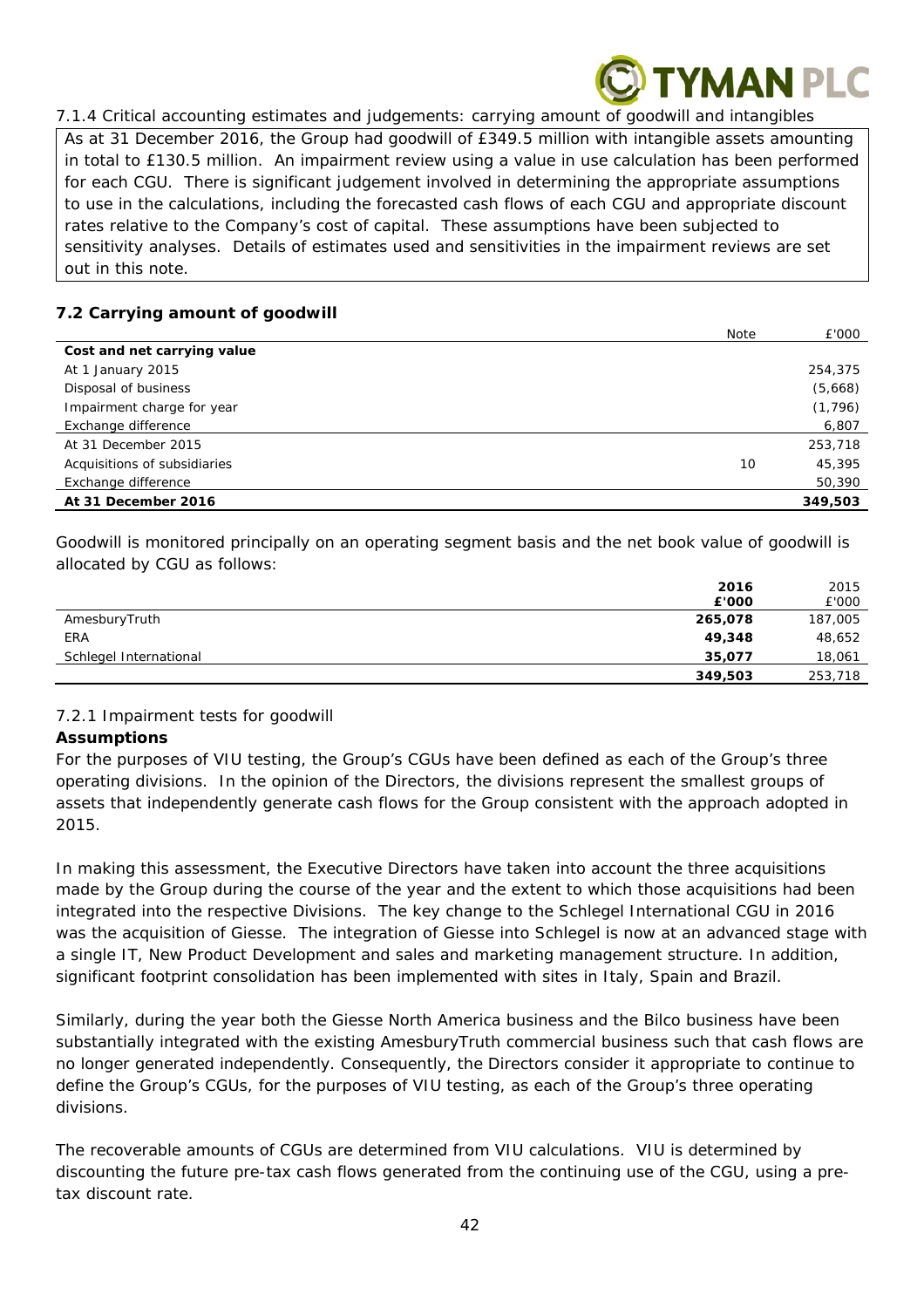7.1.4 Critical accounting estimates and judgements: carrying amount of goodwill and intangibles

As at 31 December 2016, the Group had goodwill of £349.5 million with intangible assets amounting in total to £130.5 million. An impairment review using a value in use calculation has been performed for each CGU. There is significant judgement involved in determining the appropriate assumptions to use in the calculations, including the forecasted cash flows of each CGU and appropriate discount rates relative to the Company's cost of capital. These assumptions have been subjected to sensitivity analyses. Details of estimates used and sensitivities in the impairment reviews are set out in this note.

### 7.2 Carrying amount of goodwill

| | Note | £'000 |
|---|---|---|
| **Cost and net carrying value** | | |
| At 1 January 2015 | | 254,375 |
| Disposal of business | | (5,668) |
| Impairment charge for year | | (1,796) |
| Exchange difference | | 6,807 |
| At 31 December 2015 | | 253,718 |
| Acquisitions of subsidiaries | 10 | 45,395 |
| Exchange difference | | 50,390 |
| **At 31 December 2016** | | **349,503** |

Goodwill is monitored principally on an operating segment basis and the net book value of goodwill is allocated by CGU as follows:

| | **2016 £'000** | 2015 £'000 |
|---|---|---|
| AmesburyTruth | **265,078** | 187,005 |
| ERA | **49,348** | 48,652 |
| Schlegel International | **35,077** | 18,061 |
| | **349,503** | 253,718 |

7.2.1 Impairment tests for goodwill

**Assumptions**

For the purposes of VIU testing, the Group's CGUs have been defined as each of the Group's three operating divisions. In the opinion of the Directors, the divisions represent the smallest groups of assets that independently generate cash flows for the Group consistent with the approach adopted in 2015.

In making this assessment, the Executive Directors have taken into account the three acquisitions made by the Group during the course of the year and the extent to which those acquisitions had been integrated into the respective Divisions. The key change to the Schlegel International CGU in 2016 was the acquisition of Giesse. The integration of Giesse into Schlegel is now at an advanced stage with a single IT, New Product Development and sales and marketing management structure. In addition, significant footprint consolidation has been implemented with sites in Italy, Spain and Brazil.

Similarly, during the year both the Giesse North America business and the Bilco business have been substantially integrated with the existing AmesburyTruth commercial business such that cash flows are no longer generated independently. Consequently, the Directors consider it appropriate to continue to define the Group's CGUs, for the purposes of VIU testing, as each of the Group's three operating divisions.

The recoverable amounts of CGUs are determined from VIU calculations. VIU is determined by discounting the future pre-tax cash flows generated from the continuing use of the CGU, using a pre-tax discount rate.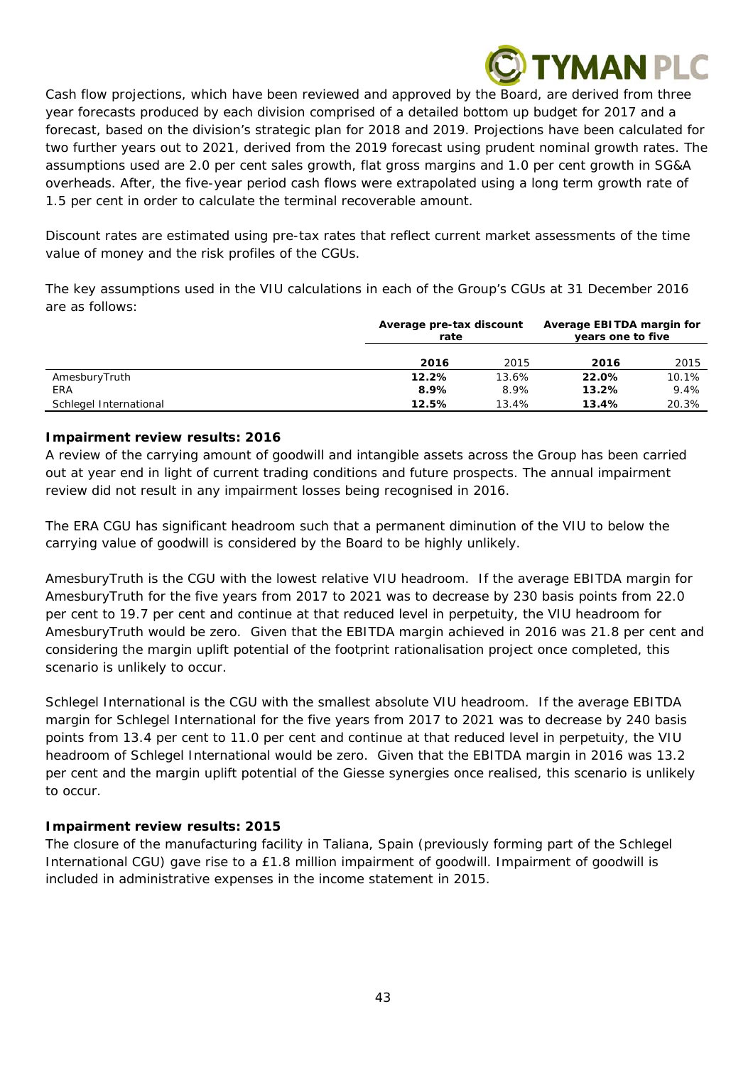Cash flow projections, which have been reviewed and approved by the Board, are derived from three year forecasts produced by each division comprised of a detailed bottom up budget for 2017 and a forecast, based on the division's strategic plan for 2018 and 2019. Projections have been calculated for two further years out to 2021, derived from the 2019 forecast using prudent nominal growth rates. The assumptions used are 2.0 per cent sales growth, flat gross margins and 1.0 per cent growth in SG&A overheads. After, the five-year period cash flows were extrapolated using a long term growth rate of 1.5 per cent in order to calculate the terminal recoverable amount.

Discount rates are estimated using pre-tax rates that reflect current market assessments of the time value of money and the risk profiles of the CGUs.

The key assumptions used in the VIU calculations in each of the Group's CGUs at 31 December 2016 are as follows:

| | Average pre-tax discount rate | | Average EBITDA margin for years one to five | |
|---|---|---|---|---|
| | **2016** | 2015 | **2016** | 2015 |
| AmesburyTruth | **12.2%** | 13.6% | **22.0%** | 10.1% |
| ERA | **8.9%** | 8.9% | **13.2%** | 9.4% |
| Schlegel International | **12.5%** | 13.4% | **13.4%** | 20.3% |

**Impairment review results: 2016**

A review of the carrying amount of goodwill and intangible assets across the Group has been carried out at year end in light of current trading conditions and future prospects. The annual impairment review did not result in any impairment losses being recognised in 2016.

The ERA CGU has significant headroom such that a permanent diminution of the VIU to below the carrying value of goodwill is considered by the Board to be highly unlikely.

AmesburyTruth is the CGU with the lowest relative VIU headroom. If the average EBITDA margin for AmesburyTruth for the five years from 2017 to 2021 was to decrease by 230 basis points from 22.0 per cent to 19.7 per cent and continue at that reduced level in perpetuity, the VIU headroom for AmesburyTruth would be zero. Given that the EBITDA margin achieved in 2016 was 21.8 per cent and considering the margin uplift potential of the footprint rationalisation project once completed, this scenario is unlikely to occur.

Schlegel International is the CGU with the smallest absolute VIU headroom. If the average EBITDA margin for Schlegel International for the five years from 2017 to 2021 was to decrease by 240 basis points from 13.4 per cent to 11.0 per cent and continue at that reduced level in perpetuity, the VIU headroom of Schlegel International would be zero. Given that the EBITDA margin in 2016 was 13.2 per cent and the margin uplift potential of the Giesse synergies once realised, this scenario is unlikely to occur.

**Impairment review results: 2015**

The closure of the manufacturing facility in Taliana, Spain (previously forming part of the Schlegel International CGU) gave rise to a £1.8 million impairment of goodwill. Impairment of goodwill is included in administrative expenses in the income statement in 2015.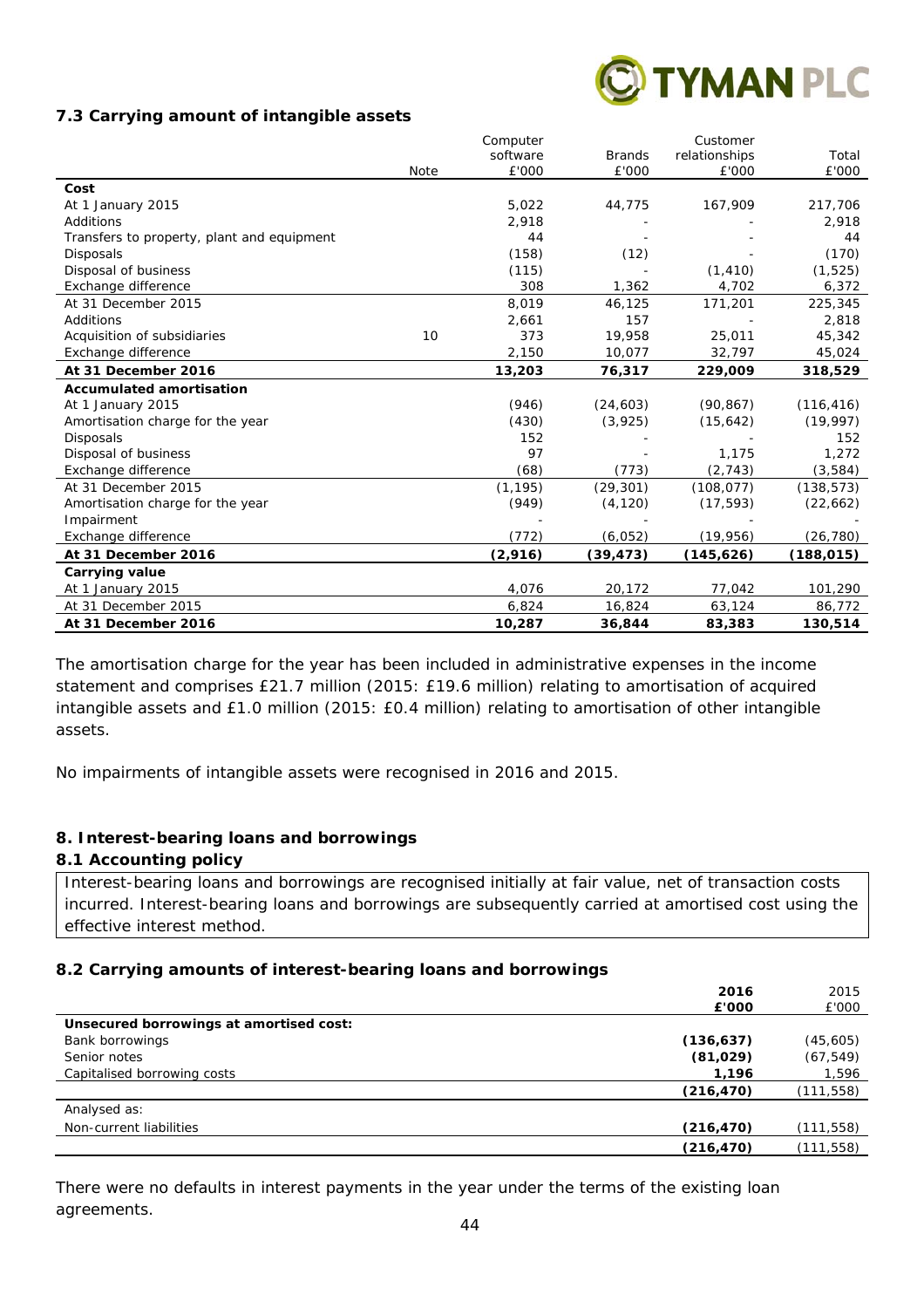### 7.3 Carrying amount of intangible assets

| | Note | Computer software £'000 | Brands £'000 | Customer relationships £'000 | Total £'000 |
|---|---|---|---|---|---|
| **Cost** | | | | | |
| At 1 January 2015 | | 5,022 | 44,775 | 167,909 | 217,706 |
| Additions | | 2,918 | - | - | 2,918 |
| Transfers to property, plant and equipment | | 44 | - | - | 44 |
| Disposals | | (158) | (12) | - | (170) |
| Disposal of business | | (115) | - | (1,410) | (1,525) |
| Exchange difference | | 308 | 1,362 | 4,702 | 6,372 |
| At 31 December 2015 | | 8,019 | 46,125 | 171,201 | 225,345 |
| Additions | | 2,661 | 157 | - | 2,818 |
| Acquisition of subsidiaries | 10 | 373 | 19,958 | 25,011 | 45,342 |
| Exchange difference | | 2,150 | 10,077 | 32,797 | 45,024 |
| **At 31 December 2016** | | **13,203** | **76,317** | **229,009** | **318,529** |
| **Accumulated amortisation** | | | | | |
| At 1 January 2015 | | (946) | (24,603) | (90,867) | (116,416) |
| Amortisation charge for the year | | (430) | (3,925) | (15,642) | (19,997) |
| Disposals | | 152 | - | - | 152 |
| Disposal of business | | 97 | - | 1,175 | 1,272 |
| Exchange difference | | (68) | (773) | (2,743) | (3,584) |
| At 31 December 2015 | | (1,195) | (29,301) | (108,077) | (138,573) |
| Amortisation charge for the year | | (949) | (4,120) | (17,593) | (22,662) |
| Impairment | | - | - | - | - |
| Exchange difference | | (772) | (6,052) | (19,956) | (26,780) |
| **At 31 December 2016** | | **(2,916)** | **(39,473)** | **(145,626)** | **(188,015)** |
| **Carrying value** | | | | | |
| At 1 January 2015 | | 4,076 | 20,172 | 77,042 | 101,290 |
| At 31 December 2015 | | 6,824 | 16,824 | 63,124 | 86,772 |
| **At 31 December 2016** | | **10,287** | **36,844** | **83,383** | **130,514** |

The amortisation charge for the year has been included in administrative expenses in the income statement and comprises £21.7 million (2015: £19.6 million) relating to amortisation of acquired intangible assets and £1.0 million (2015: £0.4 million) relating to amortisation of other intangible assets.

No impairments of intangible assets were recognised in 2016 and 2015.

## 8. Interest-bearing loans and borrowings

### 8.1 Accounting policy

Interest-bearing loans and borrowings are recognised initially at fair value, net of transaction costs incurred. Interest-bearing loans and borrowings are subsequently carried at amortised cost using the effective interest method.

### 8.2 Carrying amounts of interest-bearing loans and borrowings

| | 2016 £'000 | 2015 £'000 |
|---|---|---|
| **Unsecured borrowings at amortised cost:** | | |
| Bank borrowings | **(136,637)** | (45,605) |
| Senior notes | **(81,029)** | (67,549) |
| Capitalised borrowing costs | **1,196** | 1,596 |
| | **(216,470)** | (111,558) |
| Analysed as: | | |
| Non-current liabilities | **(216,470)** | (111,558) |
| | **(216,470)** | (111,558) |

There were no defaults in interest payments in the year under the terms of the existing loan agreements.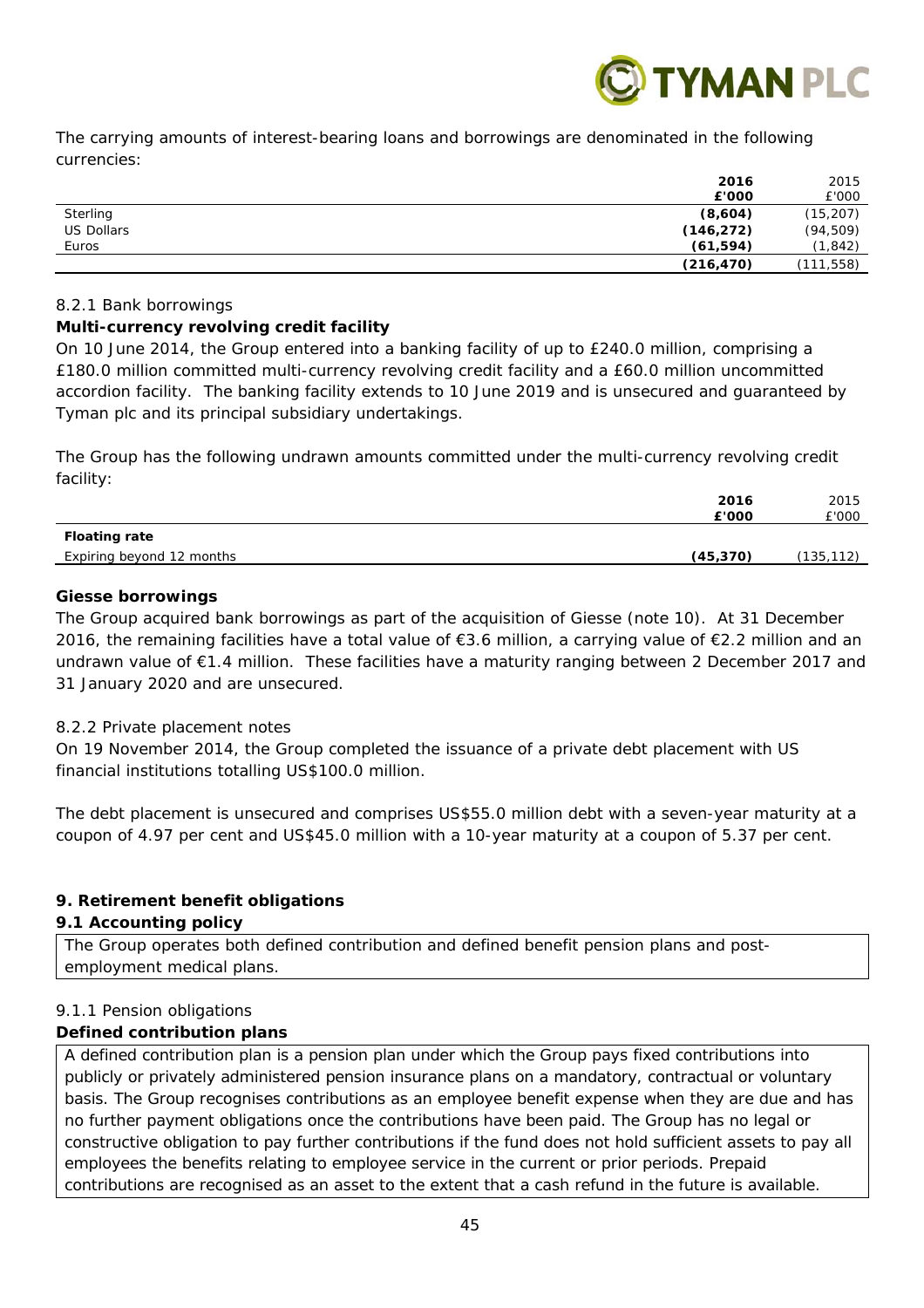The carrying amounts of interest-bearing loans and borrowings are denominated in the following currencies:

| | 2016 £'000 | 2015 £'000 |
|---|---|---|
| Sterling | **(8,604)** | (15,207) |
| US Dollars | **(146,272)** | (94,509) |
| Euros | **(61,594)** | (1,842) |
| | **(216,470)** | (111,558) |

8.2.1 Bank borrowings

**Multi-currency revolving credit facility**

On 10 June 2014, the Group entered into a banking facility of up to £240.0 million, comprising a £180.0 million committed multi-currency revolving credit facility and a £60.0 million uncommitted accordion facility. The banking facility extends to 10 June 2019 and is unsecured and guaranteed by Tyman plc and its principal subsidiary undertakings.

The Group has the following undrawn amounts committed under the multi-currency revolving credit facility:

| | 2016 £'000 | 2015 £'000 |
|---|---|---|
| **Floating rate** | | |
| Expiring beyond 12 months | **(45,370)** | (135,112) |

**Giesse borrowings**

The Group acquired bank borrowings as part of the acquisition of Giesse (note 10). At 31 December 2016, the remaining facilities have a total value of €3.6 million, a carrying value of €2.2 million and an undrawn value of €1.4 million. These facilities have a maturity ranging between 2 December 2017 and 31 January 2020 and are unsecured.

8.2.2 Private placement notes

On 19 November 2014, the Group completed the issuance of a private debt placement with US financial institutions totalling US$100.0 million.

The debt placement is unsecured and comprises US$55.0 million debt with a seven-year maturity at a coupon of 4.97 per cent and US$45.0 million with a 10-year maturity at a coupon of 5.37 per cent.

## 9. Retirement benefit obligations

### 9.1 Accounting policy

The Group operates both defined contribution and defined benefit pension plans and post-employment medical plans.

9.1.1 Pension obligations

**Defined contribution plans**

A defined contribution plan is a pension plan under which the Group pays fixed contributions into publicly or privately administered pension insurance plans on a mandatory, contractual or voluntary basis. The Group recognises contributions as an employee benefit expense when they are due and has no further payment obligations once the contributions have been paid. The Group has no legal or constructive obligation to pay further contributions if the fund does not hold sufficient assets to pay all employees the benefits relating to employee service in the current or prior periods. Prepaid contributions are recognised as an asset to the extent that a cash refund in the future is available.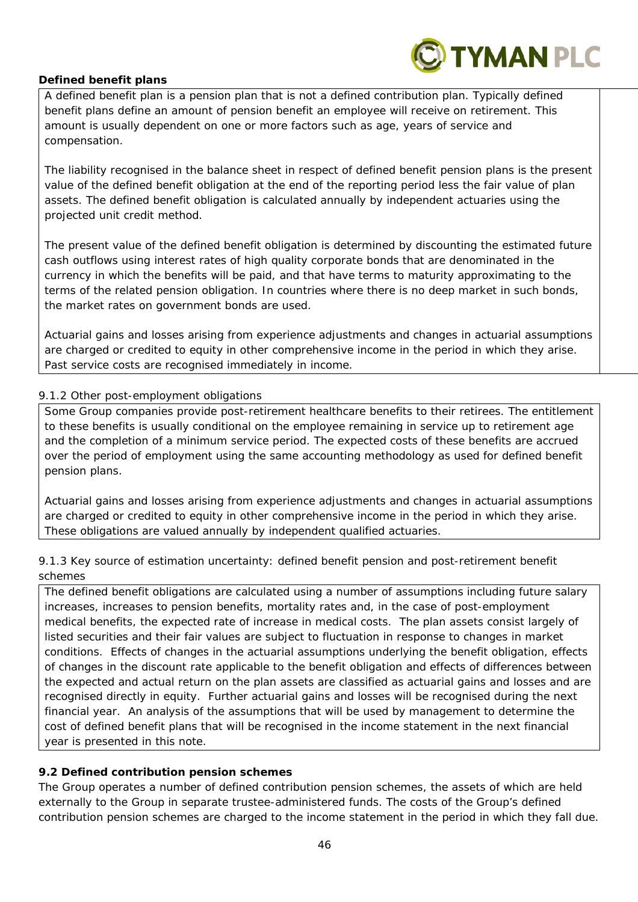**Defined benefit plans**

A defined benefit plan is a pension plan that is not a defined contribution plan. Typically defined benefit plans define an amount of pension benefit an employee will receive on retirement. This amount is usually dependent on one or more factors such as age, years of service and compensation.

The liability recognised in the balance sheet in respect of defined benefit pension plans is the present value of the defined benefit obligation at the end of the reporting period less the fair value of plan assets. The defined benefit obligation is calculated annually by independent actuaries using the projected unit credit method.

The present value of the defined benefit obligation is determined by discounting the estimated future cash outflows using interest rates of high quality corporate bonds that are denominated in the currency in which the benefits will be paid, and that have terms to maturity approximating to the terms of the related pension obligation. In countries where there is no deep market in such bonds, the market rates on government bonds are used.

Actuarial gains and losses arising from experience adjustments and changes in actuarial assumptions are charged or credited to equity in other comprehensive income in the period in which they arise. Past service costs are recognised immediately in income.

9.1.2 Other post-employment obligations

Some Group companies provide post-retirement healthcare benefits to their retirees. The entitlement to these benefits is usually conditional on the employee remaining in service up to retirement age and the completion of a minimum service period. The expected costs of these benefits are accrued over the period of employment using the same accounting methodology as used for defined benefit pension plans.

Actuarial gains and losses arising from experience adjustments and changes in actuarial assumptions are charged or credited to equity in other comprehensive income in the period in which they arise. These obligations are valued annually by independent qualified actuaries.

9.1.3 Key source of estimation uncertainty: defined benefit pension and post-retirement benefit schemes

The defined benefit obligations are calculated using a number of assumptions including future salary increases, increases to pension benefits, mortality rates and, in the case of post-employment medical benefits, the expected rate of increase in medical costs. The plan assets consist largely of listed securities and their fair values are subject to fluctuation in response to changes in market conditions. Effects of changes in the actuarial assumptions underlying the benefit obligation, effects of changes in the discount rate applicable to the benefit obligation and effects of differences between the expected and actual return on the plan assets are classified as actuarial gains and losses and are recognised directly in equity. Further actuarial gains and losses will be recognised during the next financial year. An analysis of the assumptions that will be used by management to determine the cost of defined benefit plans that will be recognised in the income statement in the next financial year is presented in this note.

**9.2 Defined contribution pension schemes**

The Group operates a number of defined contribution pension schemes, the assets of which are held externally to the Group in separate trustee-administered funds. The costs of the Group's defined contribution pension schemes are charged to the income statement in the period in which they fall due.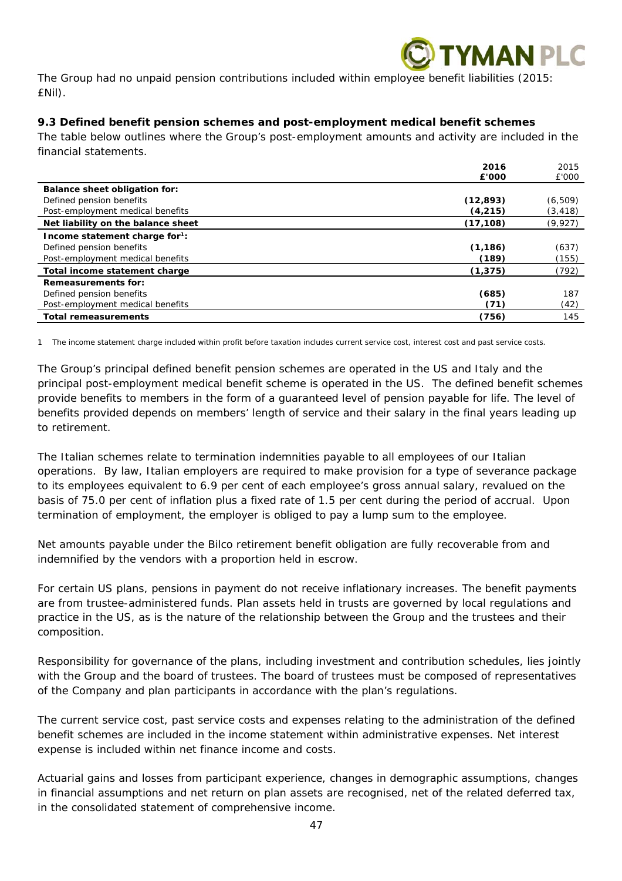The Group had no unpaid pension contributions included within employee benefit liabilities (2015: £Nil).

### 9.3 Defined benefit pension schemes and post-employment medical benefit schemes

The table below outlines where the Group's post-employment amounts and activity are included in the financial statements.

| | **2016 £'000** | 2015 £'000 |
|---|---|---|
| **Balance sheet obligation for:** | | |
| Defined pension benefits | **(12,893)** | (6,509) |
| Post-employment medical benefits | **(4,215)** | (3,418) |
| **Net liability on the balance sheet** | **(17,108)** | (9,927) |
| **Income statement charge for[1]:** | | |
| Defined pension benefits | **(1,186)** | (637) |
| Post-employment medical benefits | **(189)** | (155) |
| **Total income statement charge** | **(1,375)** | (792) |
| **Remeasurements for:** | | |
| Defined pension benefits | **(685)** | 187 |
| Post-employment medical benefits | **(71)** | (42) |
| **Total remeasurements** | **(756)** | 145 |

1 The income statement charge included within profit before taxation includes current service cost, interest cost and past service costs.

The Group's principal defined benefit pension schemes are operated in the US and Italy and the principal post-employment medical benefit scheme is operated in the US. The defined benefit schemes provide benefits to members in the form of a guaranteed level of pension payable for life. The level of benefits provided depends on members' length of service and their salary in the final years leading up to retirement.

The Italian schemes relate to termination indemnities payable to all employees of our Italian operations. By law, Italian employers are required to make provision for a type of severance package to its employees equivalent to 6.9 per cent of each employee's gross annual salary, revalued on the basis of 75.0 per cent of inflation plus a fixed rate of 1.5 per cent during the period of accrual. Upon termination of employment, the employer is obliged to pay a lump sum to the employee.

Net amounts payable under the Bilco retirement benefit obligation are fully recoverable from and indemnified by the vendors with a proportion held in escrow.

For certain US plans, pensions in payment do not receive inflationary increases. The benefit payments are from trustee-administered funds. Plan assets held in trusts are governed by local regulations and practice in the US, as is the nature of the relationship between the Group and the trustees and their composition.

Responsibility for governance of the plans, including investment and contribution schedules, lies jointly with the Group and the board of trustees. The board of trustees must be composed of representatives of the Company and plan participants in accordance with the plan's regulations.

The current service cost, past service costs and expenses relating to the administration of the defined benefit schemes are included in the income statement within administrative expenses. Net interest expense is included within net finance income and costs.

Actuarial gains and losses from participant experience, changes in demographic assumptions, changes in financial assumptions and net return on plan assets are recognised, net of the related deferred tax, in the consolidated statement of comprehensive income.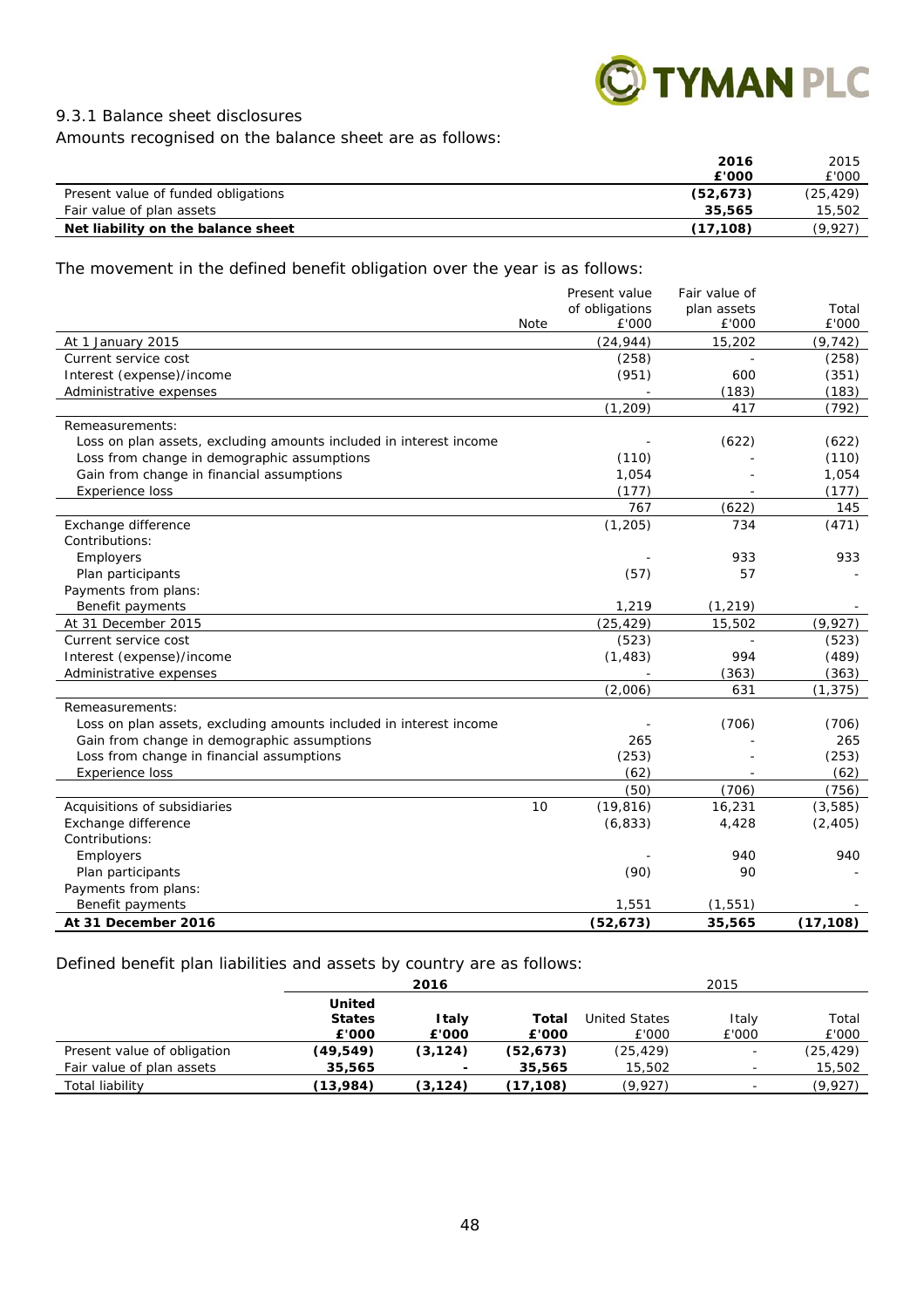### 9.3.1 Balance sheet disclosures

Amounts recognised on the balance sheet are as follows:

| | **2016 £'000** | 2015 £'000 |
|---|---|---|
| Present value of funded obligations | **(52,673)** | (25,429) |
| Fair value of plan assets | **35,565** | 15,502 |
| **Net liability on the balance sheet** | **(17,108)** | (9,927) |

The movement in the defined benefit obligation over the year is as follows:

| | Note | Present value of obligations £'000 | Fair value of plan assets £'000 | Total £'000 |
|---|---|---|---|---|
| At 1 January 2015 | | (24,944) | 15,202 | (9,742) |
| Current service cost | | (258) | - | (258) |
| Interest (expense)/income | | (951) | 600 | (351) |
| Administrative expenses | | - | (183) | (183) |
| | | (1,209) | 417 | (792) |
| Remeasurements: | | | | |
| Loss on plan assets, excluding amounts included in interest income | | - | (622) | (622) |
| Loss from change in demographic assumptions | | (110) | - | (110) |
| Gain from change in financial assumptions | | 1,054 | - | 1,054 |
| Experience loss | | (177) | - | (177) |
| | | 767 | (622) | 145 |
| Exchange difference | | (1,205) | 734 | (471) |
| Contributions: | | | | |
| Employers | | - | 933 | 933 |
| Plan participants | | (57) | 57 | - |
| Payments from plans: | | | | |
| Benefit payments | | 1,219 | (1,219) | - |
| At 31 December 2015 | | (25,429) | 15,502 | (9,927) |
| Current service cost | | (523) | - | (523) |
| Interest (expense)/income | | (1,483) | 994 | (489) |
| Administrative expenses | | - | (363) | (363) |
| | | (2,006) | 631 | (1,375) |
| Remeasurements: | | | | |
| Loss on plan assets, excluding amounts included in interest income | | - | (706) | (706) |
| Gain from change in demographic assumptions | | 265 | - | 265 |
| Loss from change in financial assumptions | | (253) | - | (253) |
| Experience loss | | (62) | - | (62) |
| | | (50) | (706) | (756) |
| Acquisitions of subsidiaries | 10 | (19,816) | 16,231 | (3,585) |
| Exchange difference | | (6,833) | 4,428 | (2,405) |
| Contributions: | | | | |
| Employers | | - | 940 | 940 |
| Plan participants | | (90) | 90 | - |
| Payments from plans: | | | | |
| Benefit payments | | 1,551 | (1,551) | - |
| **At 31 December 2016** | | **(52,673)** | **35,565** | **(17,108)** |

Defined benefit plan liabilities and assets by country are as follows:

| | **2016** | | | 2015 | | |
|---|---|---|---|---|---|---|
| | **United States £'000** | **Italy £'000** | **Total £'000** | United States £'000 | Italy £'000 | Total £'000 |
| Present value of obligation | **(49,549)** | **(3,124)** | **(52,673)** | (25,429) | - | (25,429) |
| Fair value of plan assets | **35,565** | **-** | **35,565** | 15,502 | - | 15,502 |
| Total liability | **(13,984)** | **(3,124)** | **(17,108)** | (9,927) | - | (9,927) |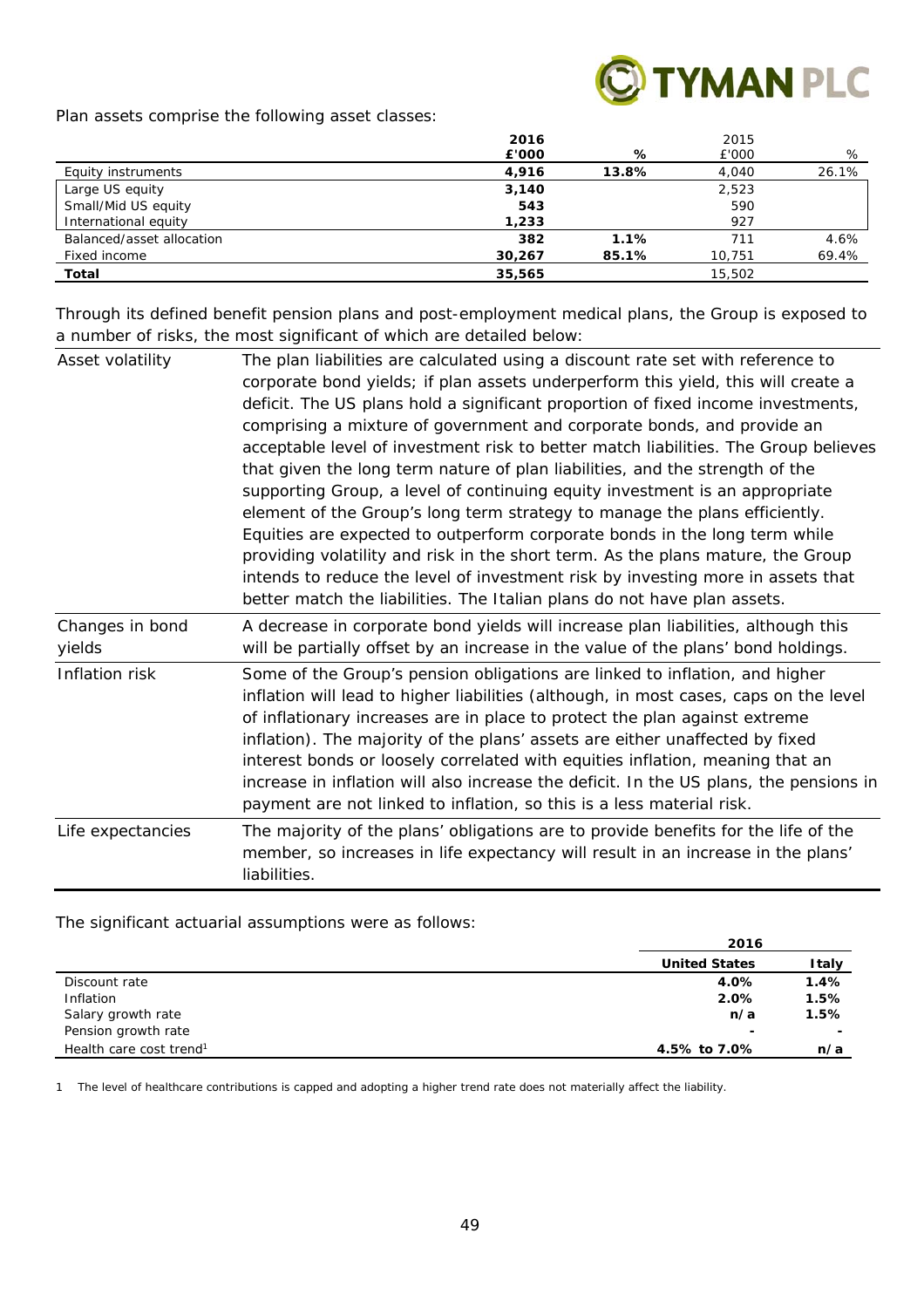Plan assets comprise the following asset classes:

| | 2016 £'000 | % | 2015 £'000 | % |
|---|---|---|---|---|
| Equity instruments | **4,916** | **13.8%** | 4,040 | 26.1% |
| Large US equity | **3,140** | | 2,523 | |
| Small/Mid US equity | **543** | | 590 | |
| International equity | **1,233** | | 927 | |
| Balanced/asset allocation | **382** | **1.1%** | 711 | 4.6% |
| Fixed income | **30,267** | **85.1%** | 10,751 | 69.4% |
| **Total** | **35,565** | | 15,502 | |

Through its defined benefit pension plans and post-employment medical plans, the Group is exposed to a number of risks, the most significant of which are detailed below:

| | |
|---|---|
| Asset volatility | The plan liabilities are calculated using a discount rate set with reference to corporate bond yields; if plan assets underperform this yield, this will create a deficit. The US plans hold a significant proportion of fixed income investments, comprising a mixture of government and corporate bonds, and provide an acceptable level of investment risk to better match liabilities. The Group believes that given the long term nature of plan liabilities, and the strength of the supporting Group, a level of continuing equity investment is an appropriate element of the Group's long term strategy to manage the plans efficiently. Equities are expected to outperform corporate bonds in the long term while providing volatility and risk in the short term. As the plans mature, the Group intends to reduce the level of investment risk by investing more in assets that better match the liabilities. The Italian plans do not have plan assets. |
| Changes in bond yields | A decrease in corporate bond yields will increase plan liabilities, although this will be partially offset by an increase in the value of the plans' bond holdings. |
| Inflation risk | Some of the Group's pension obligations are linked to inflation, and higher inflation will lead to higher liabilities (although, in most cases, caps on the level of inflationary increases are in place to protect the plan against extreme inflation). The majority of the plans' assets are either unaffected by fixed interest bonds or loosely correlated with equities inflation, meaning that an increase in inflation will also increase the deficit. In the US plans, the pensions in payment are not linked to inflation, so this is a less material risk. |
| Life expectancies | The majority of the plans' obligations are to provide benefits for the life of the member, so increases in life expectancy will result in an increase in the plans' liabilities. |

The significant actuarial assumptions were as follows:

| | 2016 | |
|---|---|---|
| | **United States** | **Italy** |
| Discount rate | **4.0%** | **1.4%** |
| Inflation | **2.0%** | **1.5%** |
| Salary growth rate | **n/a** | **1.5%** |
| Pension growth rate | **-** | **-** |
| Health care cost trend[1] | **4.5% to 7.0%** | **n/a** |

1 The level of healthcare contributions is capped and adopting a higher trend rate does not materially affect the liability.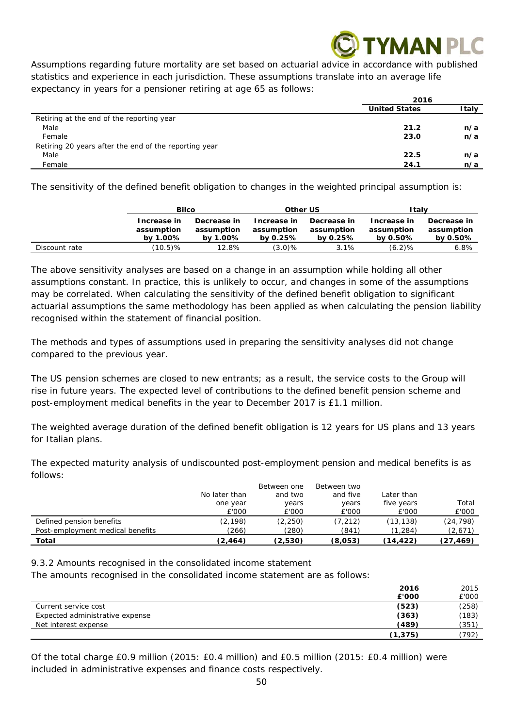Assumptions regarding future mortality are set based on actuarial advice in accordance with published statistics and experience in each jurisdiction. These assumptions translate into an average life expectancy in years for a pensioner retiring at age 65 as follows:

| | 2016 | |
|---|---|---|
| | **United States** | **Italy** |
| Retiring at the end of the reporting year | | |
| Male | **21.2** | **n/a** |
| Female | **23.0** | **n/a** |
| Retiring 20 years after the end of the reporting year | | |
| Male | **22.5** | **n/a** |
| Female | **24.1** | **n/a** |

The sensitivity of the defined benefit obligation to changes in the weighted principal assumption is:

| | Bilco | | Other US | | Italy | |
|---|---|---|---|---|---|---|
| | **Increase in assumption by 1.00%** | **Decrease in assumption by 1.00%** | **Increase in assumption by 0.25%** | **Decrease in assumption by 0.25%** | **Increase in assumption by 0.50%** | **Decrease in assumption by 0.50%** |
| Discount rate | (10.5)% | 12.8% | (3.0)% | 3.1% | (6.2)% | 6.8% |

The above sensitivity analyses are based on a change in an assumption while holding all other assumptions constant. In practice, this is unlikely to occur, and changes in some of the assumptions may be correlated. When calculating the sensitivity of the defined benefit obligation to significant actuarial assumptions the same methodology has been applied as when calculating the pension liability recognised within the statement of financial position.

The methods and types of assumptions used in preparing the sensitivity analyses did not change compared to the previous year.

The US pension schemes are closed to new entrants; as a result, the service costs to the Group will rise in future years. The expected level of contributions to the defined benefit pension scheme and post-employment medical benefits in the year to December 2017 is £1.1 million.

The weighted average duration of the defined benefit obligation is 12 years for US plans and 13 years for Italian plans.

The expected maturity analysis of undiscounted post-employment pension and medical benefits is as follows:

| | No later than one year £'000 | Between one and two years £'000 | Between two and five years £'000 | Later than five years £'000 | Total £'000 |
|---|---|---|---|---|---|
| Defined pension benefits | (2,198) | (2,250) | (7,212) | (13,138) | (24,798) |
| Post-employment medical benefits | (266) | (280) | (841) | (1,284) | (2,671) |
| **Total** | **(2,464)** | **(2,530)** | **(8,053)** | **(14,422)** | **(27,469)** |

9.3.2 Amounts recognised in the consolidated income statement

The amounts recognised in the consolidated income statement are as follows:

| | 2016 £'000 | 2015 £'000 |
|---|---|---|
| Current service cost | **(523)** | (258) |
| Expected administrative expense | **(363)** | (183) |
| Net interest expense | **(489)** | (351) |
| | **(1,375)** | (792) |

Of the total charge £0.9 million (2015: £0.4 million) and £0.5 million (2015: £0.4 million) were included in administrative expenses and finance costs respectively.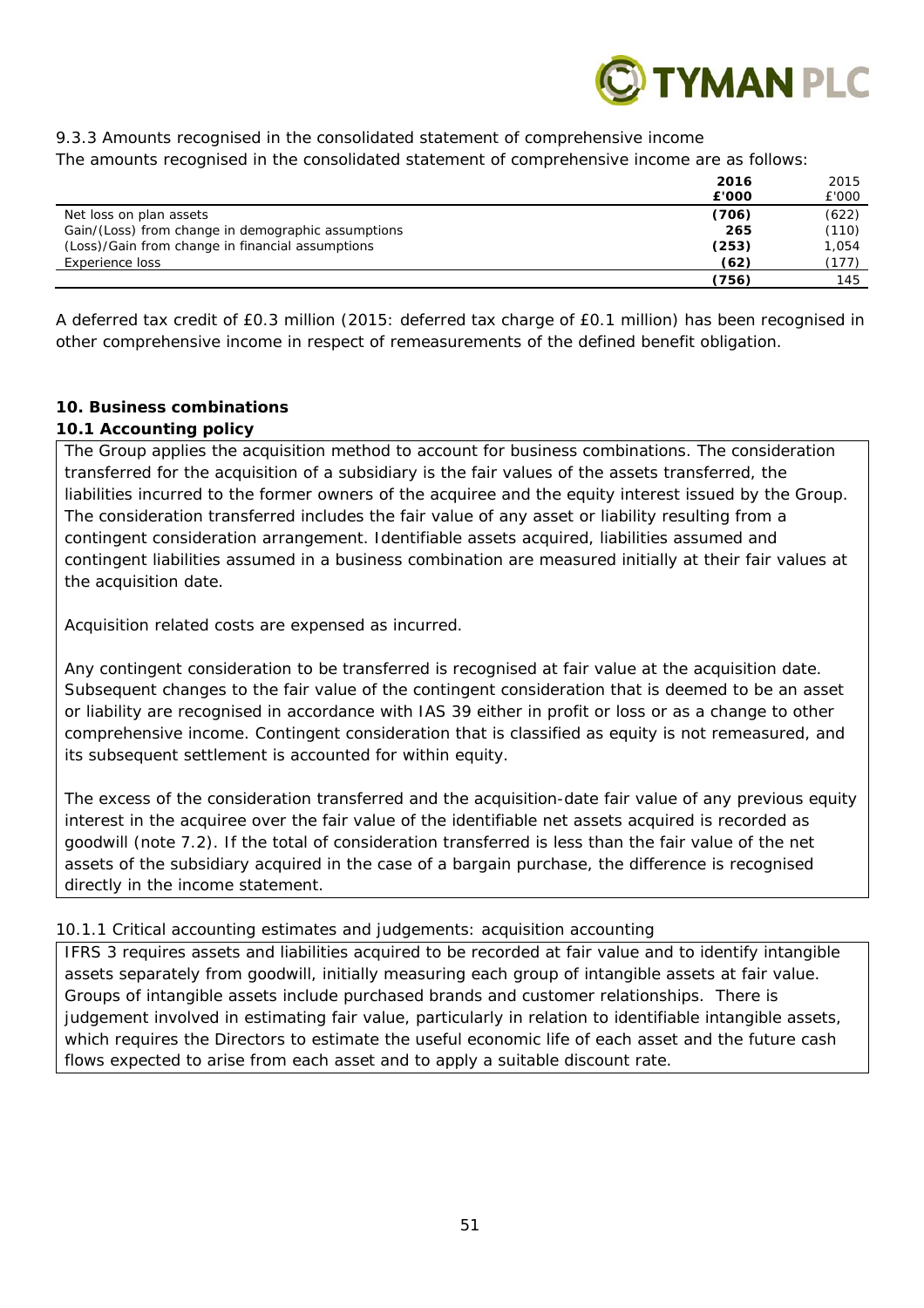9.3.3 Amounts recognised in the consolidated statement of comprehensive income

The amounts recognised in the consolidated statement of comprehensive income are as follows:

| | **2016 £'000** | 2015 £'000 |
|---|---|---|
| Net loss on plan assets | **(706)** | (622) |
| Gain/(Loss) from change in demographic assumptions | **265** | (110) |
| (Loss)/Gain from change in financial assumptions | **(253)** | 1,054 |
| Experience loss | **(62)** | (177) |
| | **(756)** | 145 |

A deferred tax credit of £0.3 million (2015: deferred tax charge of £0.1 million) has been recognised in other comprehensive income in respect of remeasurements of the defined benefit obligation.

## 10. Business combinations

### 10.1 Accounting policy

The Group applies the acquisition method to account for business combinations. The consideration transferred for the acquisition of a subsidiary is the fair values of the assets transferred, the liabilities incurred to the former owners of the acquiree and the equity interest issued by the Group. The consideration transferred includes the fair value of any asset or liability resulting from a contingent consideration arrangement. Identifiable assets acquired, liabilities assumed and contingent liabilities assumed in a business combination are measured initially at their fair values at the acquisition date.

Acquisition related costs are expensed as incurred.

Any contingent consideration to be transferred is recognised at fair value at the acquisition date. Subsequent changes to the fair value of the contingent consideration that is deemed to be an asset or liability are recognised in accordance with IAS 39 either in profit or loss or as a change to other comprehensive income. Contingent consideration that is classified as equity is not remeasured, and its subsequent settlement is accounted for within equity.

The excess of the consideration transferred and the acquisition-date fair value of any previous equity interest in the acquiree over the fair value of the identifiable net assets acquired is recorded as goodwill (note 7.2). If the total of consideration transferred is less than the fair value of the net assets of the subsidiary acquired in the case of a bargain purchase, the difference is recognised directly in the income statement.

10.1.1 Critical accounting estimates and judgements: acquisition accounting

IFRS 3 requires assets and liabilities acquired to be recorded at fair value and to identify intangible assets separately from goodwill, initially measuring each group of intangible assets at fair value. Groups of intangible assets include purchased brands and customer relationships. There is judgement involved in estimating fair value, particularly in relation to identifiable intangible assets, which requires the Directors to estimate the useful economic life of each asset and the future cash flows expected to arise from each asset and to apply a suitable discount rate.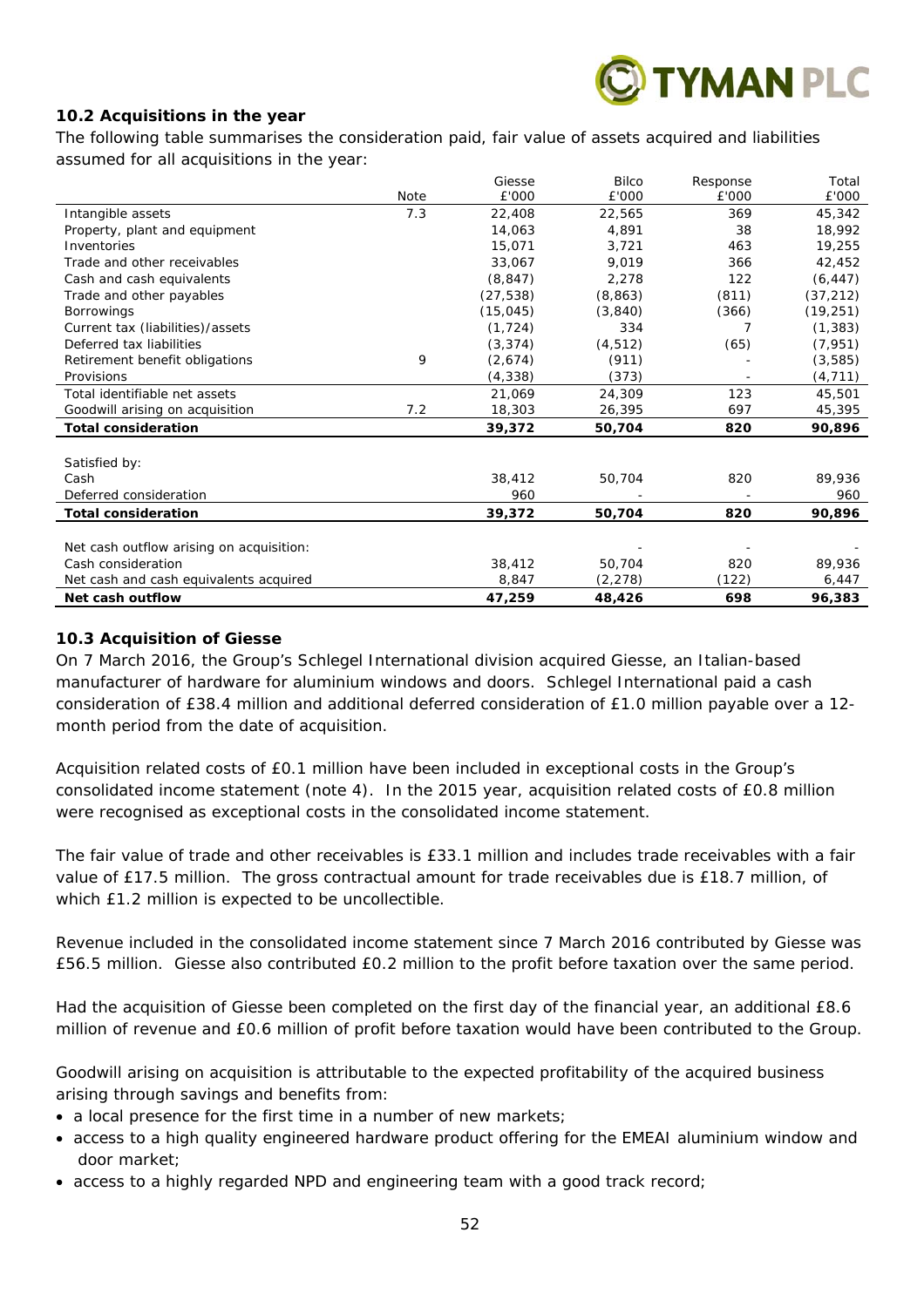### 10.2 Acquisitions in the year

The following table summarises the consideration paid, fair value of assets acquired and liabilities assumed for all acquisitions in the year:

| | Note | Giesse £'000 | Bilco £'000 | Response £'000 | Total £'000 |
|---|---|---|---|---|---|
| Intangible assets | 7.3 | 22,408 | 22,565 | 369 | 45,342 |
| Property, plant and equipment | | 14,063 | 4,891 | 38 | 18,992 |
| Inventories | | 15,071 | 3,721 | 463 | 19,255 |
| Trade and other receivables | | 33,067 | 9,019 | 366 | 42,452 |
| Cash and cash equivalents | | (8,847) | 2,278 | 122 | (6,447) |
| Trade and other payables | | (27,538) | (8,863) | (811) | (37,212) |
| Borrowings | | (15,045) | (3,840) | (366) | (19,251) |
| Current tax (liabilities)/assets | | (1,724) | 334 | 7 | (1,383) |
| Deferred tax liabilities | | (3,374) | (4,512) | (65) | (7,951) |
| Retirement benefit obligations | 9 | (2,674) | (911) | - | (3,585) |
| Provisions | | (4,338) | (373) | - | (4,711) |
| Total identifiable net assets | | 21,069 | 24,309 | 123 | 45,501 |
| Goodwill arising on acquisition | 7.2 | 18,303 | 26,395 | 697 | 45,395 |
| **Total consideration** | | **39,372** | **50,704** | **820** | **90,896** |
| | | | | | |
| Satisfied by: | | | | | |
| Cash | | 38,412 | 50,704 | 820 | 89,936 |
| Deferred consideration | | 960 | - | - | 960 |
| **Total consideration** | | **39,372** | **50,704** | **820** | **90,896** |
| | | | | | |
| Net cash outflow arising on acquisition: | | - | - | - | - |
| Cash consideration | | 38,412 | 50,704 | 820 | 89,936 |
| Net cash and cash equivalents acquired | | 8,847 | (2,278) | (122) | 6,447 |
| **Net cash outflow** | | **47,259** | **48,426** | **698** | **96,383** |

### 10.3 Acquisition of Giesse

On 7 March 2016, the Group's Schlegel International division acquired Giesse, an Italian-based manufacturer of hardware for aluminium windows and doors. Schlegel International paid a cash consideration of £38.4 million and additional deferred consideration of £1.0 million payable over a 12-month period from the date of acquisition.

Acquisition related costs of £0.1 million have been included in exceptional costs in the Group's consolidated income statement (note 4). In the 2015 year, acquisition related costs of £0.8 million were recognised as exceptional costs in the consolidated income statement.

The fair value of trade and other receivables is £33.1 million and includes trade receivables with a fair value of £17.5 million. The gross contractual amount for trade receivables due is £18.7 million, of which £1.2 million is expected to be uncollectible.

Revenue included in the consolidated income statement since 7 March 2016 contributed by Giesse was £56.5 million. Giesse also contributed £0.2 million to the profit before taxation over the same period.

Had the acquisition of Giesse been completed on the first day of the financial year, an additional £8.6 million of revenue and £0.6 million of profit before taxation would have been contributed to the Group.

Goodwill arising on acquisition is attributable to the expected profitability of the acquired business arising through savings and benefits from:

- a local presence for the first time in a number of new markets;
- access to a high quality engineered hardware product offering for the EMEAI aluminium window and door market;
- access to a highly regarded NPD and engineering team with a good track record;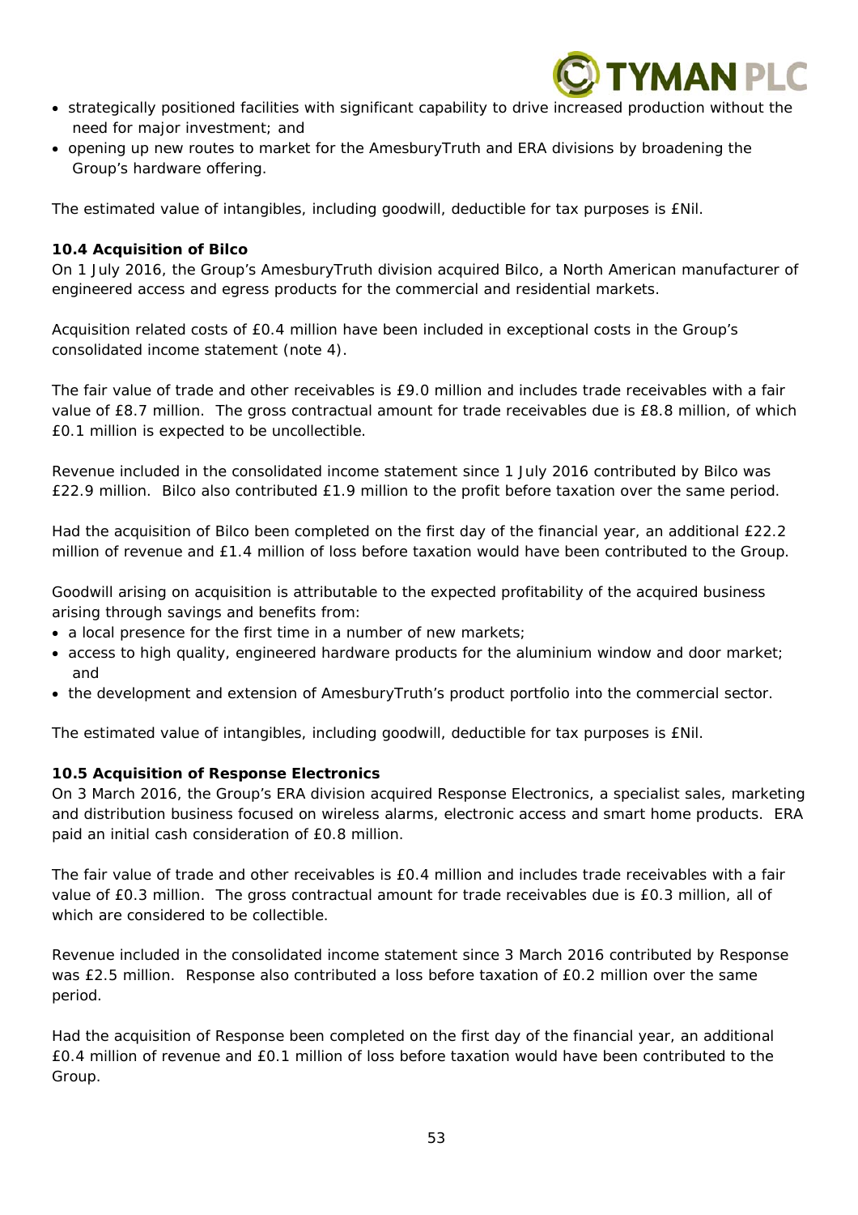- strategically positioned facilities with significant capability to drive increased production without the need for major investment; and
- opening up new routes to market for the AmesburyTruth and ERA divisions by broadening the Group's hardware offering.

The estimated value of intangibles, including goodwill, deductible for tax purposes is £Nil.

### 10.4 Acquisition of Bilco

On 1 July 2016, the Group's AmesburyTruth division acquired Bilco, a North American manufacturer of engineered access and egress products for the commercial and residential markets.

Acquisition related costs of £0.4 million have been included in exceptional costs in the Group's consolidated income statement (note 4).

The fair value of trade and other receivables is £9.0 million and includes trade receivables with a fair value of £8.7 million. The gross contractual amount for trade receivables due is £8.8 million, of which £0.1 million is expected to be uncollectible.

Revenue included in the consolidated income statement since 1 July 2016 contributed by Bilco was £22.9 million. Bilco also contributed £1.9 million to the profit before taxation over the same period.

Had the acquisition of Bilco been completed on the first day of the financial year, an additional £22.2 million of revenue and £1.4 million of loss before taxation would have been contributed to the Group.

Goodwill arising on acquisition is attributable to the expected profitability of the acquired business arising through savings and benefits from:

- a local presence for the first time in a number of new markets;
- access to high quality, engineered hardware products for the aluminium window and door market; and
- the development and extension of AmesburyTruth's product portfolio into the commercial sector.

The estimated value of intangibles, including goodwill, deductible for tax purposes is £Nil.

### 10.5 Acquisition of Response Electronics

On 3 March 2016, the Group's ERA division acquired Response Electronics, a specialist sales, marketing and distribution business focused on wireless alarms, electronic access and smart home products. ERA paid an initial cash consideration of £0.8 million.

The fair value of trade and other receivables is £0.4 million and includes trade receivables with a fair value of £0.3 million. The gross contractual amount for trade receivables due is £0.3 million, all of which are considered to be collectible.

Revenue included in the consolidated income statement since 3 March 2016 contributed by Response was £2.5 million. Response also contributed a loss before taxation of £0.2 million over the same period.

Had the acquisition of Response been completed on the first day of the financial year, an additional £0.4 million of revenue and £0.1 million of loss before taxation would have been contributed to the Group.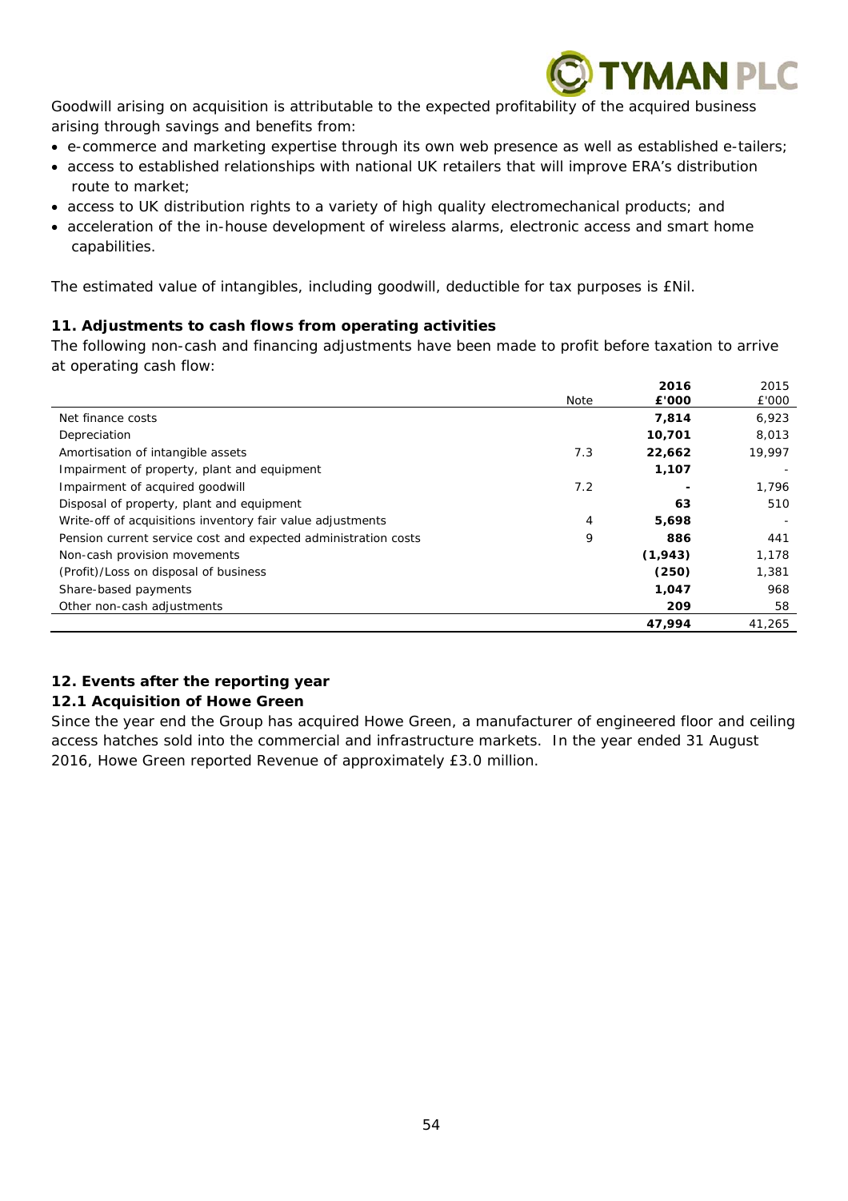Goodwill arising on acquisition is attributable to the expected profitability of the acquired business arising through savings and benefits from:

- e-commerce and marketing expertise through its own web presence as well as established e-tailers;
- access to established relationships with national UK retailers that will improve ERA's distribution route to market;
- access to UK distribution rights to a variety of high quality electromechanical products; and
- acceleration of the in-house development of wireless alarms, electronic access and smart home capabilities.

The estimated value of intangibles, including goodwill, deductible for tax purposes is £Nil.

## 11. Adjustments to cash flows from operating activities

The following non-cash and financing adjustments have been made to profit before taxation to arrive at operating cash flow:

| | Note | **2016 £'000** | 2015 £'000 |
|---|---|---|---|
| Net finance costs | | **7,814** | 6,923 |
| Depreciation | | **10,701** | 8,013 |
| Amortisation of intangible assets | 7.3 | **22,662** | 19,997 |
| Impairment of property, plant and equipment | | **1,107** | - |
| Impairment of acquired goodwill | 7.2 | **-** | 1,796 |
| Disposal of property, plant and equipment | | **63** | 510 |
| Write-off of acquisitions inventory fair value adjustments | 4 | **5,698** | - |
| Pension current service cost and expected administration costs | 9 | **886** | 441 |
| Non-cash provision movements | | **(1,943)** | 1,178 |
| (Profit)/Loss on disposal of business | | **(250)** | 1,381 |
| Share-based payments | | **1,047** | 968 |
| Other non-cash adjustments | | **209** | 58 |
| | | **47,994** | 41,265 |

## 12. Events after the reporting year

### 12.1 Acquisition of Howe Green

Since the year end the Group has acquired Howe Green, a manufacturer of engineered floor and ceiling access hatches sold into the commercial and infrastructure markets. In the year ended 31 August 2016, Howe Green reported Revenue of approximately £3.0 million.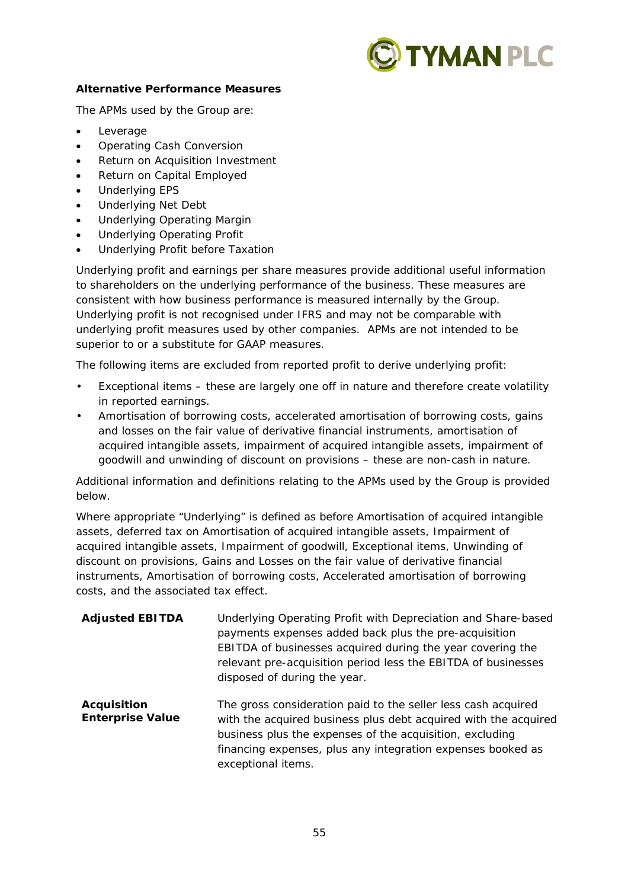**Alternative Performance Measures**

The APMs used by the Group are:

- Leverage
- Operating Cash Conversion
- Return on Acquisition Investment
- Return on Capital Employed
- Underlying EPS
- Underlying Net Debt
- Underlying Operating Margin
- Underlying Operating Profit
- Underlying Profit before Taxation

Underlying profit and earnings per share measures provide additional useful information to shareholders on the underlying performance of the business. These measures are consistent with how business performance is measured internally by the Group. Underlying profit is not recognised under IFRS and may not be comparable with underlying profit measures used by other companies. APMs are not intended to be superior to or a substitute for GAAP measures.

The following items are excluded from reported profit to derive underlying profit:

- Exceptional items – these are largely one off in nature and therefore create volatility in reported earnings.
- Amortisation of borrowing costs, accelerated amortisation of borrowing costs, gains and losses on the fair value of derivative financial instruments, amortisation of acquired intangible assets, impairment of acquired intangible assets, impairment of goodwill and unwinding of discount on provisions – these are non-cash in nature.

Additional information and definitions relating to the APMs used by the Group is provided below.

Where appropriate "Underlying" is defined as before Amortisation of acquired intangible assets, deferred tax on Amortisation of acquired intangible assets, Impairment of acquired intangible assets, Impairment of goodwill, Exceptional items, Unwinding of discount on provisions, Gains and Losses on the fair value of derivative financial instruments, Amortisation of borrowing costs, Accelerated amortisation of borrowing costs, and the associated tax effect.

| | |
|---|---|
| **Adjusted EBITDA** | Underlying Operating Profit with Depreciation and Share-based payments expenses added back plus the pre-acquisition EBITDA of businesses acquired during the year covering the relevant pre-acquisition period less the EBITDA of businesses disposed of during the year. |
| **Acquisition Enterprise Value** | The gross consideration paid to the seller less cash acquired with the acquired business plus debt acquired with the acquired business plus the expenses of the acquisition, excluding financing expenses, plus any integration expenses booked as exceptional items. |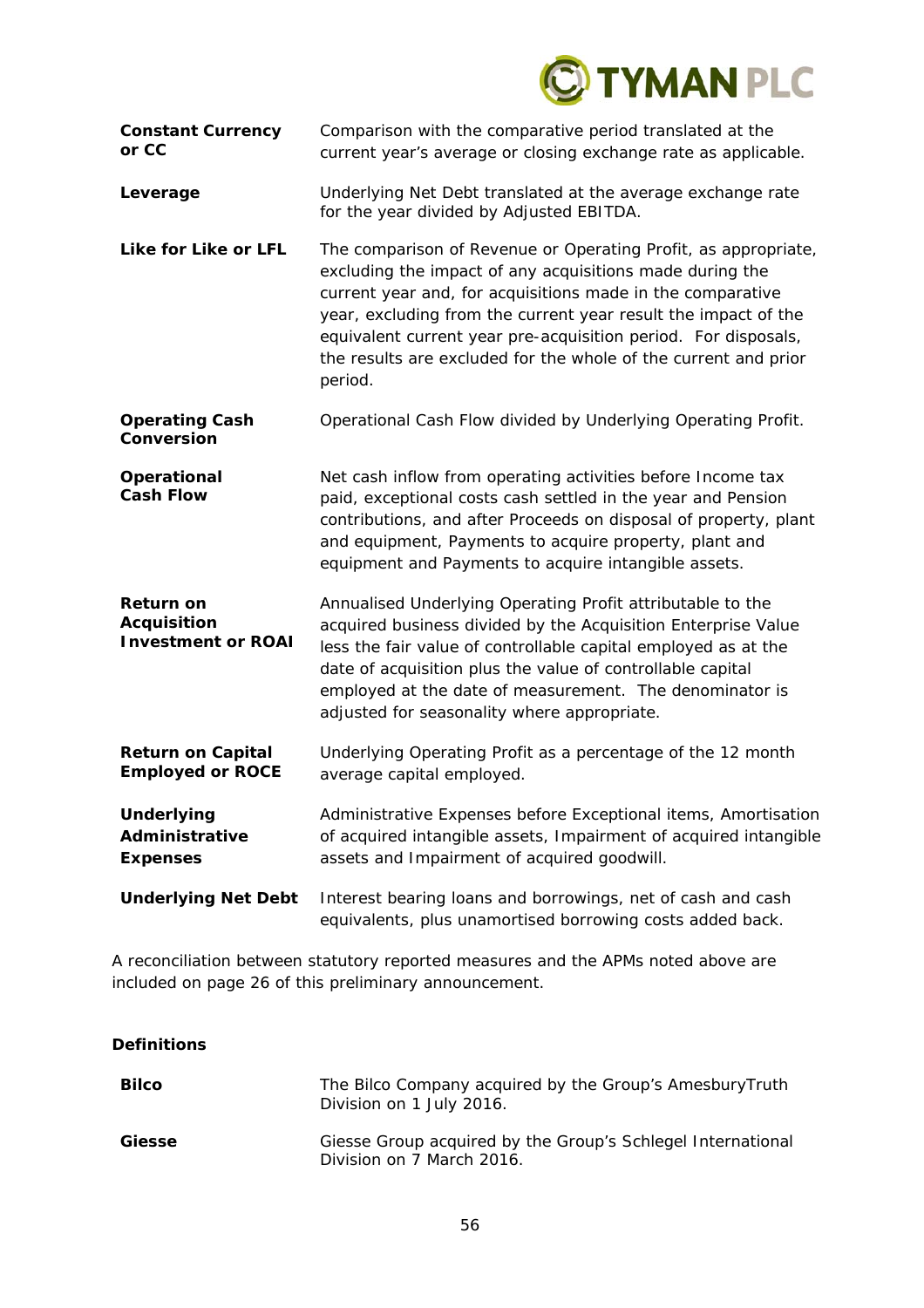| | |
|---|---|
| **Constant Currency or CC** | Comparison with the comparative period translated at the current year's average or closing exchange rate as applicable. |
| **Leverage** | Underlying Net Debt translated at the average exchange rate for the year divided by Adjusted EBITDA. |
| **Like for Like or LFL** | The comparison of Revenue or Operating Profit, as appropriate, excluding the impact of any acquisitions made during the current year and, for acquisitions made in the comparative year, excluding from the current year result the impact of the equivalent current year pre-acquisition period. For disposals, the results are excluded for the whole of the current and prior period. |
| **Operating Cash Conversion** | Operational Cash Flow divided by Underlying Operating Profit. |
| **Operational Cash Flow** | Net cash inflow from operating activities before Income tax paid, exceptional costs cash settled in the year and Pension contributions, and after Proceeds on disposal of property, plant and equipment, Payments to acquire property, plant and equipment and Payments to acquire intangible assets. |
| **Return on Acquisition Investment or ROAI** | Annualised Underlying Operating Profit attributable to the acquired business divided by the Acquisition Enterprise Value less the fair value of controllable capital employed as at the date of acquisition plus the value of controllable capital employed at the date of measurement. The denominator is adjusted for seasonality where appropriate. |
| **Return on Capital Employed or ROCE** | Underlying Operating Profit as a percentage of the 12 month average capital employed. |
| **Underlying Administrative Expenses** | Administrative Expenses before Exceptional items, Amortisation of acquired intangible assets, Impairment of acquired intangible assets and Impairment of acquired goodwill. |
| **Underlying Net Debt** | Interest bearing loans and borrowings, net of cash and cash equivalents, plus unamortised borrowing costs added back. |

A reconciliation between statutory reported measures and the APMs noted above are included on page 26 of this preliminary announcement.

**Definitions**

| | |
|---|---|
| **Bilco** | The Bilco Company acquired by the Group's AmesburyTruth Division on 1 July 2016. |
| **Giesse** | Giesse Group acquired by the Group's Schlegel International Division on 7 March 2016. |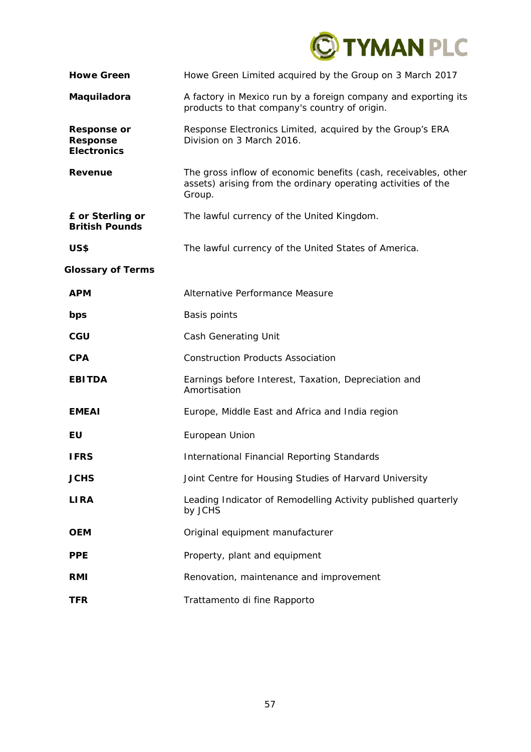| | |
|---|---|
| **Howe Green** | Howe Green Limited acquired by the Group on 3 March 2017 |
| **Maquiladora** | A factory in Mexico run by a foreign company and exporting its products to that company's country of origin. |
| **Response or Response Electronics** | Response Electronics Limited, acquired by the Group's ERA Division on 3 March 2016. |
| **Revenue** | The gross inflow of economic benefits (cash, receivables, other assets) arising from the ordinary operating activities of the Group. |
| **£ or Sterling or British Pounds** | The lawful currency of the United Kingdom. |
| **US$** | The lawful currency of the United States of America. |

## Glossary of Terms

| | |
|---|---|
| **APM** | Alternative Performance Measure |
| **bps** | Basis points |
| **CGU** | Cash Generating Unit |
| **CPA** | Construction Products Association |
| **EBITDA** | Earnings before Interest, Taxation, Depreciation and Amortisation |
| **EMEAI** | Europe, Middle East and Africa and India region |
| **EU** | European Union |
| **IFRS** | International Financial Reporting Standards |
| **JCHS** | Joint Centre for Housing Studies of Harvard University |
| **LIRA** | Leading Indicator of Remodelling Activity published quarterly by JCHS |
| **OEM** | Original equipment manufacturer |
| **PPE** | Property, plant and equipment |
| **RMI** | Renovation, maintenance and improvement |
| **TFR** | Trattamento di fine Rapporto |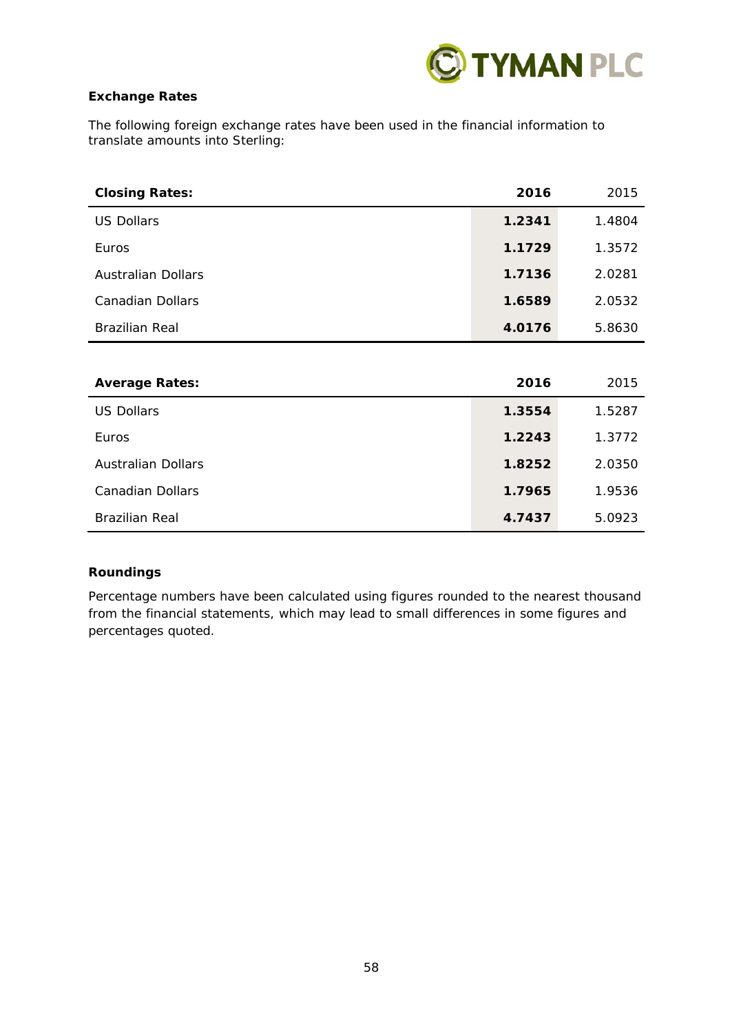**Exchange Rates**

The following foreign exchange rates have been used in the financial information to translate amounts into Sterling:

| **Closing Rates:** | **2016** | 2015 |
|---|---|---|
| US Dollars | **1.2341** | 1.4804 |
| Euros | **1.1729** | 1.3572 |
| Australian Dollars | **1.7136** | 2.0281 |
| Canadian Dollars | **1.6589** | 2.0532 |
| Brazilian Real | **4.0176** | 5.8630 |

| **Average Rates:** | **2016** | 2015 |
|---|---|---|
| US Dollars | **1.3554** | 1.5287 |
| Euros | **1.2243** | 1.3772 |
| Australian Dollars | **1.8252** | 2.0350 |
| Canadian Dollars | **1.7965** | 1.9536 |
| Brazilian Real | **4.7437** | 5.0923 |

**Roundings**

Percentage numbers have been calculated using figures rounded to the nearest thousand from the financial statements, which may lead to small differences in some figures and percentages quoted.